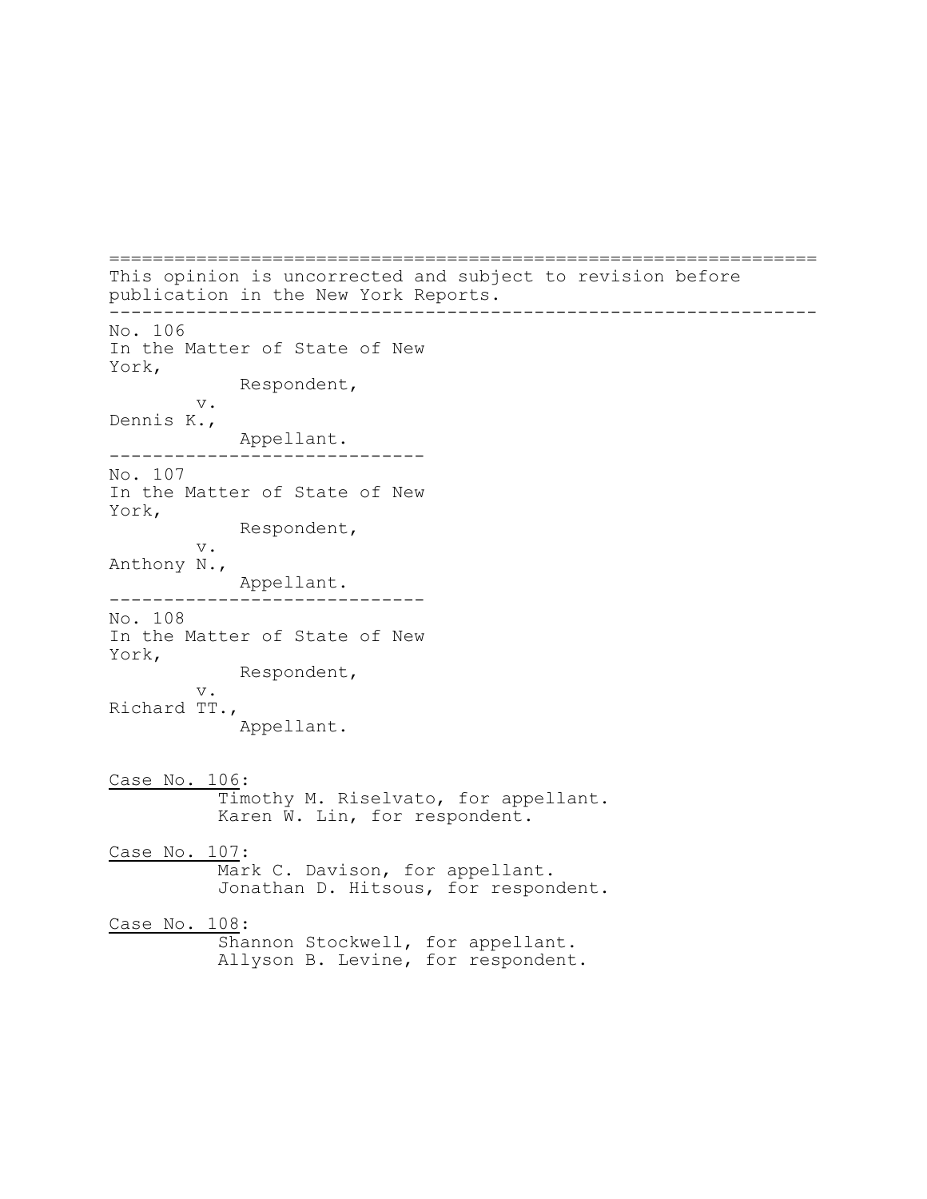This opinion is uncorrected and subject to revision before publication in the New York Reports.

---

No. 106
In the Matter of State of New York,
Respondent,
v.
Dennis K.,
Appellant.

---

No. 107
In the Matter of State of New York,
Respondent,
v.
Anthony N.,
Appellant.

---

No. 108
In the Matter of State of New York,
Respondent,
v.
Richard TT.,
Appellant.

Case No. 106:
Timothy M. Riselvato, for appellant.
Karen W. Lin, for respondent.

Case No. 107:
Mark C. Davison, for appellant.
Jonathan D. Hitsous, for respondent.

Case No. 108:
Shannon Stockwell, for appellant.
Allyson B. Levine, for respondent.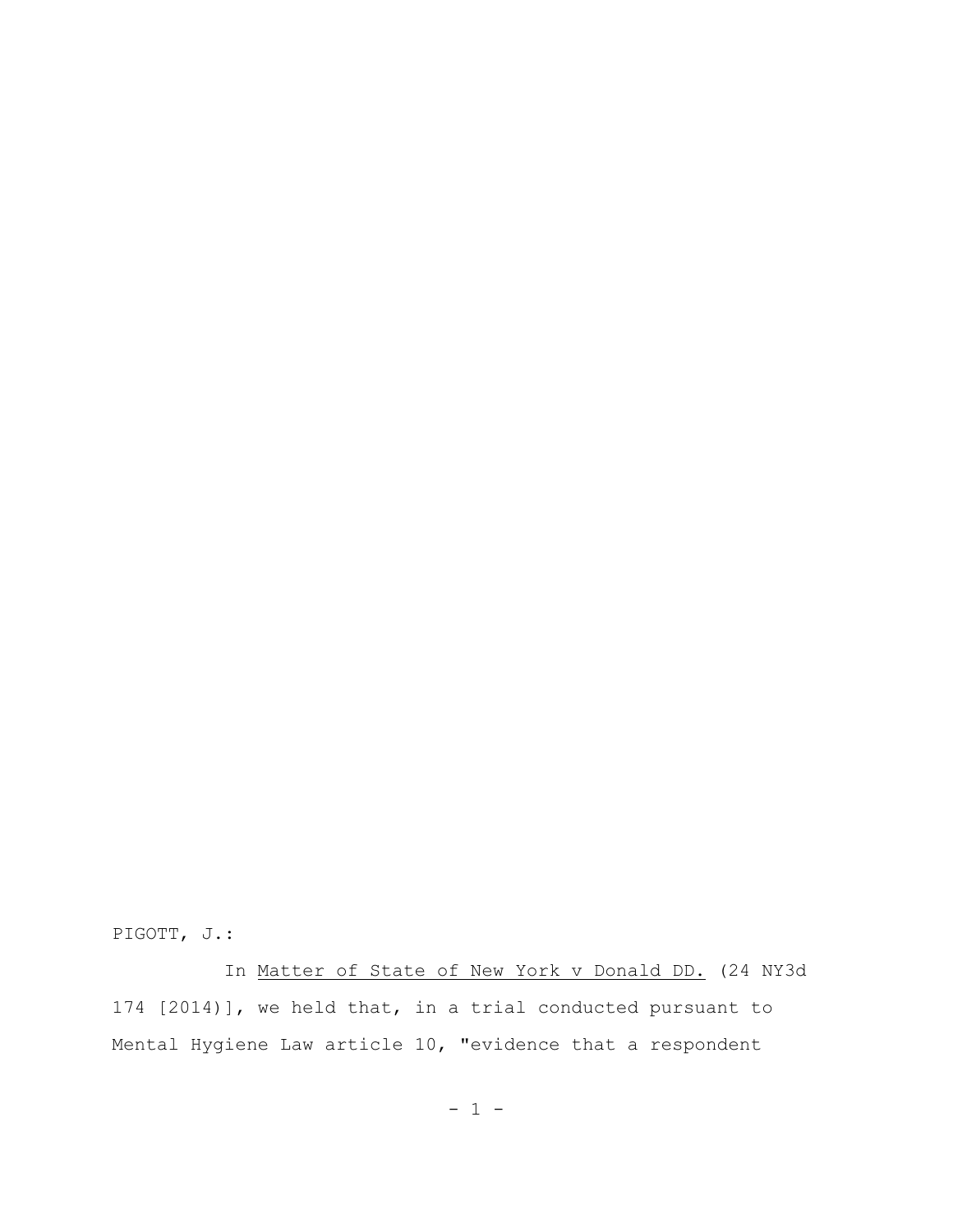PIGOTT, J.:

In Matter of State of New York v Donald DD. (24 NY3d 174 [2014)], we held that, in a trial conducted pursuant to Mental Hygiene Law article 10, "evidence that a respondent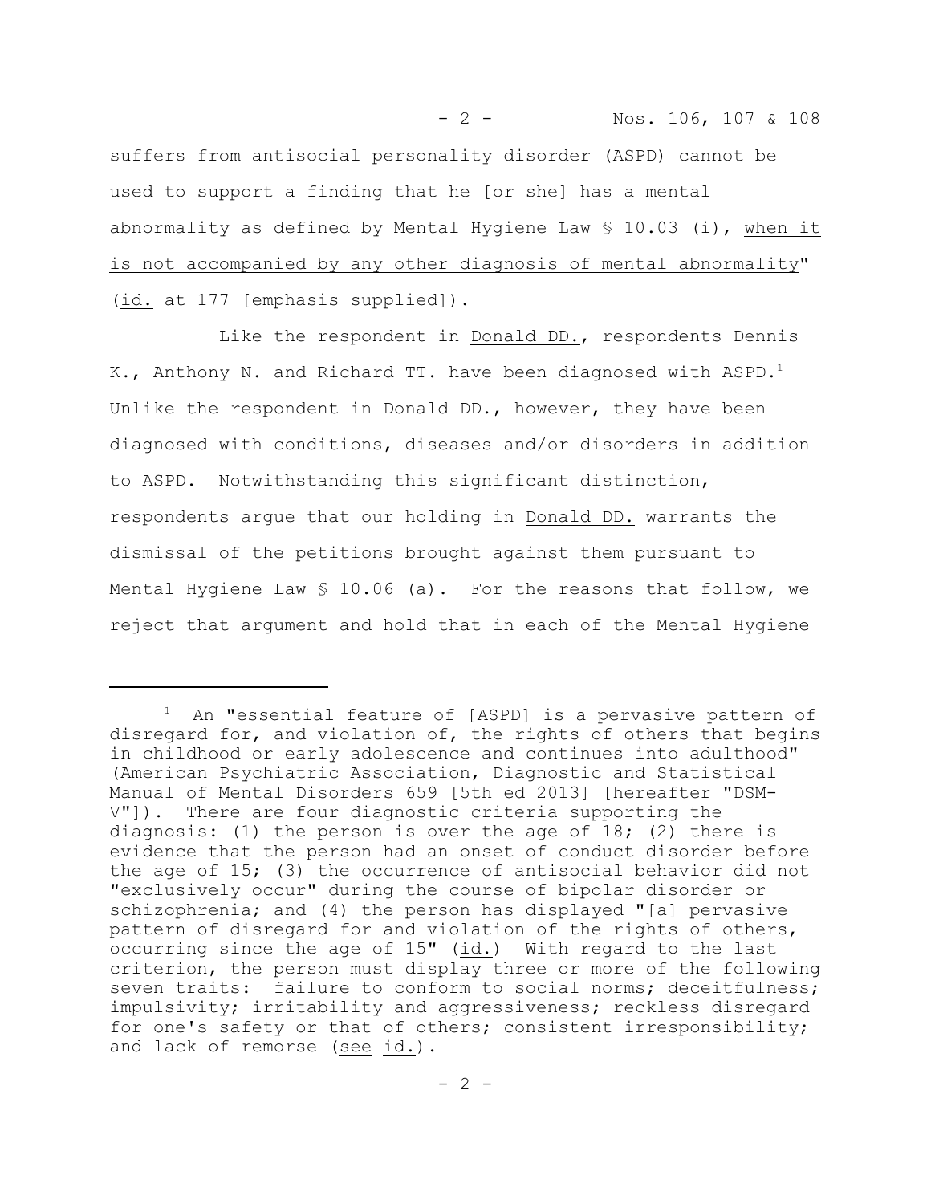suffers from antisocial personality disorder (ASPD) cannot be used to support a finding that he [or she] has a mental abnormality as defined by Mental Hygiene Law § 10.03 (i), <u>when it is not accompanied by any other diagnosis of mental abnormality</u>" (<u>id.</u> at 177 [emphasis supplied]).

Like the respondent in <u>Donald DD.</u>, respondents Dennis K., Anthony N. and Richard TT. have been diagnosed with ASPD.[1] Unlike the respondent in <u>Donald DD.</u>, however, they have been diagnosed with conditions, diseases and/or disorders in addition to ASPD. Notwithstanding this significant distinction, respondents argue that our holding in <u>Donald DD.</u> warrants the dismissal of the petitions brought against them pursuant to Mental Hygiene Law § 10.06 (a). For the reasons that follow, we reject that argument and hold that in each of the Mental Hygiene

---

[1] An "essential feature of [ASPD] is a pervasive pattern of disregard for, and violation of, the rights of others that begins in childhood or early adolescence and continues into adulthood" (American Psychiatric Association, Diagnostic and Statistical Manual of Mental Disorders 659 [5th ed 2013] [hereafter "DSM-V"]). There are four diagnostic criteria supporting the diagnosis: (1) the person is over the age of 18; (2) there is evidence that the person had an onset of conduct disorder before the age of 15; (3) the occurrence of antisocial behavior did not "exclusively occur" during the course of bipolar disorder or schizophrenia; and (4) the person has displayed "[a] pervasive pattern of disregard for and violation of the rights of others, occurring since the age of 15" (<u>id.</u>) With regard to the last criterion, the person must display three or more of the following seven traits: failure to conform to social norms; deceitfulness; impulsivity; irritability and aggressiveness; reckless disregard for one's safety or that of others; consistent irresponsibility; and lack of remorse (<u>see id.</u>).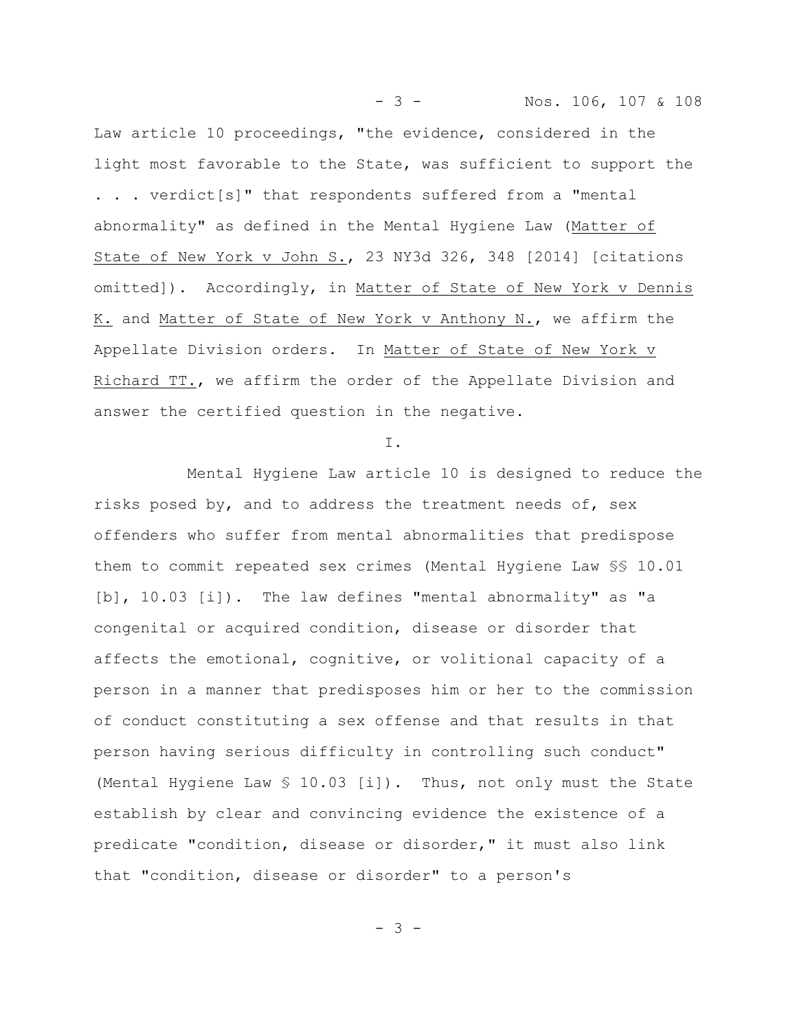Law article 10 proceedings, "the evidence, considered in the light most favorable to the State, was sufficient to support the . . . verdict[s]" that respondents suffered from a "mental abnormality" as defined in the Mental Hygiene Law (Matter of State of New York v John S., 23 NY3d 326, 348 [2014] [citations omitted]). Accordingly, in Matter of State of New York v Dennis K. and Matter of State of New York v Anthony N., we affirm the Appellate Division orders. In Matter of State of New York v Richard TT., we affirm the order of the Appellate Division and answer the certified question in the negative.

I.

Mental Hygiene Law article 10 is designed to reduce the risks posed by, and to address the treatment needs of, sex offenders who suffer from mental abnormalities that predispose them to commit repeated sex crimes (Mental Hygiene Law §§ 10.01 [b], 10.03 [i]). The law defines "mental abnormality" as "a congenital or acquired condition, disease or disorder that affects the emotional, cognitive, or volitional capacity of a person in a manner that predisposes him or her to the commission of conduct constituting a sex offense and that results in that person having serious difficulty in controlling such conduct" (Mental Hygiene Law § 10.03 [i]). Thus, not only must the State establish by clear and convincing evidence the existence of a predicate "condition, disease or disorder," it must also link that "condition, disease or disorder" to a person's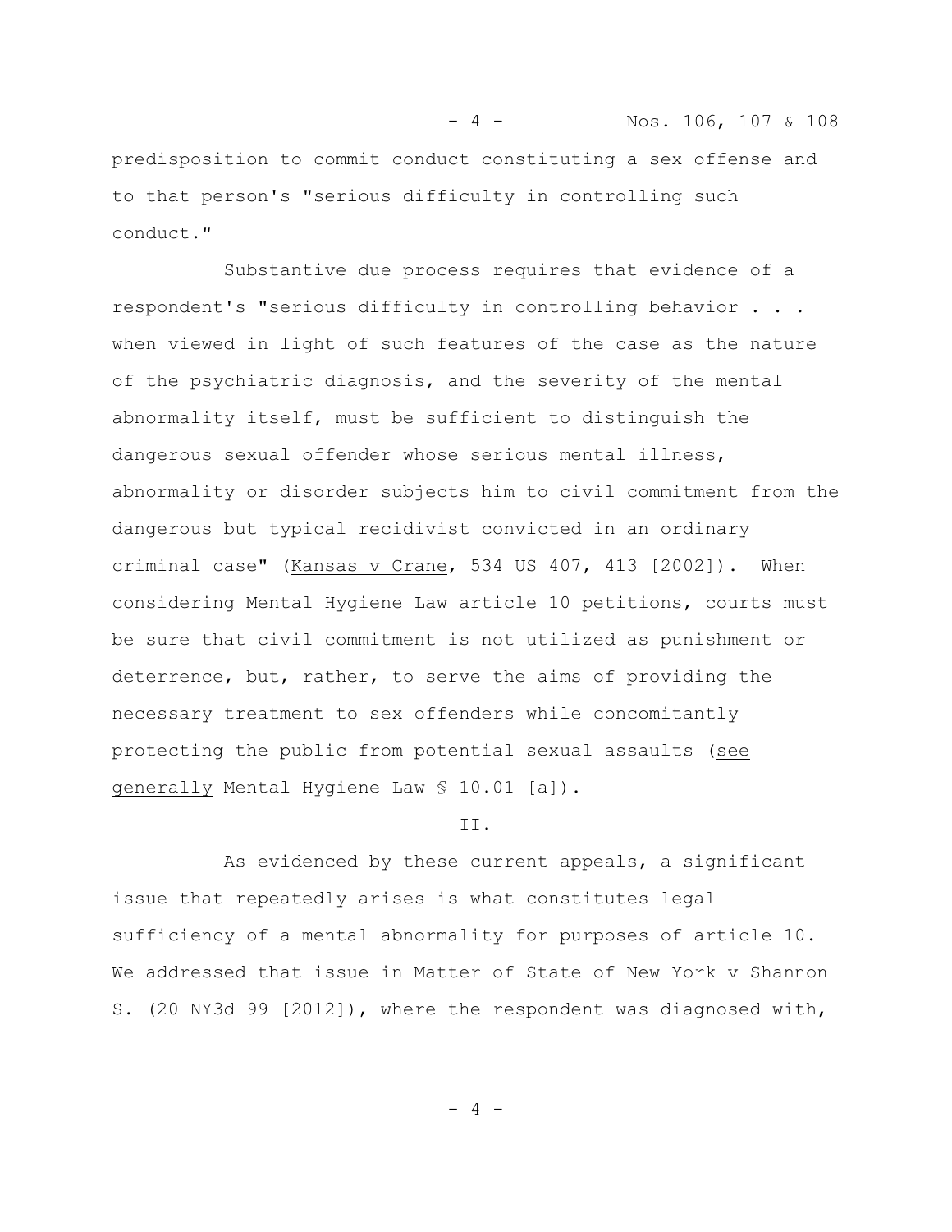predisposition to commit conduct constituting a sex offense and to that person's "serious difficulty in controlling such conduct."

Substantive due process requires that evidence of a respondent's "serious difficulty in controlling behavior . . . when viewed in light of such features of the case as the nature of the psychiatric diagnosis, and the severity of the mental abnormality itself, must be sufficient to distinguish the dangerous sexual offender whose serious mental illness, abnormality or disorder subjects him to civil commitment from the dangerous but typical recidivist convicted in an ordinary criminal case" (Kansas v Crane, 534 US 407, 413 [2002]). When considering Mental Hygiene Law article 10 petitions, courts must be sure that civil commitment is not utilized as punishment or deterrence, but, rather, to serve the aims of providing the necessary treatment to sex offenders while concomitantly protecting the public from potential sexual assaults (see generally Mental Hygiene Law § 10.01 [a]).

II.

As evidenced by these current appeals, a significant issue that repeatedly arises is what constitutes legal sufficiency of a mental abnormality for purposes of article 10. We addressed that issue in Matter of State of New York v Shannon S. (20 NY3d 99 [2012]), where the respondent was diagnosed with,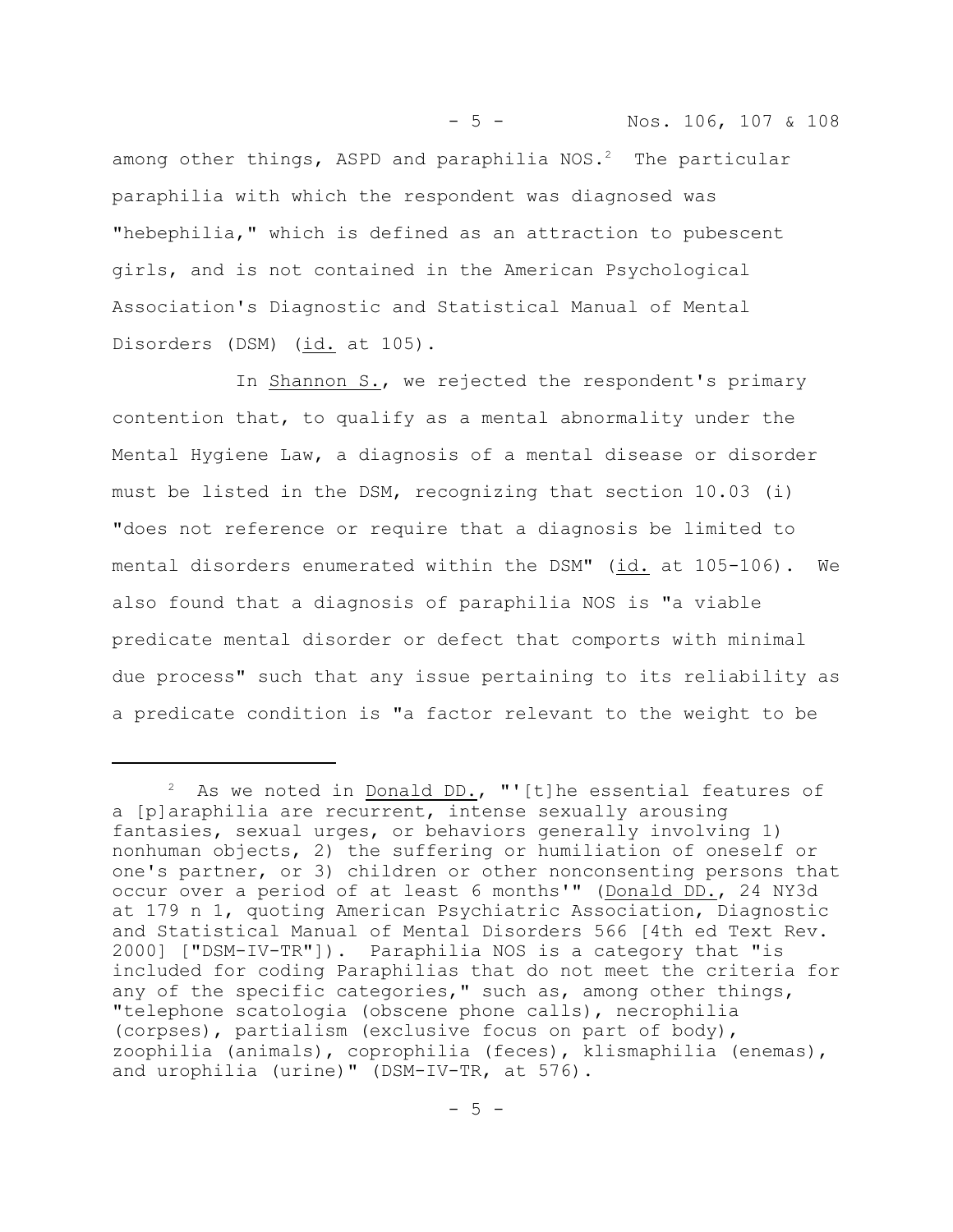among other things, ASPD and paraphilia NOS.[2] The particular paraphilia with which the respondent was diagnosed was "hebephilia," which is defined as an attraction to pubescent girls, and is not contained in the American Psychological Association's Diagnostic and Statistical Manual of Mental Disorders (DSM) (id. at 105).

In Shannon S., we rejected the respondent's primary contention that, to qualify as a mental abnormality under the Mental Hygiene Law, a diagnosis of a mental disease or disorder must be listed in the DSM, recognizing that section 10.03 (i) "does not reference or require that a diagnosis be limited to mental disorders enumerated within the DSM" (id. at 105-106). We also found that a diagnosis of paraphilia NOS is "a viable predicate mental disorder or defect that comports with minimal due process" such that any issue pertaining to its reliability as a predicate condition is "a factor relevant to the weight to be

---

[2] As we noted in Donald DD., "'[t]he essential features of a [p]araphilia are recurrent, intense sexually arousing fantasies, sexual urges, or behaviors generally involving 1) nonhuman objects, 2) the suffering or humiliation of oneself or one's partner, or 3) children or other nonconsenting persons that occur over a period of at least 6 months'" (Donald DD., 24 NY3d at 179 n 1, quoting American Psychiatric Association, Diagnostic and Statistical Manual of Mental Disorders 566 [4th ed Text Rev. 2000] ["DSM-IV-TR"]). Paraphilia NOS is a category that "is included for coding Paraphilias that do not meet the criteria for any of the specific categories," such as, among other things, "telephone scatologia (obscene phone calls), necrophilia (corpses), partialism (exclusive focus on part of body), zoophilia (animals), coprophilia (feces), klismaphilia (enemas), and urophilia (urine)" (DSM-IV-TR, at 576).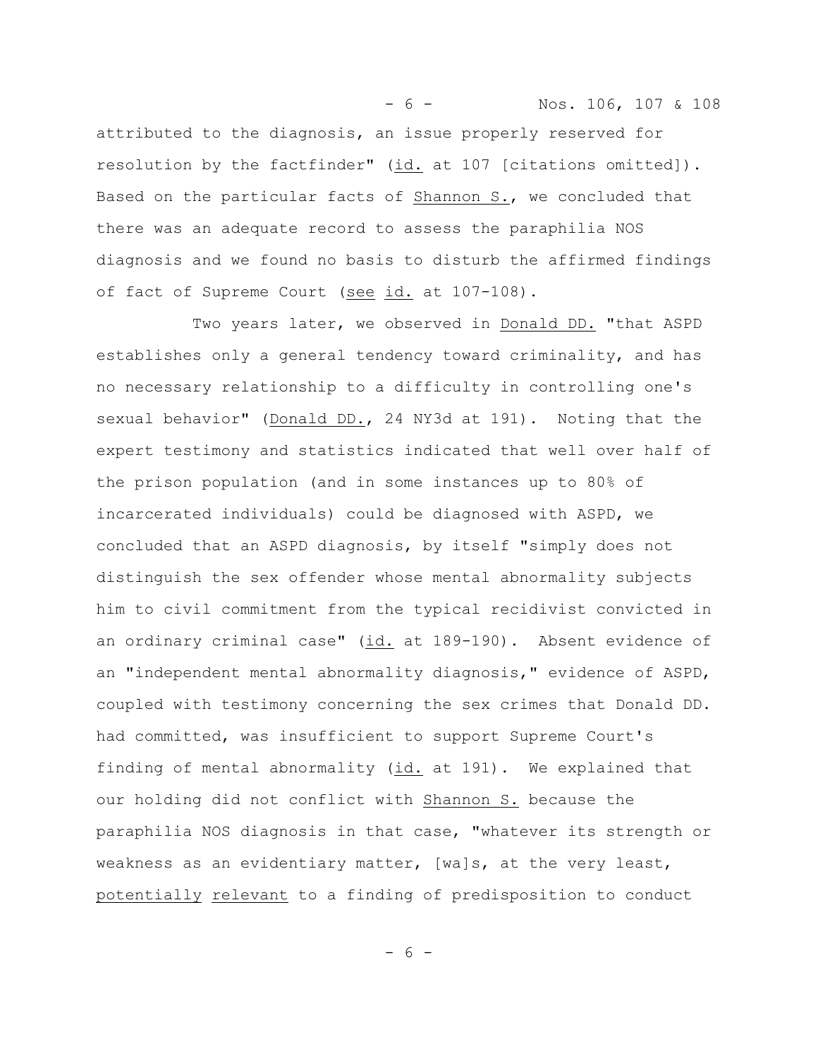attributed to the diagnosis, an issue properly reserved for resolution by the factfinder" (id. at 107 [citations omitted]). Based on the particular facts of Shannon S., we concluded that there was an adequate record to assess the paraphilia NOS diagnosis and we found no basis to disturb the affirmed findings of fact of Supreme Court (see id. at 107-108).

Two years later, we observed in Donald DD. "that ASPD establishes only a general tendency toward criminality, and has no necessary relationship to a difficulty in controlling one's sexual behavior" (Donald DD., 24 NY3d at 191). Noting that the expert testimony and statistics indicated that well over half of the prison population (and in some instances up to 80% of incarcerated individuals) could be diagnosed with ASPD, we concluded that an ASPD diagnosis, by itself "simply does not distinguish the sex offender whose mental abnormality subjects him to civil commitment from the typical recidivist convicted in an ordinary criminal case" (id. at 189-190). Absent evidence of an "independent mental abnormality diagnosis," evidence of ASPD, coupled with testimony concerning the sex crimes that Donald DD. had committed, was insufficient to support Supreme Court's finding of mental abnormality (id. at 191). We explained that our holding did not conflict with Shannon S. because the paraphilia NOS diagnosis in that case, "whatever its strength or weakness as an evidentiary matter, [wa]s, at the very least, potentially relevant to a finding of predisposition to conduct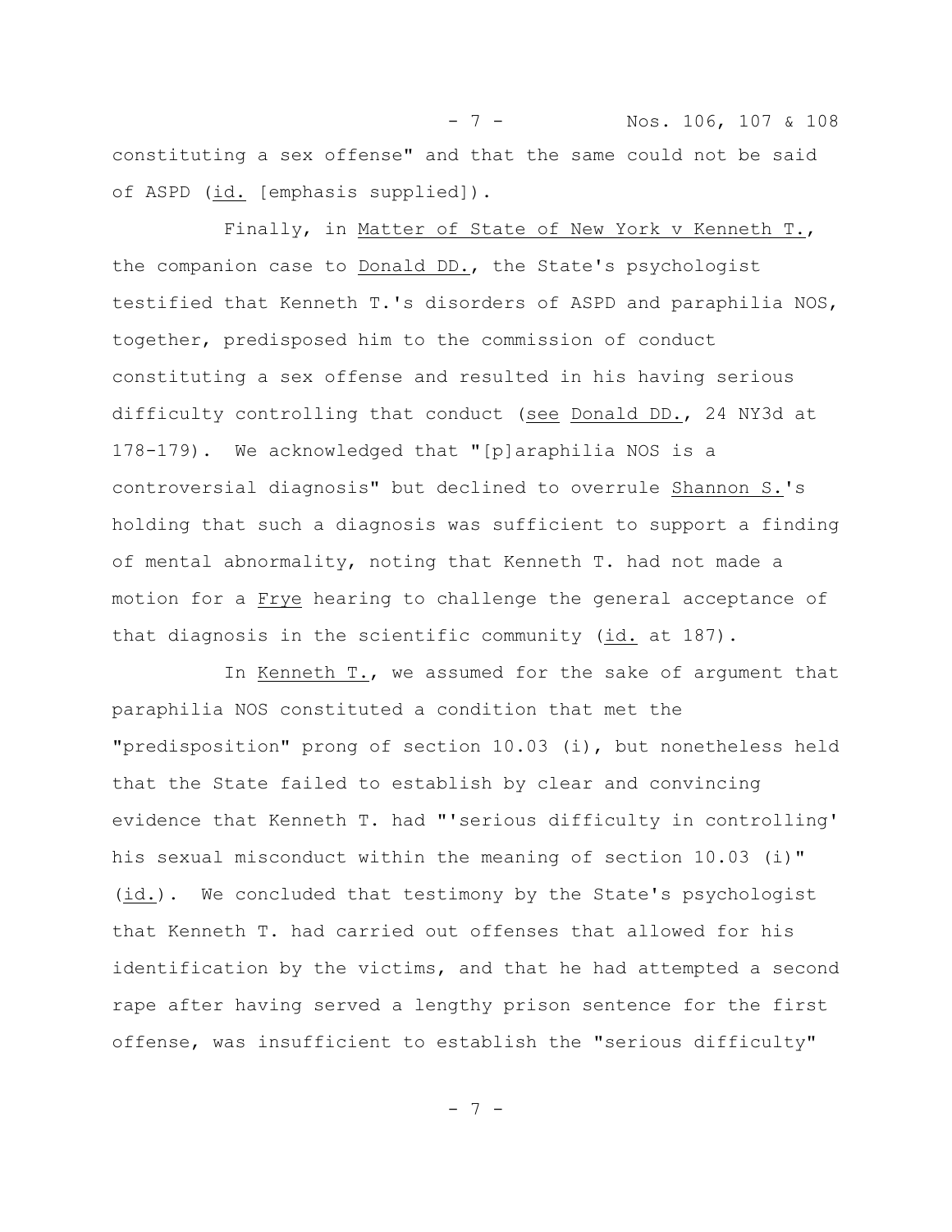constituting a sex offense" and that the same could not be said of ASPD (id. [emphasis supplied]).

Finally, in Matter of State of New York v Kenneth T., the companion case to Donald DD., the State's psychologist testified that Kenneth T.'s disorders of ASPD and paraphilia NOS, together, predisposed him to the commission of conduct constituting a sex offense and resulted in his having serious difficulty controlling that conduct (see Donald DD., 24 NY3d at 178-179). We acknowledged that "[p]araphilia NOS is a controversial diagnosis" but declined to overrule Shannon S.'s holding that such a diagnosis was sufficient to support a finding of mental abnormality, noting that Kenneth T. had not made a motion for a Frye hearing to challenge the general acceptance of that diagnosis in the scientific community (id. at 187).

In Kenneth T., we assumed for the sake of argument that paraphilia NOS constituted a condition that met the "predisposition" prong of section 10.03 (i), but nonetheless held that the State failed to establish by clear and convincing evidence that Kenneth T. had "'serious difficulty in controlling' his sexual misconduct within the meaning of section 10.03 (i)" (id.). We concluded that testimony by the State's psychologist that Kenneth T. had carried out offenses that allowed for his identification by the victims, and that he had attempted a second rape after having served a lengthy prison sentence for the first offense, was insufficient to establish the "serious difficulty"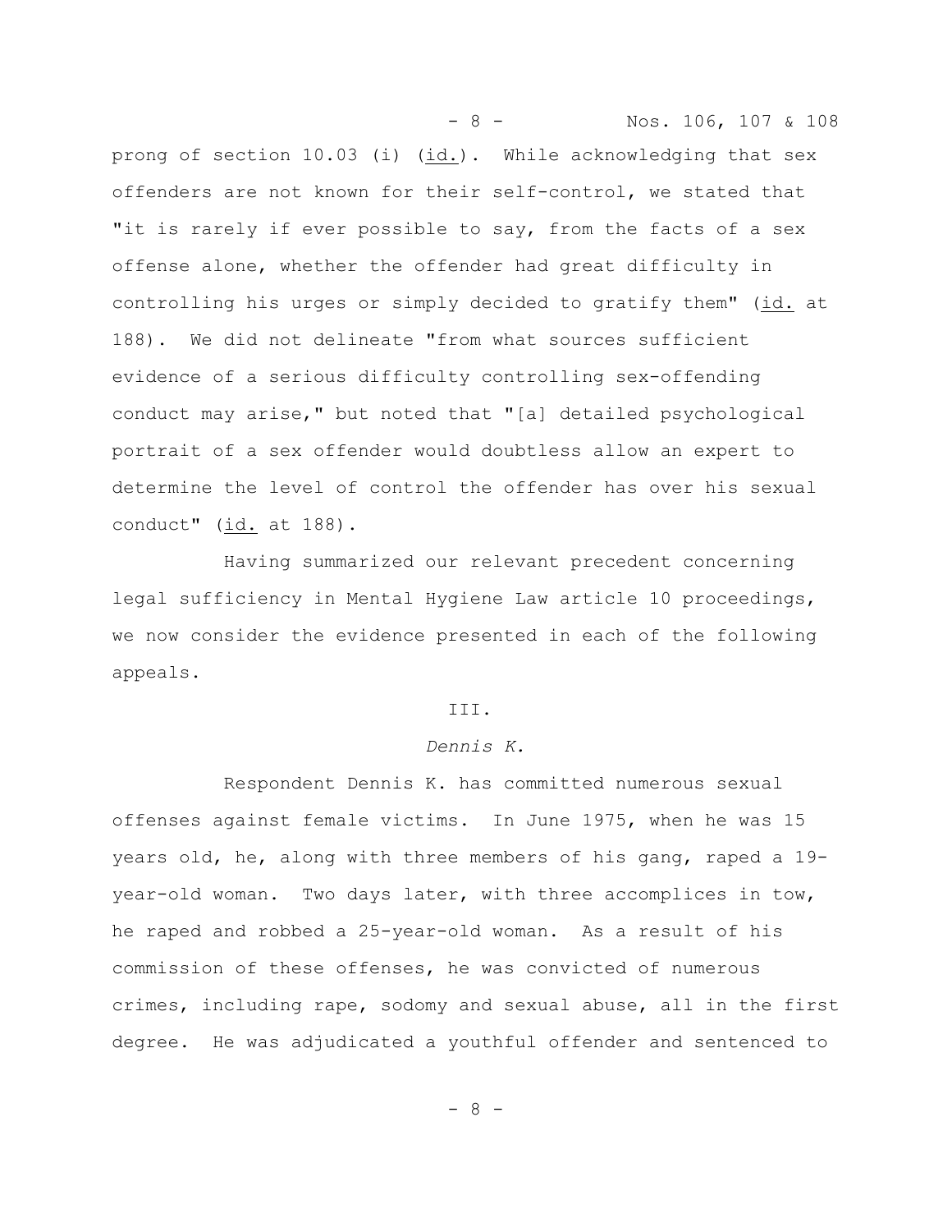prong of section 10.03 (i) (id.). While acknowledging that sex offenders are not known for their self-control, we stated that "it is rarely if ever possible to say, from the facts of a sex offense alone, whether the offender had great difficulty in controlling his urges or simply decided to gratify them" (id. at 188). We did not delineate "from what sources sufficient evidence of a serious difficulty controlling sex-offending conduct may arise," but noted that "[a] detailed psychological portrait of a sex offender would doubtless allow an expert to determine the level of control the offender has over his sexual conduct" (id. at 188).

Having summarized our relevant precedent concerning legal sufficiency in Mental Hygiene Law article 10 proceedings, we now consider the evidence presented in each of the following appeals.

## III.

### *Dennis K.*

Respondent Dennis K. has committed numerous sexual offenses against female victims. In June 1975, when he was 15 years old, he, along with three members of his gang, raped a 19-year-old woman. Two days later, with three accomplices in tow, he raped and robbed a 25-year-old woman. As a result of his commission of these offenses, he was convicted of numerous crimes, including rape, sodomy and sexual abuse, all in the first degree. He was adjudicated a youthful offender and sentenced to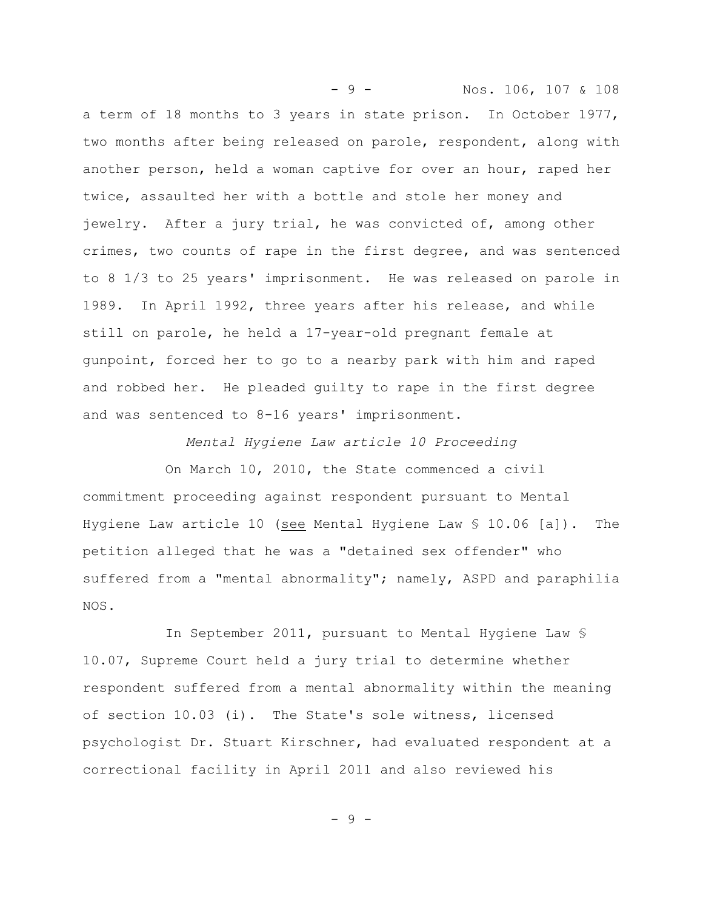a term of 18 months to 3 years in state prison. In October 1977, two months after being released on parole, respondent, along with another person, held a woman captive for over an hour, raped her twice, assaulted her with a bottle and stole her money and jewelry. After a jury trial, he was convicted of, among other crimes, two counts of rape in the first degree, and was sentenced to 8 1/3 to 25 years' imprisonment. He was released on parole in 1989. In April 1992, three years after his release, and while still on parole, he held a 17-year-old pregnant female at gunpoint, forced her to go to a nearby park with him and raped and robbed her. He pleaded guilty to rape in the first degree and was sentenced to 8-16 years' imprisonment.

*Mental Hygiene Law article 10 Proceeding*

On March 10, 2010, the State commenced a civil commitment proceeding against respondent pursuant to Mental Hygiene Law article 10 (see Mental Hygiene Law § 10.06 [a]). The petition alleged that he was a "detained sex offender" who suffered from a "mental abnormality"; namely, ASPD and paraphilia NOS.

In September 2011, pursuant to Mental Hygiene Law § 10.07, Supreme Court held a jury trial to determine whether respondent suffered from a mental abnormality within the meaning of section 10.03 (i). The State's sole witness, licensed psychologist Dr. Stuart Kirschner, had evaluated respondent at a correctional facility in April 2011 and also reviewed his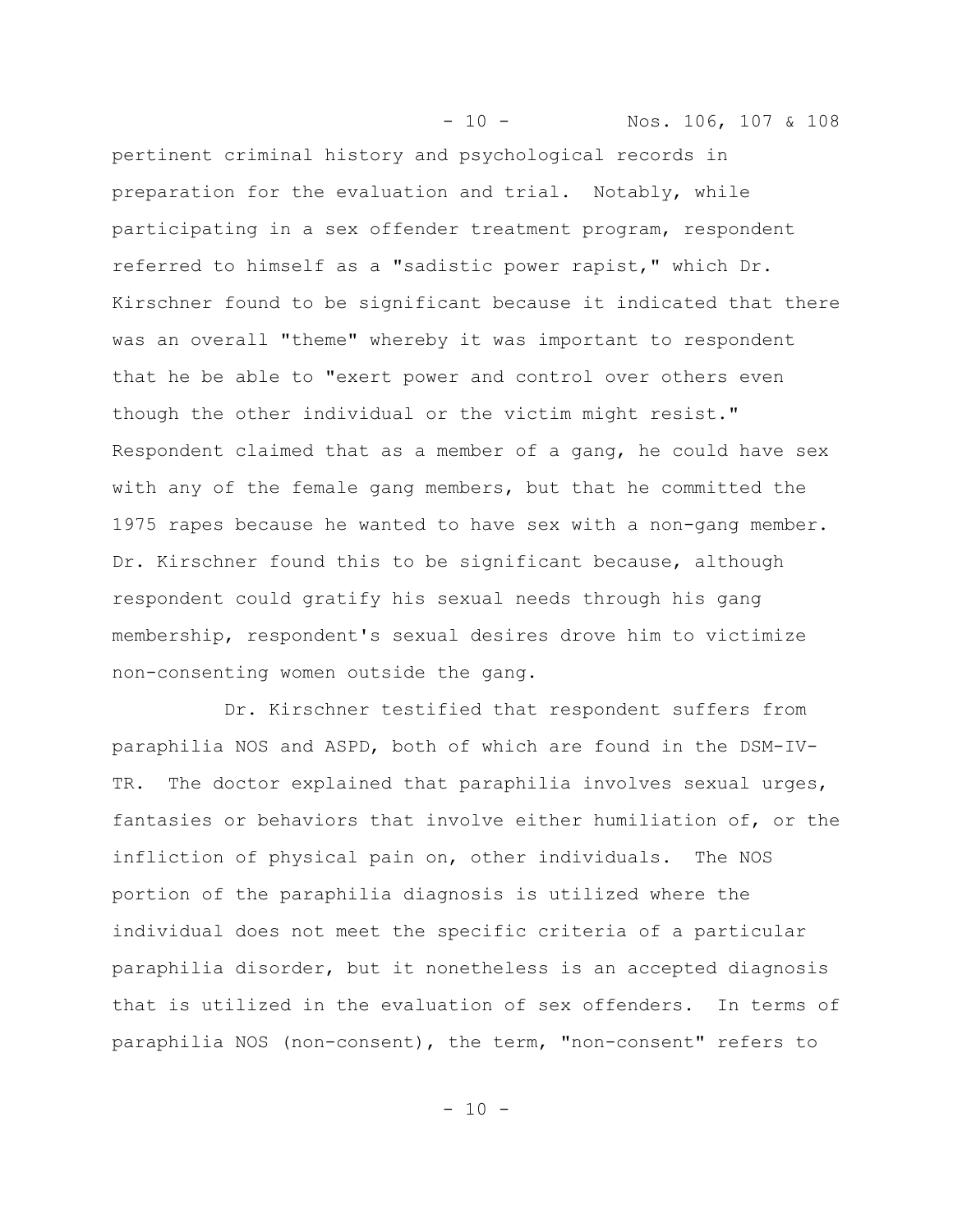pertinent criminal history and psychological records in preparation for the evaluation and trial. Notably, while participating in a sex offender treatment program, respondent referred to himself as a "sadistic power rapist," which Dr. Kirschner found to be significant because it indicated that there was an overall "theme" whereby it was important to respondent that he be able to "exert power and control over others even though the other individual or the victim might resist." Respondent claimed that as a member of a gang, he could have sex with any of the female gang members, but that he committed the 1975 rapes because he wanted to have sex with a non-gang member. Dr. Kirschner found this to be significant because, although respondent could gratify his sexual needs through his gang membership, respondent's sexual desires drove him to victimize non-consenting women outside the gang.

Dr. Kirschner testified that respondent suffers from paraphilia NOS and ASPD, both of which are found in the DSM-IV-TR. The doctor explained that paraphilia involves sexual urges, fantasies or behaviors that involve either humiliation of, or the infliction of physical pain on, other individuals. The NOS portion of the paraphilia diagnosis is utilized where the individual does not meet the specific criteria of a particular paraphilia disorder, but it nonetheless is an accepted diagnosis that is utilized in the evaluation of sex offenders. In terms of paraphilia NOS (non-consent), the term, "non-consent" refers to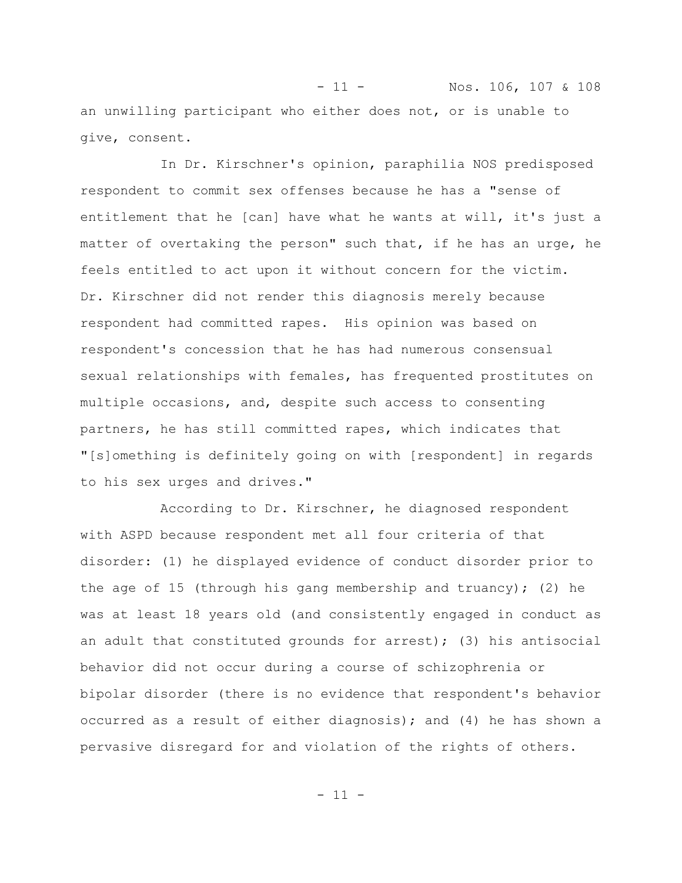an unwilling participant who either does not, or is unable to give, consent.

In Dr. Kirschner's opinion, paraphilia NOS predisposed respondent to commit sex offenses because he has a "sense of entitlement that he [can] have what he wants at will, it's just a matter of overtaking the person" such that, if he has an urge, he feels entitled to act upon it without concern for the victim. Dr. Kirschner did not render this diagnosis merely because respondent had committed rapes. His opinion was based on respondent's concession that he has had numerous consensual sexual relationships with females, has frequented prostitutes on multiple occasions, and, despite such access to consenting partners, he has still committed rapes, which indicates that "[s]omething is definitely going on with [respondent] in regards to his sex urges and drives."

According to Dr. Kirschner, he diagnosed respondent with ASPD because respondent met all four criteria of that disorder: (1) he displayed evidence of conduct disorder prior to the age of 15 (through his gang membership and truancy); (2) he was at least 18 years old (and consistently engaged in conduct as an adult that constituted grounds for arrest); (3) his antisocial behavior did not occur during a course of schizophrenia or bipolar disorder (there is no evidence that respondent's behavior occurred as a result of either diagnosis); and (4) he has shown a pervasive disregard for and violation of the rights of others.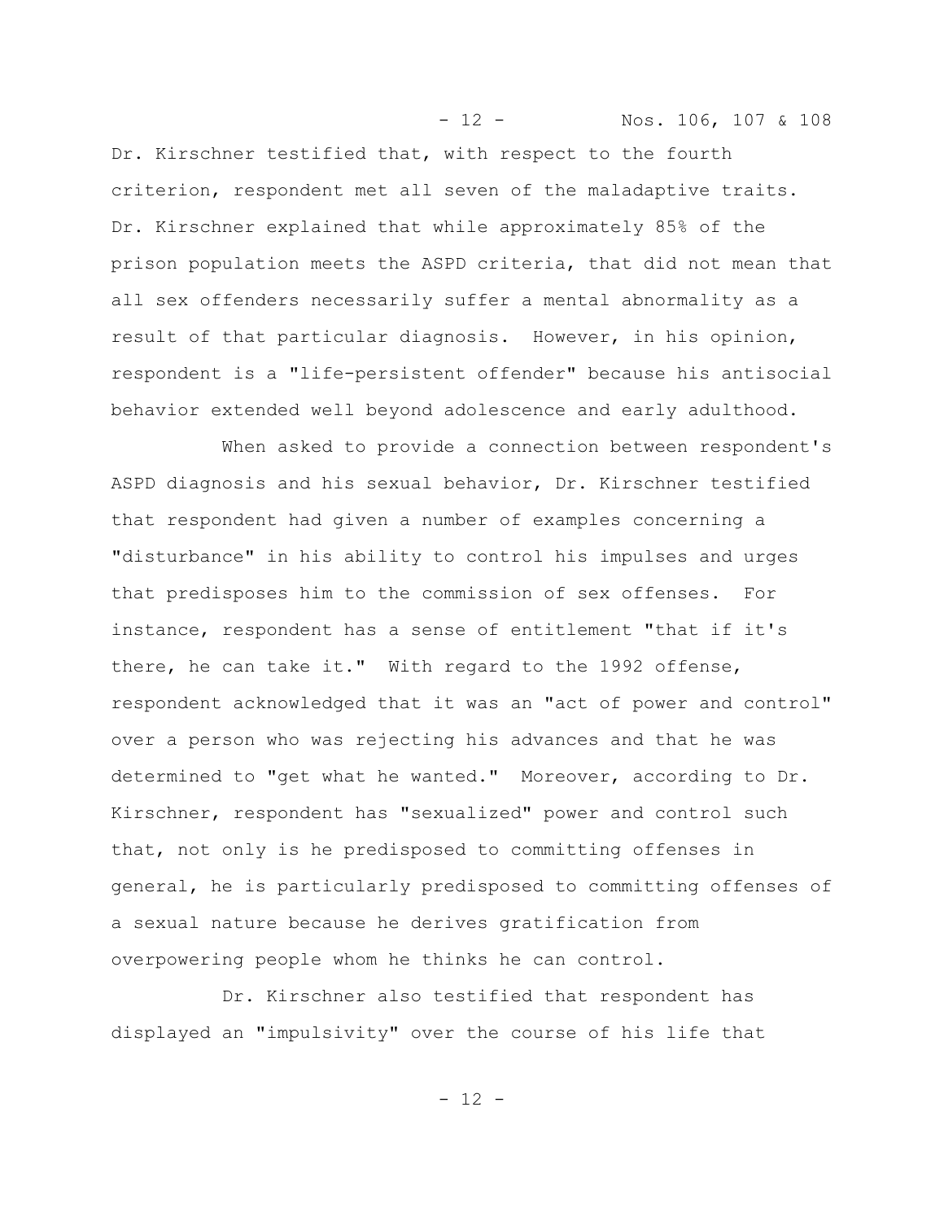Dr. Kirschner testified that, with respect to the fourth criterion, respondent met all seven of the maladaptive traits. Dr. Kirschner explained that while approximately 85% of the prison population meets the ASPD criteria, that did not mean that all sex offenders necessarily suffer a mental abnormality as a result of that particular diagnosis. However, in his opinion, respondent is a "life-persistent offender" because his antisocial behavior extended well beyond adolescence and early adulthood.

When asked to provide a connection between respondent's ASPD diagnosis and his sexual behavior, Dr. Kirschner testified that respondent had given a number of examples concerning a "disturbance" in his ability to control his impulses and urges that predisposes him to the commission of sex offenses. For instance, respondent has a sense of entitlement "that if it's there, he can take it." With regard to the 1992 offense, respondent acknowledged that it was an "act of power and control" over a person who was rejecting his advances and that he was determined to "get what he wanted." Moreover, according to Dr. Kirschner, respondent has "sexualized" power and control such that, not only is he predisposed to committing offenses in general, he is particularly predisposed to committing offenses of a sexual nature because he derives gratification from overpowering people whom he thinks he can control.

Dr. Kirschner also testified that respondent has displayed an "impulsivity" over the course of his life that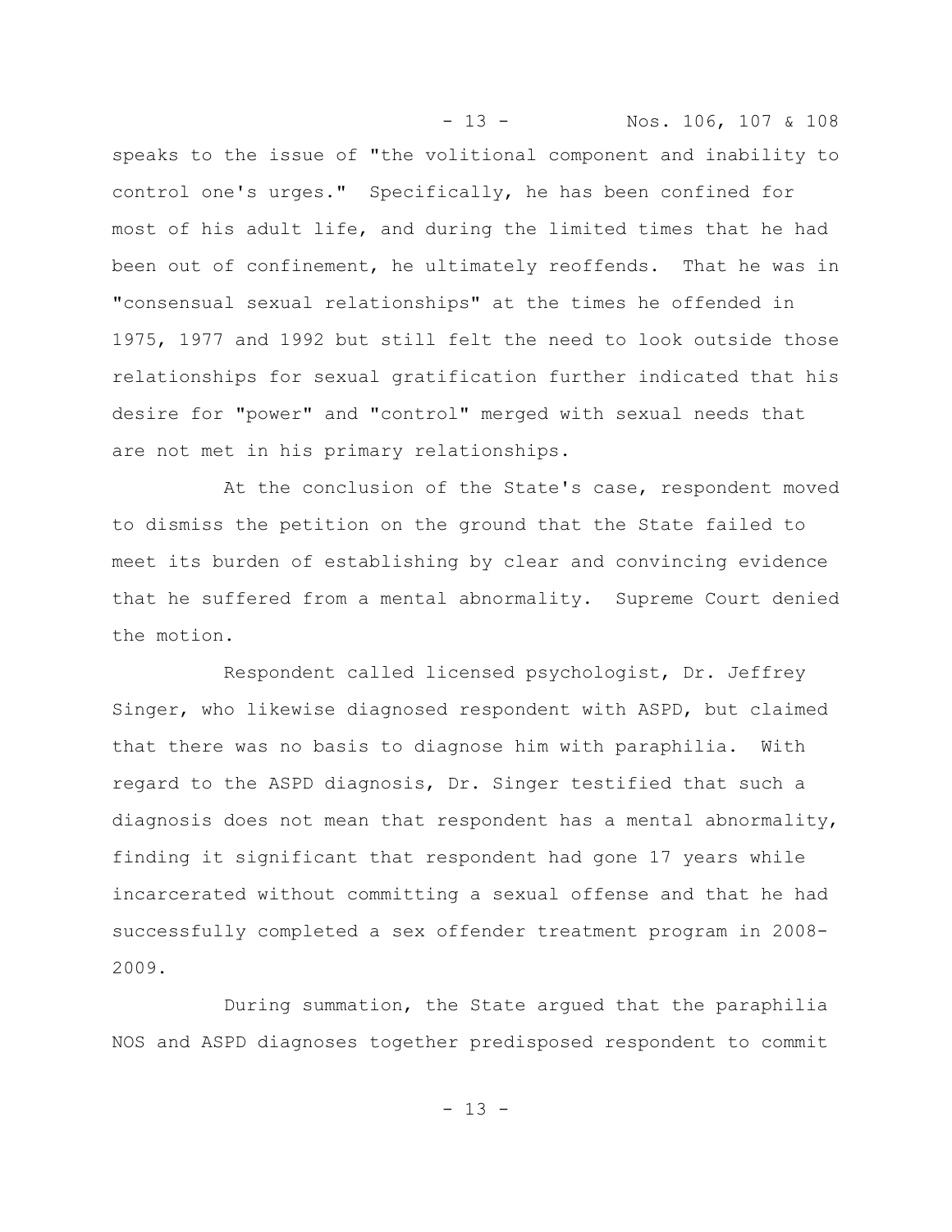speaks to the issue of "the volitional component and inability to control one's urges." Specifically, he has been confined for most of his adult life, and during the limited times that he had been out of confinement, he ultimately reoffends. That he was in "consensual sexual relationships" at the times he offended in 1975, 1977 and 1992 but still felt the need to look outside those relationships for sexual gratification further indicated that his desire for "power" and "control" merged with sexual needs that are not met in his primary relationships.

At the conclusion of the State's case, respondent moved to dismiss the petition on the ground that the State failed to meet its burden of establishing by clear and convincing evidence that he suffered from a mental abnormality. Supreme Court denied the motion.

Respondent called licensed psychologist, Dr. Jeffrey Singer, who likewise diagnosed respondent with ASPD, but claimed that there was no basis to diagnose him with paraphilia. With regard to the ASPD diagnosis, Dr. Singer testified that such a diagnosis does not mean that respondent has a mental abnormality, finding it significant that respondent had gone 17 years while incarcerated without committing a sexual offense and that he had successfully completed a sex offender treatment program in 2008-2009.

During summation, the State argued that the paraphilia NOS and ASPD diagnoses together predisposed respondent to commit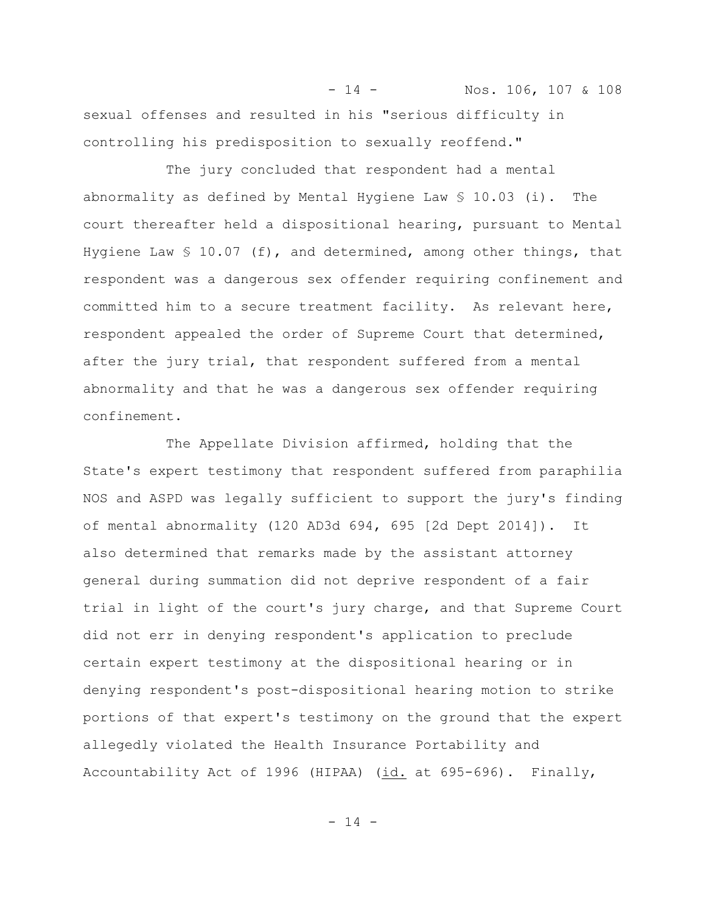sexual offenses and resulted in his "serious difficulty in controlling his predisposition to sexually reoffend."

The jury concluded that respondent had a mental abnormality as defined by Mental Hygiene Law § 10.03 (i). The court thereafter held a dispositional hearing, pursuant to Mental Hygiene Law § 10.07 (f), and determined, among other things, that respondent was a dangerous sex offender requiring confinement and committed him to a secure treatment facility. As relevant here, respondent appealed the order of Supreme Court that determined, after the jury trial, that respondent suffered from a mental abnormality and that he was a dangerous sex offender requiring confinement.

The Appellate Division affirmed, holding that the State's expert testimony that respondent suffered from paraphilia NOS and ASPD was legally sufficient to support the jury's finding of mental abnormality (120 AD3d 694, 695 [2d Dept 2014]). It also determined that remarks made by the assistant attorney general during summation did not deprive respondent of a fair trial in light of the court's jury charge, and that Supreme Court did not err in denying respondent's application to preclude certain expert testimony at the dispositional hearing or in denying respondent's post-dispositional hearing motion to strike portions of that expert's testimony on the ground that the expert allegedly violated the Health Insurance Portability and Accountability Act of 1996 (HIPAA) (id. at 695-696). Finally,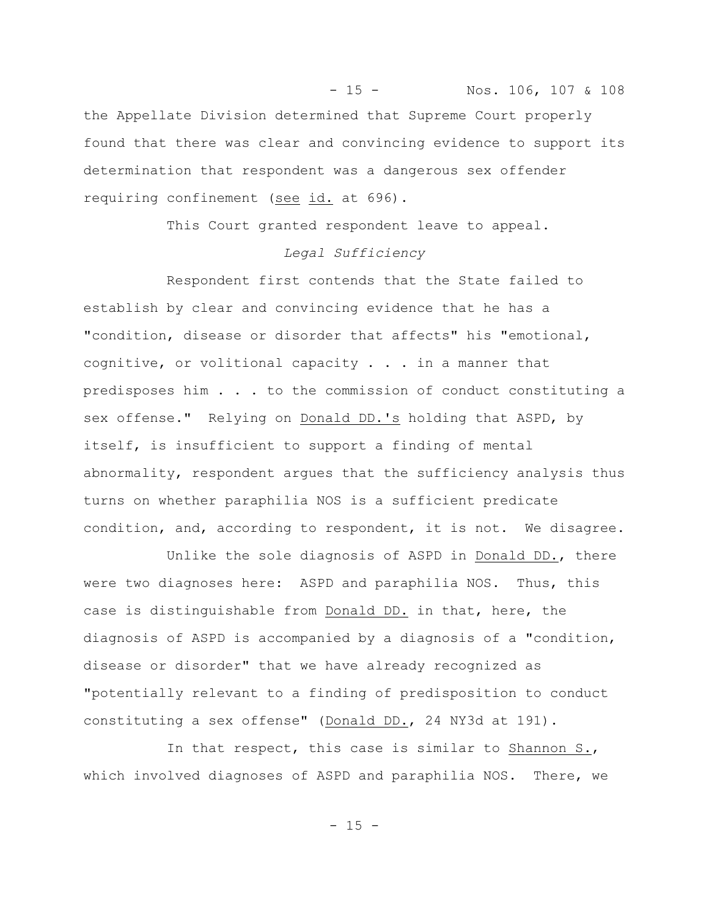the Appellate Division determined that Supreme Court properly found that there was clear and convincing evidence to support its determination that respondent was a dangerous sex offender requiring confinement (see id. at 696).

This Court granted respondent leave to appeal.

*Legal Sufficiency*

Respondent first contends that the State failed to establish by clear and convincing evidence that he has a "condition, disease or disorder that affects" his "emotional, cognitive, or volitional capacity . . . in a manner that predisposes him . . . to the commission of conduct constituting a sex offense." Relying on Donald DD.'s holding that ASPD, by itself, is insufficient to support a finding of mental abnormality, respondent argues that the sufficiency analysis thus turns on whether paraphilia NOS is a sufficient predicate condition, and, according to respondent, it is not. We disagree.

Unlike the sole diagnosis of ASPD in Donald DD., there were two diagnoses here: ASPD and paraphilia NOS. Thus, this case is distinguishable from Donald DD. in that, here, the diagnosis of ASPD is accompanied by a diagnosis of a "condition, disease or disorder" that we have already recognized as "potentially relevant to a finding of predisposition to conduct constituting a sex offense" (Donald DD., 24 NY3d at 191).

In that respect, this case is similar to Shannon S., which involved diagnoses of ASPD and paraphilia NOS. There, we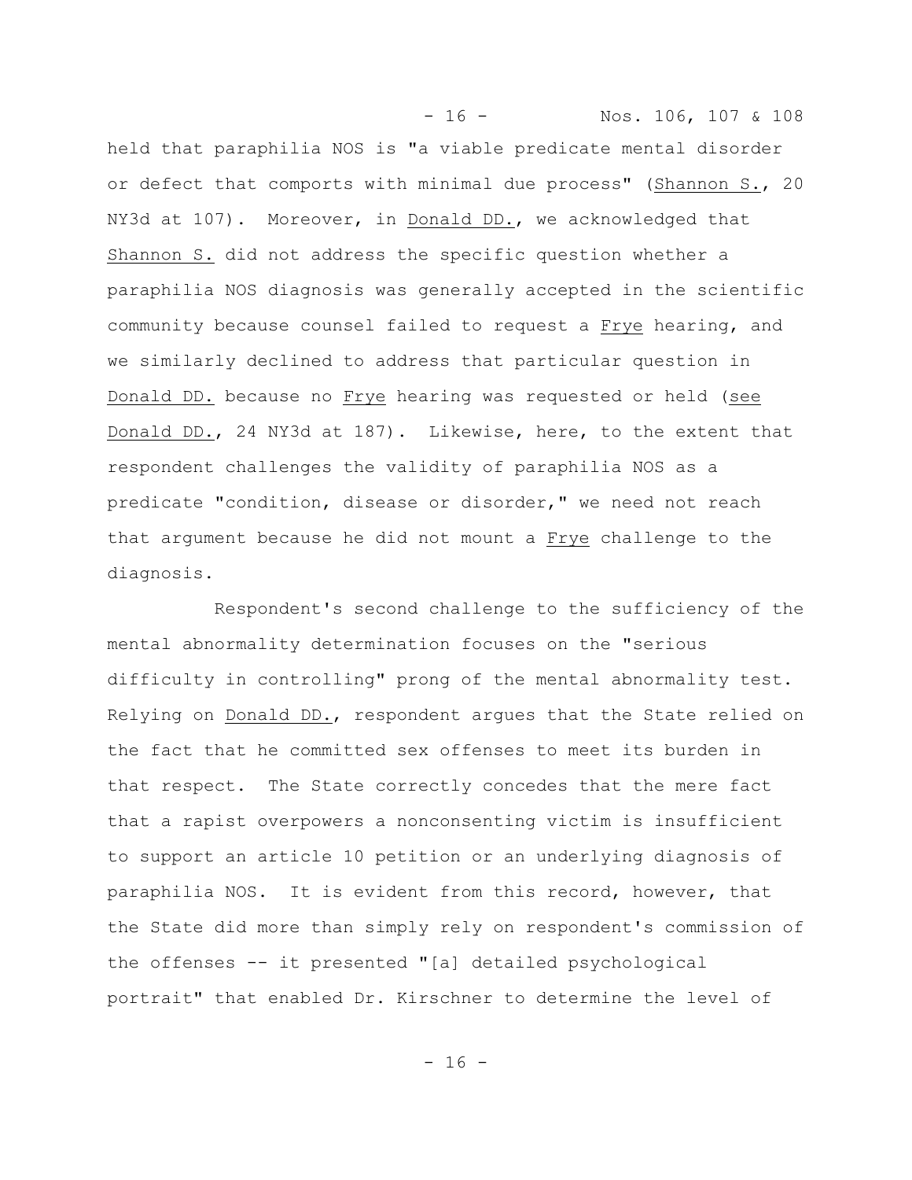held that paraphilia NOS is "a viable predicate mental disorder or defect that comports with minimal due process" (Shannon S., 20 NY3d at 107). Moreover, in Donald DD., we acknowledged that Shannon S. did not address the specific question whether a paraphilia NOS diagnosis was generally accepted in the scientific community because counsel failed to request a Frye hearing, and we similarly declined to address that particular question in Donald DD. because no Frye hearing was requested or held (see Donald DD., 24 NY3d at 187). Likewise, here, to the extent that respondent challenges the validity of paraphilia NOS as a predicate "condition, disease or disorder," we need not reach that argument because he did not mount a Frye challenge to the diagnosis.

Respondent's second challenge to the sufficiency of the mental abnormality determination focuses on the "serious difficulty in controlling" prong of the mental abnormality test. Relying on Donald DD., respondent argues that the State relied on the fact that he committed sex offenses to meet its burden in that respect. The State correctly concedes that the mere fact that a rapist overpowers a nonconsenting victim is insufficient to support an article 10 petition or an underlying diagnosis of paraphilia NOS. It is evident from this record, however, that the State did more than simply rely on respondent's commission of the offenses -- it presented "[a] detailed psychological portrait" that enabled Dr. Kirschner to determine the level of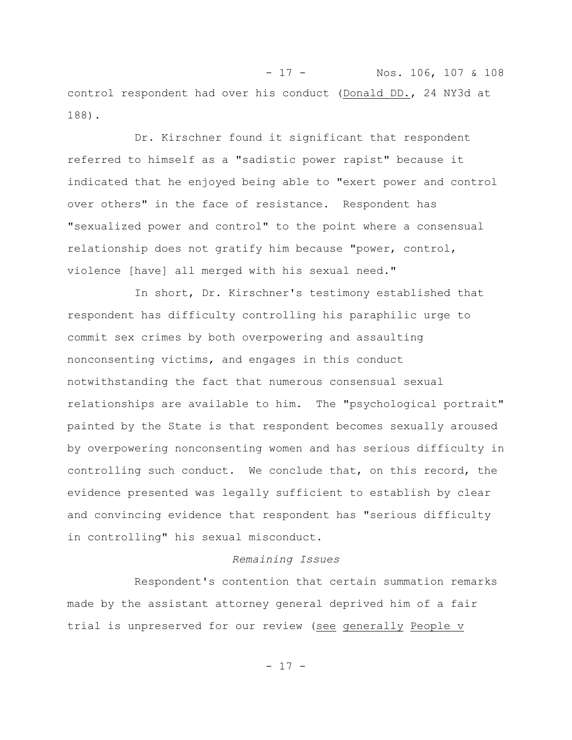control respondent had over his conduct (Donald DD., 24 NY3d at 188).

Dr. Kirschner found it significant that respondent referred to himself as a "sadistic power rapist" because it indicated that he enjoyed being able to "exert power and control over others" in the face of resistance. Respondent has "sexualized power and control" to the point where a consensual relationship does not gratify him because "power, control, violence [have] all merged with his sexual need."

In short, Dr. Kirschner's testimony established that respondent has difficulty controlling his paraphilic urge to commit sex crimes by both overpowering and assaulting nonconsenting victims, and engages in this conduct notwithstanding the fact that numerous consensual sexual relationships are available to him. The "psychological portrait" painted by the State is that respondent becomes sexually aroused by overpowering nonconsenting women and has serious difficulty in controlling such conduct. We conclude that, on this record, the evidence presented was legally sufficient to establish by clear and convincing evidence that respondent has "serious difficulty in controlling" his sexual misconduct.

*Remaining Issues*

Respondent's contention that certain summation remarks made by the assistant attorney general deprived him of a fair trial is unpreserved for our review (see generally People v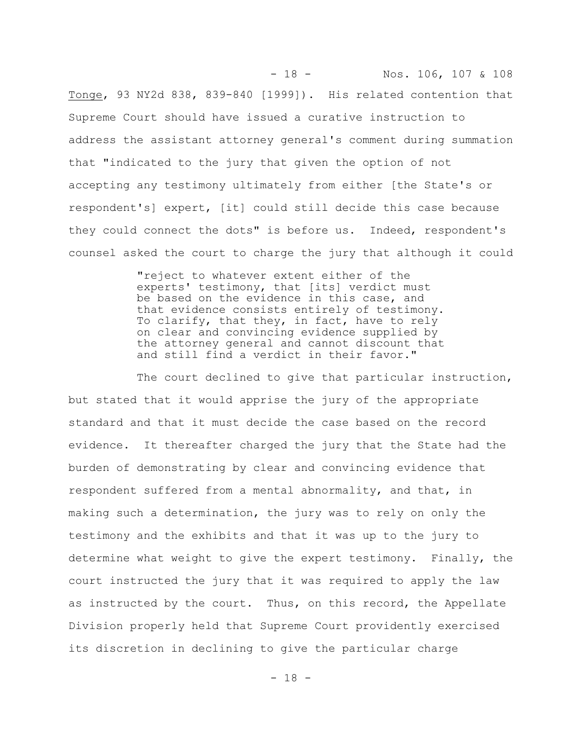Tonge, 93 NY2d 838, 839-840 [1999]). His related contention that Supreme Court should have issued a curative instruction to address the assistant attorney general's comment during summation that "indicated to the jury that given the option of not accepting any testimony ultimately from either [the State's or respondent's] expert, [it] could still decide this case because they could connect the dots" is before us. Indeed, respondent's counsel asked the court to charge the jury that although it could

> "reject to whatever extent either of the experts' testimony, that [its] verdict must be based on the evidence in this case, and that evidence consists entirely of testimony. To clarify, that they, in fact, have to rely on clear and convincing evidence supplied by the attorney general and cannot discount that and still find a verdict in their favor."

The court declined to give that particular instruction, but stated that it would apprise the jury of the appropriate standard and that it must decide the case based on the record evidence. It thereafter charged the jury that the State had the burden of demonstrating by clear and convincing evidence that respondent suffered from a mental abnormality, and that, in making such a determination, the jury was to rely on only the testimony and the exhibits and that it was up to the jury to determine what weight to give the expert testimony. Finally, the court instructed the jury that it was required to apply the law as instructed by the court. Thus, on this record, the Appellate Division properly held that Supreme Court providently exercised its discretion in declining to give the particular charge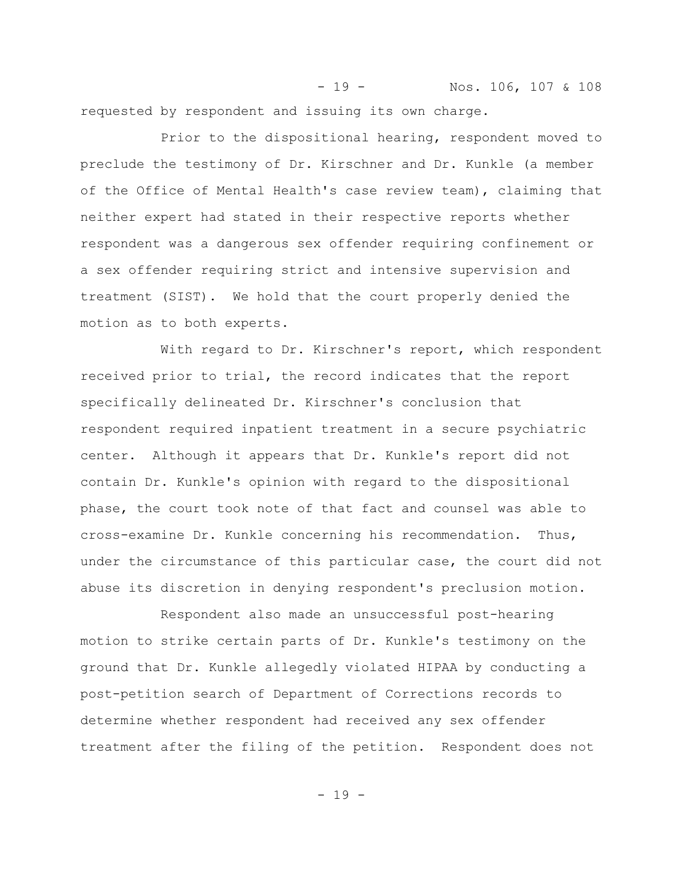requested by respondent and issuing its own charge.

Prior to the dispositional hearing, respondent moved to preclude the testimony of Dr. Kirschner and Dr. Kunkle (a member of the Office of Mental Health's case review team), claiming that neither expert had stated in their respective reports whether respondent was a dangerous sex offender requiring confinement or a sex offender requiring strict and intensive supervision and treatment (SIST). We hold that the court properly denied the motion as to both experts.

With regard to Dr. Kirschner's report, which respondent received prior to trial, the record indicates that the report specifically delineated Dr. Kirschner's conclusion that respondent required inpatient treatment in a secure psychiatric center. Although it appears that Dr. Kunkle's report did not contain Dr. Kunkle's opinion with regard to the dispositional phase, the court took note of that fact and counsel was able to cross-examine Dr. Kunkle concerning his recommendation. Thus, under the circumstance of this particular case, the court did not abuse its discretion in denying respondent's preclusion motion.

Respondent also made an unsuccessful post-hearing motion to strike certain parts of Dr. Kunkle's testimony on the ground that Dr. Kunkle allegedly violated HIPAA by conducting a post-petition search of Department of Corrections records to determine whether respondent had received any sex offender treatment after the filing of the petition. Respondent does not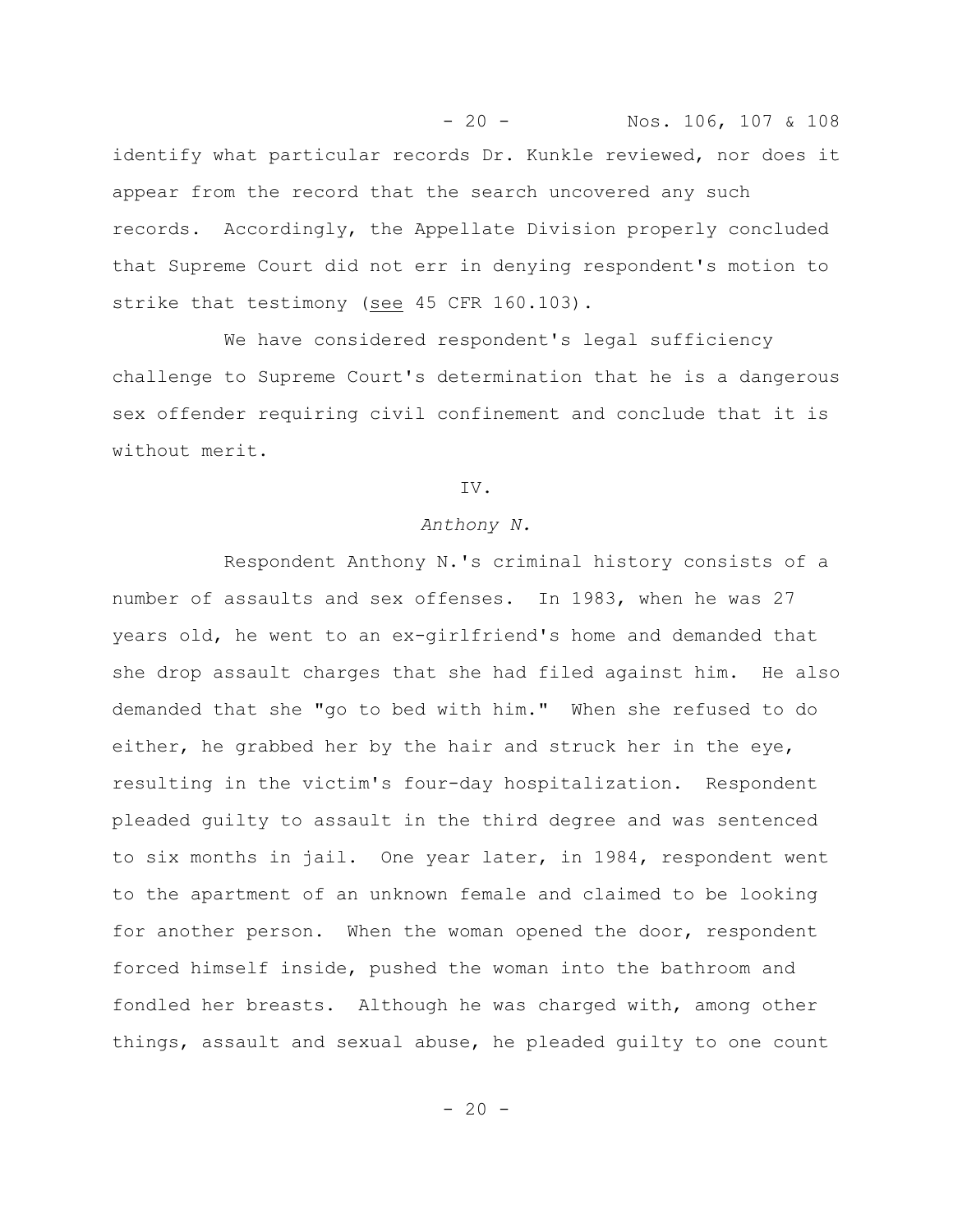identify what particular records Dr. Kunkle reviewed, nor does it appear from the record that the search uncovered any such records. Accordingly, the Appellate Division properly concluded that Supreme Court did not err in denying respondent's motion to strike that testimony (see 45 CFR 160.103).

We have considered respondent's legal sufficiency challenge to Supreme Court's determination that he is a dangerous sex offender requiring civil confinement and conclude that it is without merit.

IV.

*Anthony N.*

Respondent Anthony N.'s criminal history consists of a number of assaults and sex offenses. In 1983, when he was 27 years old, he went to an ex-girlfriend's home and demanded that she drop assault charges that she had filed against him. He also demanded that she "go to bed with him." When she refused to do either, he grabbed her by the hair and struck her in the eye, resulting in the victim's four-day hospitalization. Respondent pleaded guilty to assault in the third degree and was sentenced to six months in jail. One year later, in 1984, respondent went to the apartment of an unknown female and claimed to be looking for another person. When the woman opened the door, respondent forced himself inside, pushed the woman into the bathroom and fondled her breasts. Although he was charged with, among other things, assault and sexual abuse, he pleaded guilty to one count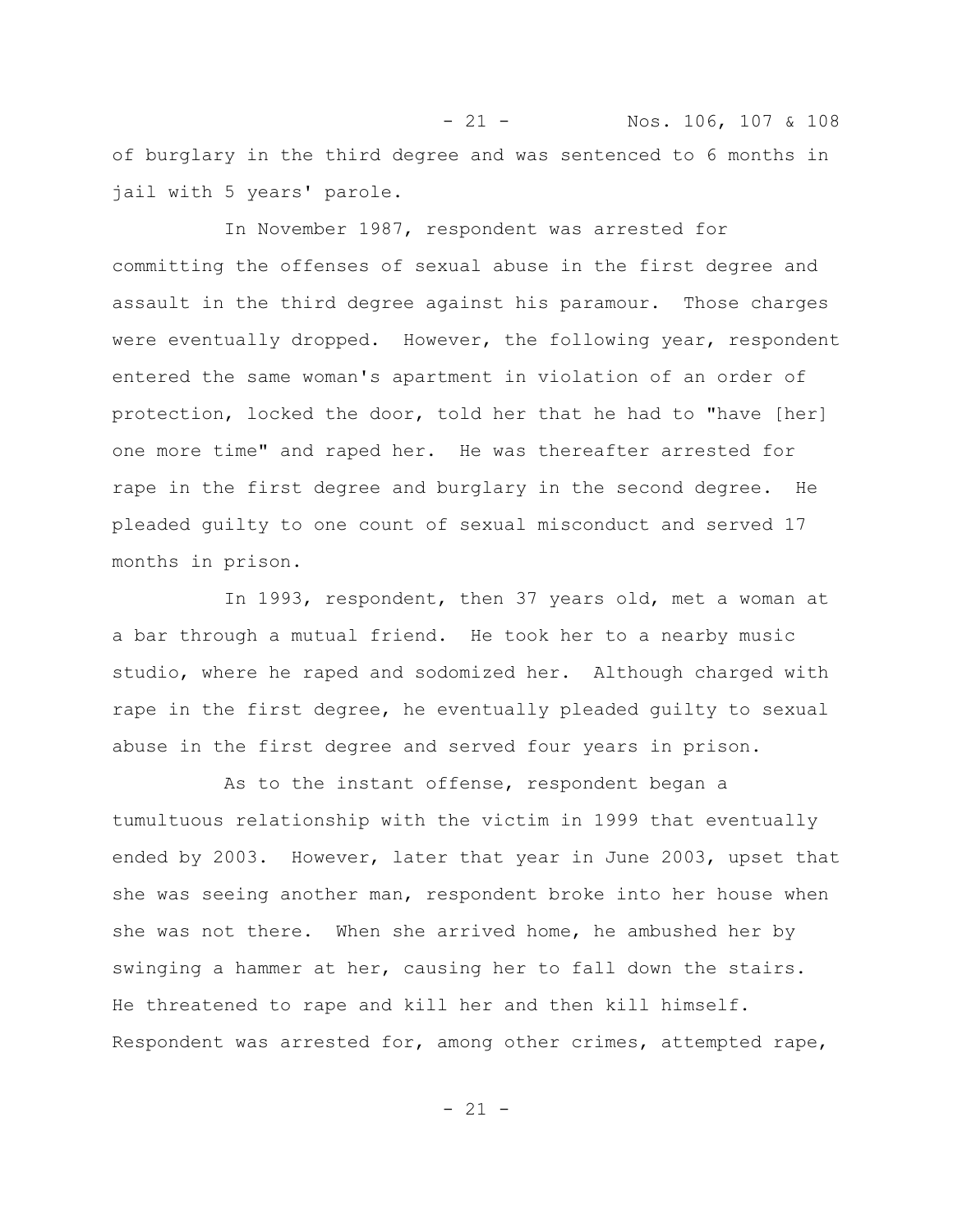of burglary in the third degree and was sentenced to 6 months in jail with 5 years' parole.

In November 1987, respondent was arrested for committing the offenses of sexual abuse in the first degree and assault in the third degree against his paramour. Those charges were eventually dropped. However, the following year, respondent entered the same woman's apartment in violation of an order of protection, locked the door, told her that he had to "have [her] one more time" and raped her. He was thereafter arrested for rape in the first degree and burglary in the second degree. He pleaded guilty to one count of sexual misconduct and served 17 months in prison.

In 1993, respondent, then 37 years old, met a woman at a bar through a mutual friend. He took her to a nearby music studio, where he raped and sodomized her. Although charged with rape in the first degree, he eventually pleaded guilty to sexual abuse in the first degree and served four years in prison.

As to the instant offense, respondent began a tumultuous relationship with the victim in 1999 that eventually ended by 2003. However, later that year in June 2003, upset that she was seeing another man, respondent broke into her house when she was not there. When she arrived home, he ambushed her by swinging a hammer at her, causing her to fall down the stairs. He threatened to rape and kill her and then kill himself. Respondent was arrested for, among other crimes, attempted rape,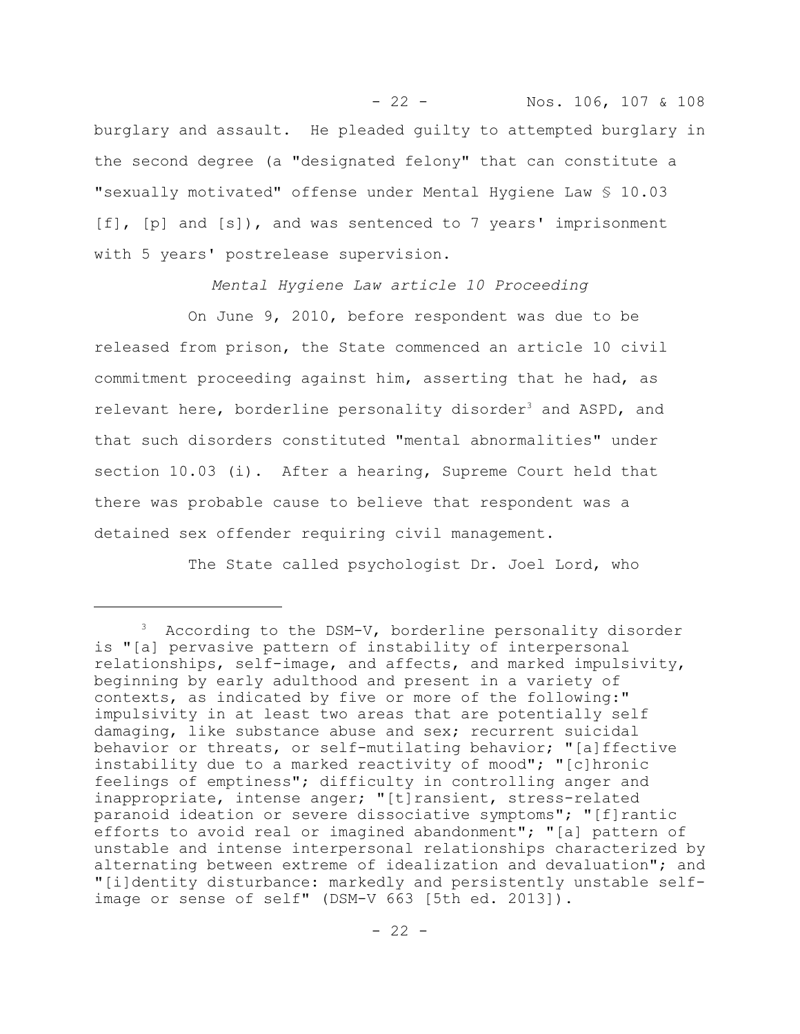burglary and assault. He pleaded guilty to attempted burglary in the second degree (a "designated felony" that can constitute a "sexually motivated" offense under Mental Hygiene Law § 10.03 [f], [p] and [s]), and was sentenced to 7 years' imprisonment with 5 years' postrelease supervision.

*Mental Hygiene Law article 10 Proceeding*

On June 9, 2010, before respondent was due to be released from prison, the State commenced an article 10 civil commitment proceeding against him, asserting that he had, as relevant here, borderline personality disorder[3] and ASPD, and that such disorders constituted "mental abnormalities" under section 10.03 (i). After a hearing, Supreme Court held that there was probable cause to believe that respondent was a detained sex offender requiring civil management.

The State called psychologist Dr. Joel Lord, who

---

[3] According to the DSM-V, borderline personality disorder is "[a] pervasive pattern of instability of interpersonal relationships, self-image, and affects, and marked impulsivity, beginning by early adulthood and present in a variety of contexts, as indicated by five or more of the following:" impulsivity in at least two areas that are potentially self damaging, like substance abuse and sex; recurrent suicidal behavior or threats, or self-mutilating behavior; "[a]ffective instability due to a marked reactivity of mood"; "[c]hronic feelings of emptiness"; difficulty in controlling anger and inappropriate, intense anger; "[t]ransient, stress-related paranoid ideation or severe dissociative symptoms"; "[f]rantic efforts to avoid real or imagined abandonment"; "[a] pattern of unstable and intense interpersonal relationships characterized by alternating between extreme of idealization and devaluation"; and "[i]dentity disturbance: markedly and persistently unstable self-image or sense of self" (DSM-V 663 [5th ed. 2013]).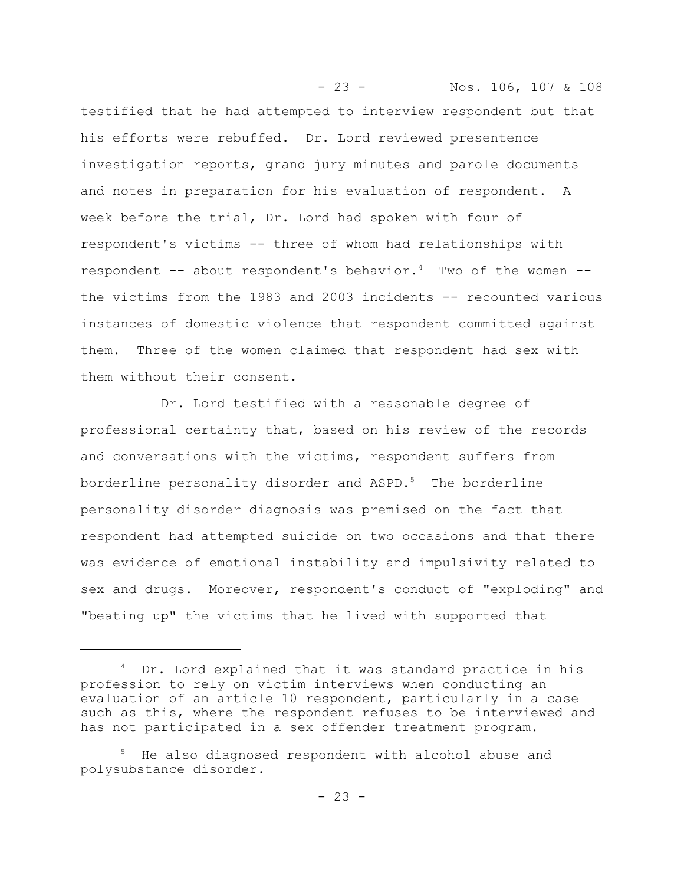testified that he had attempted to interview respondent but that his efforts were rebuffed. Dr. Lord reviewed presentence investigation reports, grand jury minutes and parole documents and notes in preparation for his evaluation of respondent. A week before the trial, Dr. Lord had spoken with four of respondent's victims -- three of whom had relationships with respondent -- about respondent's behavior.[4] Two of the women -- the victims from the 1983 and 2003 incidents -- recounted various instances of domestic violence that respondent committed against them. Three of the women claimed that respondent had sex with them without their consent.

Dr. Lord testified with a reasonable degree of professional certainty that, based on his review of the records and conversations with the victims, respondent suffers from borderline personality disorder and ASPD.[5] The borderline personality disorder diagnosis was premised on the fact that respondent had attempted suicide on two occasions and that there was evidence of emotional instability and impulsivity related to sex and drugs. Moreover, respondent's conduct of "exploding" and "beating up" the victims that he lived with supported that

---

[4] Dr. Lord explained that it was standard practice in his profession to rely on victim interviews when conducting an evaluation of an article 10 respondent, particularly in a case such as this, where the respondent refuses to be interviewed and has not participated in a sex offender treatment program.

[5] He also diagnosed respondent with alcohol abuse and polysubstance disorder.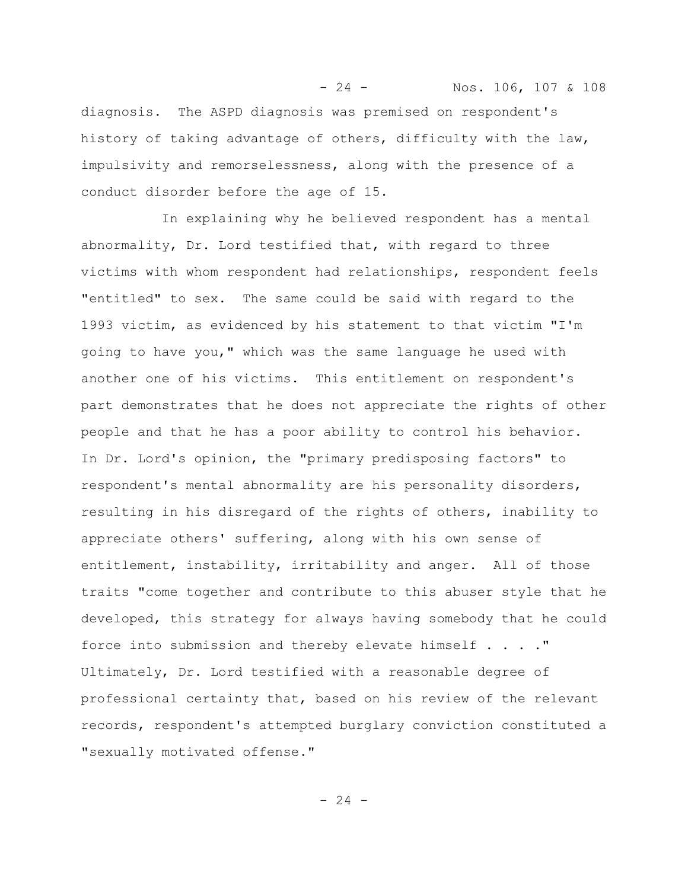diagnosis. The ASPD diagnosis was premised on respondent's history of taking advantage of others, difficulty with the law, impulsivity and remorselessness, along with the presence of a conduct disorder before the age of 15.

In explaining why he believed respondent has a mental abnormality, Dr. Lord testified that, with regard to three victims with whom respondent had relationships, respondent feels "entitled" to sex. The same could be said with regard to the 1993 victim, as evidenced by his statement to that victim "I'm going to have you," which was the same language he used with another one of his victims. This entitlement on respondent's part demonstrates that he does not appreciate the rights of other people and that he has a poor ability to control his behavior. In Dr. Lord's opinion, the "primary predisposing factors" to respondent's mental abnormality are his personality disorders, resulting in his disregard of the rights of others, inability to appreciate others' suffering, along with his own sense of entitlement, instability, irritability and anger. All of those traits "come together and contribute to this abuser style that he developed, this strategy for always having somebody that he could force into submission and thereby elevate himself . . . ." Ultimately, Dr. Lord testified with a reasonable degree of professional certainty that, based on his review of the relevant records, respondent's attempted burglary conviction constituted a "sexually motivated offense."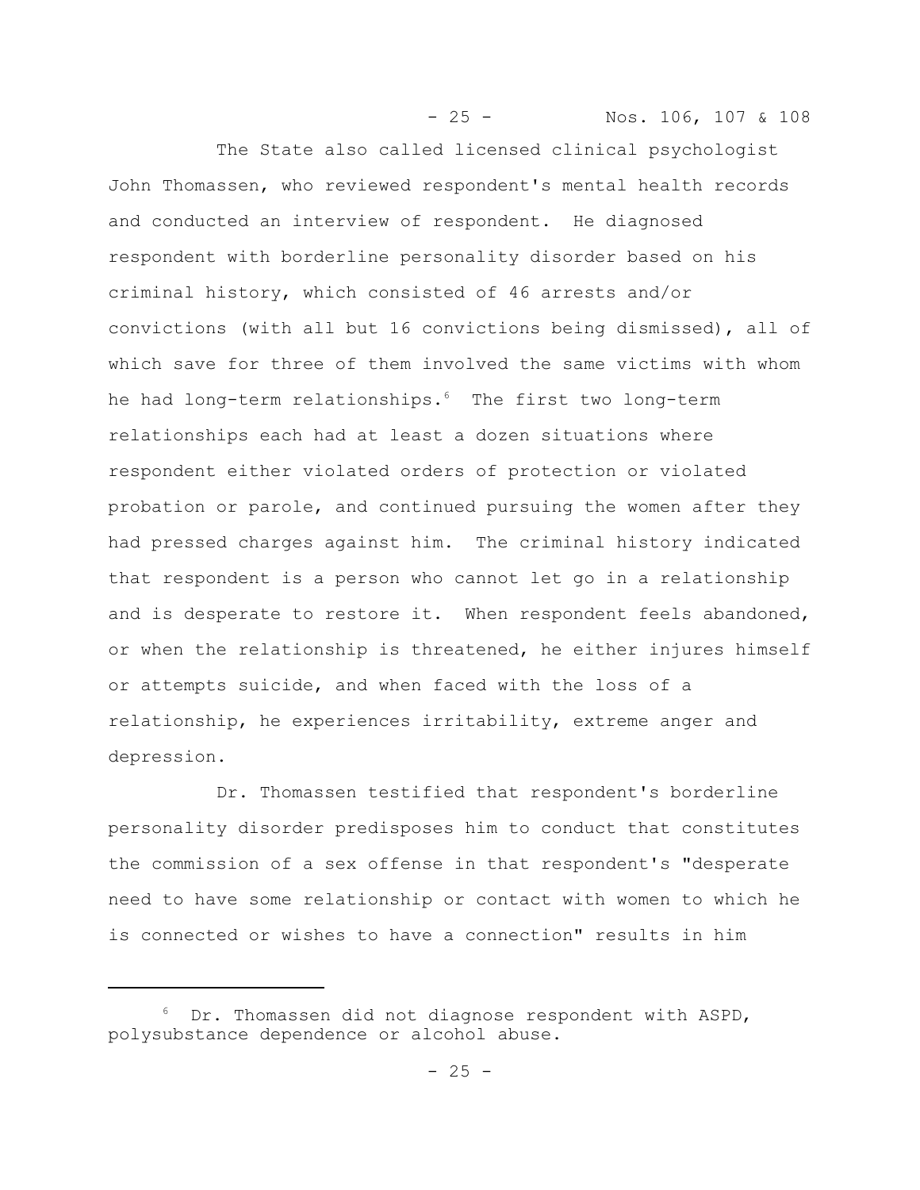The State also called licensed clinical psychologist John Thomassen, who reviewed respondent's mental health records and conducted an interview of respondent. He diagnosed respondent with borderline personality disorder based on his criminal history, which consisted of 46 arrests and/or convictions (with all but 16 convictions being dismissed), all of which save for three of them involved the same victims with whom he had long-term relationships.[6] The first two long-term relationships each had at least a dozen situations where respondent either violated orders of protection or violated probation or parole, and continued pursuing the women after they had pressed charges against him. The criminal history indicated that respondent is a person who cannot let go in a relationship and is desperate to restore it. When respondent feels abandoned, or when the relationship is threatened, he either injures himself or attempts suicide, and when faced with the loss of a relationship, he experiences irritability, extreme anger and depression.

Dr. Thomassen testified that respondent's borderline personality disorder predisposes him to conduct that constitutes the commission of a sex offense in that respondent's "desperate need to have some relationship or contact with women to which he is connected or wishes to have a connection" results in him

---

[6] Dr. Thomassen did not diagnose respondent with ASPD, polysubstance dependence or alcohol abuse.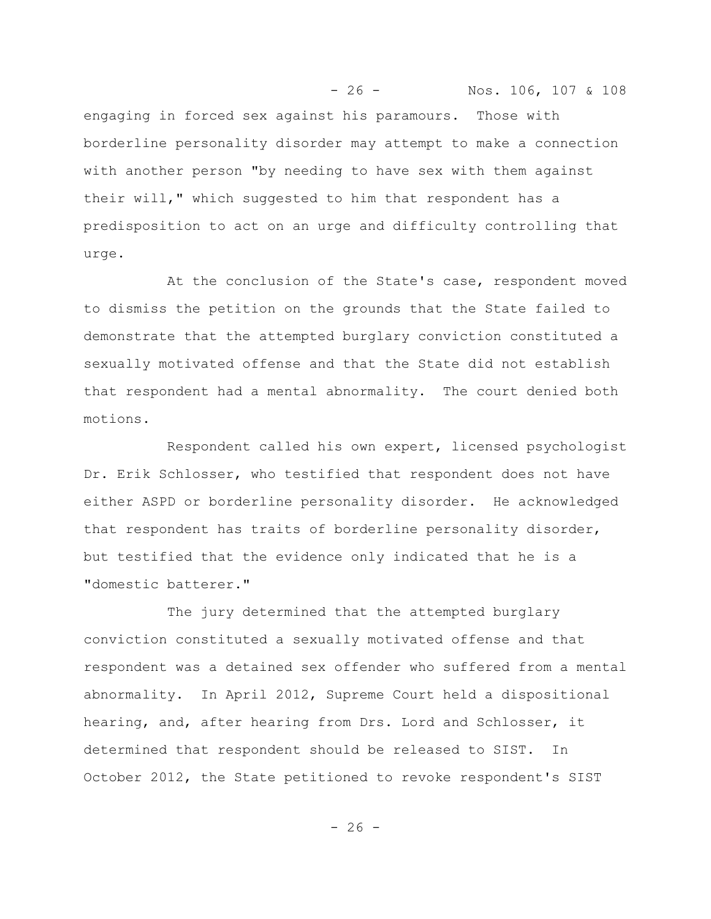engaging in forced sex against his paramours. Those with borderline personality disorder may attempt to make a connection with another person "by needing to have sex with them against their will," which suggested to him that respondent has a predisposition to act on an urge and difficulty controlling that urge.

At the conclusion of the State's case, respondent moved to dismiss the petition on the grounds that the State failed to demonstrate that the attempted burglary conviction constituted a sexually motivated offense and that the State did not establish that respondent had a mental abnormality. The court denied both motions.

Respondent called his own expert, licensed psychologist Dr. Erik Schlosser, who testified that respondent does not have either ASPD or borderline personality disorder. He acknowledged that respondent has traits of borderline personality disorder, but testified that the evidence only indicated that he is a "domestic batterer."

The jury determined that the attempted burglary conviction constituted a sexually motivated offense and that respondent was a detained sex offender who suffered from a mental abnormality. In April 2012, Supreme Court held a dispositional hearing, and, after hearing from Drs. Lord and Schlosser, it determined that respondent should be released to SIST. In October 2012, the State petitioned to revoke respondent's SIST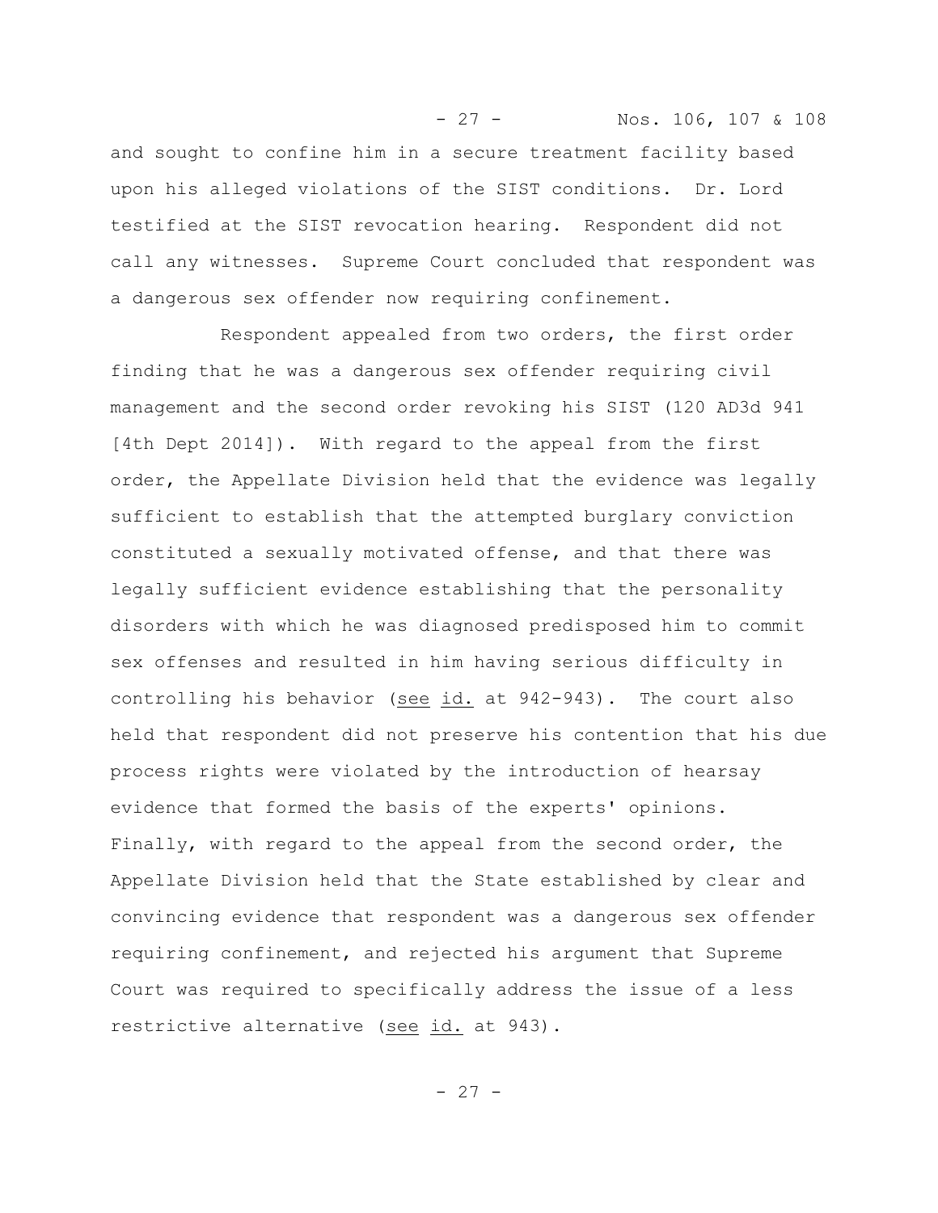and sought to confine him in a secure treatment facility based upon his alleged violations of the SIST conditions. Dr. Lord testified at the SIST revocation hearing. Respondent did not call any witnesses. Supreme Court concluded that respondent was a dangerous sex offender now requiring confinement.

Respondent appealed from two orders, the first order finding that he was a dangerous sex offender requiring civil management and the second order revoking his SIST (120 AD3d 941 [4th Dept 2014]). With regard to the appeal from the first order, the Appellate Division held that the evidence was legally sufficient to establish that the attempted burglary conviction constituted a sexually motivated offense, and that there was legally sufficient evidence establishing that the personality disorders with which he was diagnosed predisposed him to commit sex offenses and resulted in him having serious difficulty in controlling his behavior (see id. at 942-943). The court also held that respondent did not preserve his contention that his due process rights were violated by the introduction of hearsay evidence that formed the basis of the experts' opinions. Finally, with regard to the appeal from the second order, the Appellate Division held that the State established by clear and convincing evidence that respondent was a dangerous sex offender requiring confinement, and rejected his argument that Supreme Court was required to specifically address the issue of a less restrictive alternative (see id. at 943).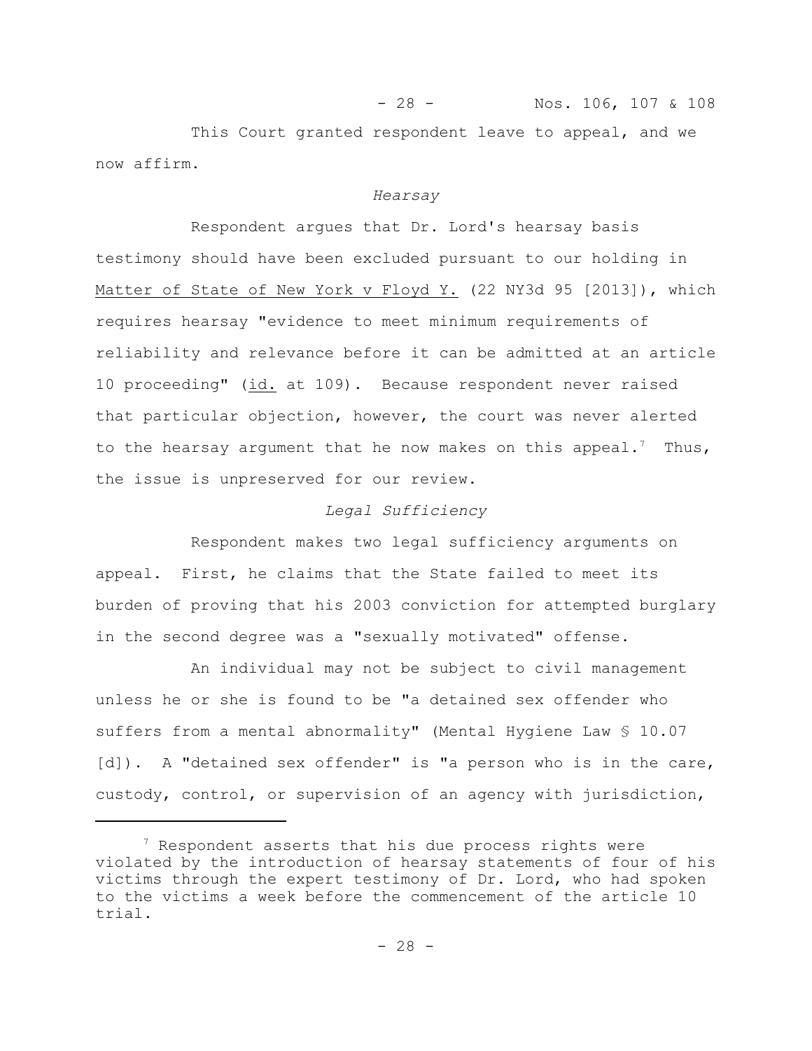This Court granted respondent leave to appeal, and we now affirm.

*Hearsay*

Respondent argues that Dr. Lord's hearsay basis testimony should have been excluded pursuant to our holding in Matter of State of New York v Floyd Y. (22 NY3d 95 [2013]), which requires hearsay "evidence to meet minimum requirements of reliability and relevance before it can be admitted at an article 10 proceeding" (id. at 109). Because respondent never raised that particular objection, however, the court was never alerted to the hearsay argument that he now makes on this appeal.[7] Thus, the issue is unpreserved for our review.

*Legal Sufficiency*

Respondent makes two legal sufficiency arguments on appeal. First, he claims that the State failed to meet its burden of proving that his 2003 conviction for attempted burglary in the second degree was a "sexually motivated" offense.

An individual may not be subject to civil management unless he or she is found to be "a detained sex offender who suffers from a mental abnormality" (Mental Hygiene Law § 10.07 [d]). A "detained sex offender" is "a person who is in the care, custody, control, or supervision of an agency with jurisdiction,

---

[7] Respondent asserts that his due process rights were violated by the introduction of hearsay statements of four of his victims through the expert testimony of Dr. Lord, who had spoken to the victims a week before the commencement of the article 10 trial.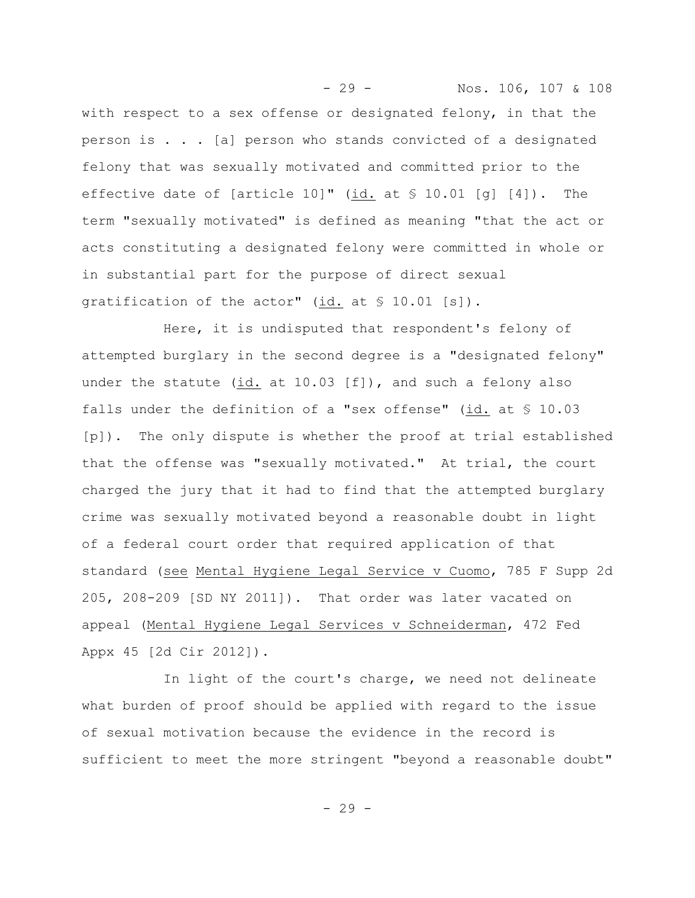with respect to a sex offense or designated felony, in that the person is . . . [a] person who stands convicted of a designated felony that was sexually motivated and committed prior to the effective date of [article 10]" (id. at § 10.01 [g] [4]). The term "sexually motivated" is defined as meaning "that the act or acts constituting a designated felony were committed in whole or in substantial part for the purpose of direct sexual gratification of the actor" (id. at § 10.01 [s]).

Here, it is undisputed that respondent's felony of attempted burglary in the second degree is a "designated felony" under the statute (id. at 10.03 [f]), and such a felony also falls under the definition of a "sex offense" (id. at § 10.03 [p]). The only dispute is whether the proof at trial established that the offense was "sexually motivated." At trial, the court charged the jury that it had to find that the attempted burglary crime was sexually motivated beyond a reasonable doubt in light of a federal court order that required application of that standard (see Mental Hygiene Legal Service v Cuomo, 785 F Supp 2d 205, 208-209 [SD NY 2011]). That order was later vacated on appeal (Mental Hygiene Legal Services v Schneiderman, 472 Fed Appx 45 [2d Cir 2012]).

In light of the court's charge, we need not delineate what burden of proof should be applied with regard to the issue of sexual motivation because the evidence in the record is sufficient to meet the more stringent "beyond a reasonable doubt"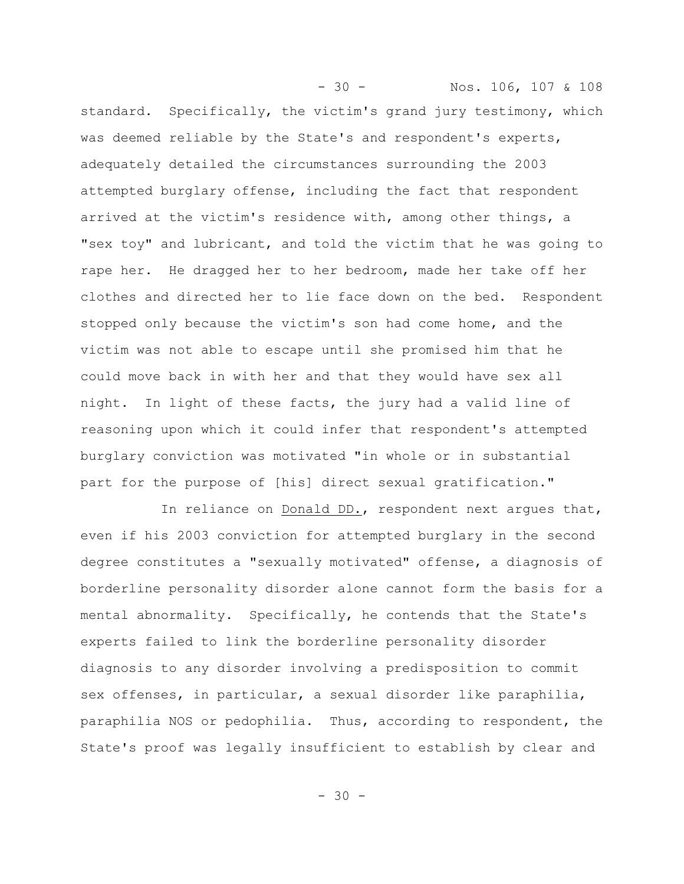standard. Specifically, the victim's grand jury testimony, which was deemed reliable by the State's and respondent's experts, adequately detailed the circumstances surrounding the 2003 attempted burglary offense, including the fact that respondent arrived at the victim's residence with, among other things, a "sex toy" and lubricant, and told the victim that he was going to rape her. He dragged her to her bedroom, made her take off her clothes and directed her to lie face down on the bed. Respondent stopped only because the victim's son had come home, and the victim was not able to escape until she promised him that he could move back in with her and that they would have sex all night. In light of these facts, the jury had a valid line of reasoning upon which it could infer that respondent's attempted burglary conviction was motivated "in whole or in substantial part for the purpose of [his] direct sexual gratification."

In reliance on Donald DD., respondent next argues that, even if his 2003 conviction for attempted burglary in the second degree constitutes a "sexually motivated" offense, a diagnosis of borderline personality disorder alone cannot form the basis for a mental abnormality. Specifically, he contends that the State's experts failed to link the borderline personality disorder diagnosis to any disorder involving a predisposition to commit sex offenses, in particular, a sexual disorder like paraphilia, paraphilia NOS or pedophilia. Thus, according to respondent, the State's proof was legally insufficient to establish by clear and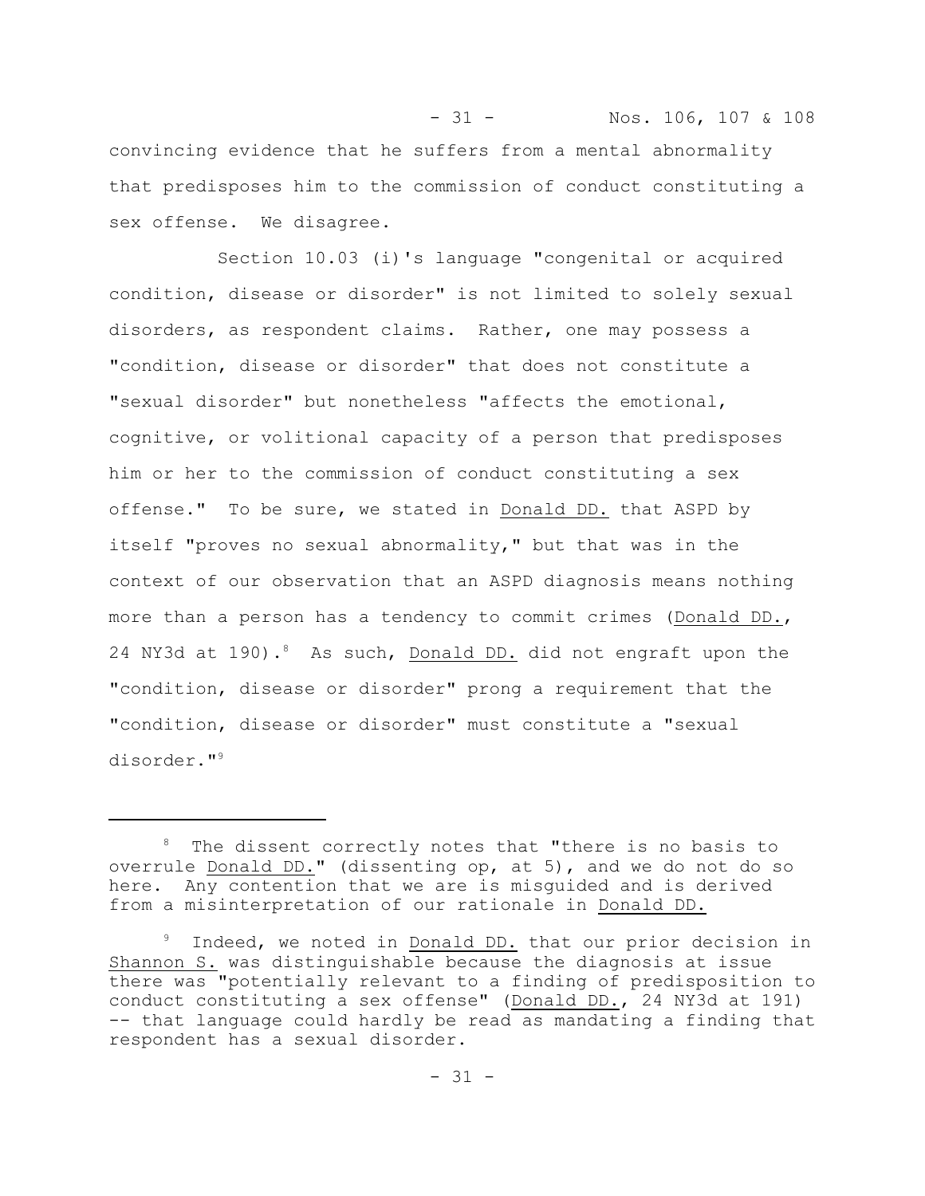convincing evidence that he suffers from a mental abnormality that predisposes him to the commission of conduct constituting a sex offense. We disagree.

Section 10.03 (i)'s language "congenital or acquired condition, disease or disorder" is not limited to solely sexual disorders, as respondent claims. Rather, one may possess a "condition, disease or disorder" that does not constitute a "sexual disorder" but nonetheless "affects the emotional, cognitive, or volitional capacity of a person that predisposes him or her to the commission of conduct constituting a sex offense." To be sure, we stated in Donald DD. that ASPD by itself "proves no sexual abnormality," but that was in the context of our observation that an ASPD diagnosis means nothing more than a person has a tendency to commit crimes (Donald DD., 24 NY3d at 190).[8] As such, Donald DD. did not engraft upon the "condition, disease or disorder" prong a requirement that the "condition, disease or disorder" must constitute a "sexual disorder."[9]

---

[8] The dissent correctly notes that "there is no basis to overrule Donald DD." (dissenting op, at 5), and we do not do so here. Any contention that we are is misguided and is derived from a misinterpretation of our rationale in Donald DD.

[9] Indeed, we noted in Donald DD. that our prior decision in Shannon S. was distinguishable because the diagnosis at issue there was "potentially relevant to a finding of predisposition to conduct constituting a sex offense" (Donald DD., 24 NY3d at 191) -- that language could hardly be read as mandating a finding that respondent has a sexual disorder.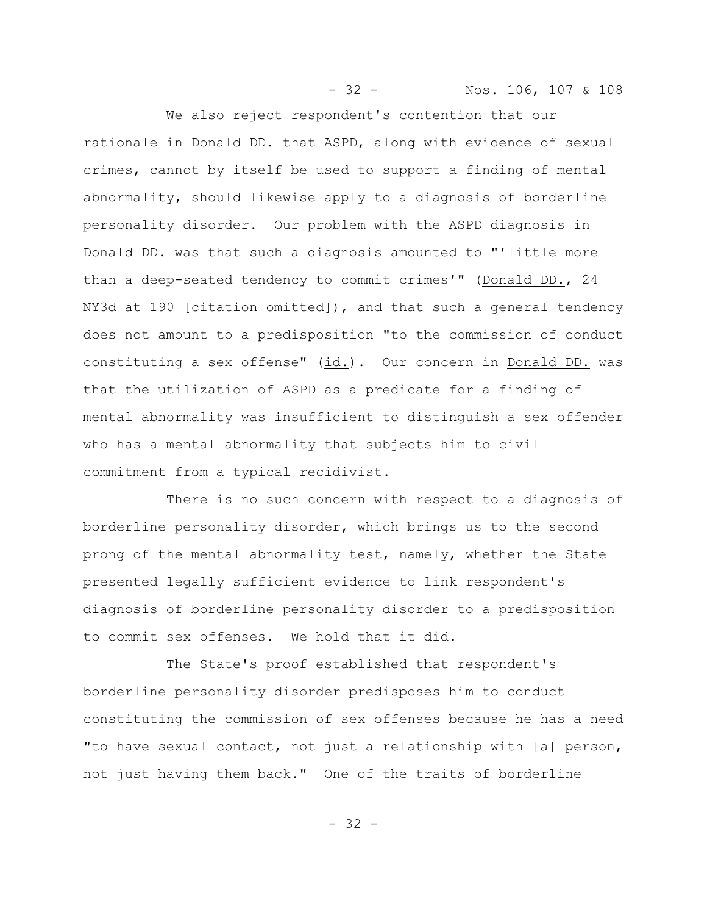We also reject respondent's contention that our rationale in Donald DD. that ASPD, along with evidence of sexual crimes, cannot by itself be used to support a finding of mental abnormality, should likewise apply to a diagnosis of borderline personality disorder. Our problem with the ASPD diagnosis in Donald DD. was that such a diagnosis amounted to "'little more than a deep-seated tendency to commit crimes'" (Donald DD., 24 NY3d at 190 [citation omitted]), and that such a general tendency does not amount to a predisposition "to the commission of conduct constituting a sex offense" (id.). Our concern in Donald DD. was that the utilization of ASPD as a predicate for a finding of mental abnormality was insufficient to distinguish a sex offender who has a mental abnormality that subjects him to civil commitment from a typical recidivist.

There is no such concern with respect to a diagnosis of borderline personality disorder, which brings us to the second prong of the mental abnormality test, namely, whether the State presented legally sufficient evidence to link respondent's diagnosis of borderline personality disorder to a predisposition to commit sex offenses. We hold that it did.

The State's proof established that respondent's borderline personality disorder predisposes him to conduct constituting the commission of sex offenses because he has a need "to have sexual contact, not just a relationship with [a] person, not just having them back." One of the traits of borderline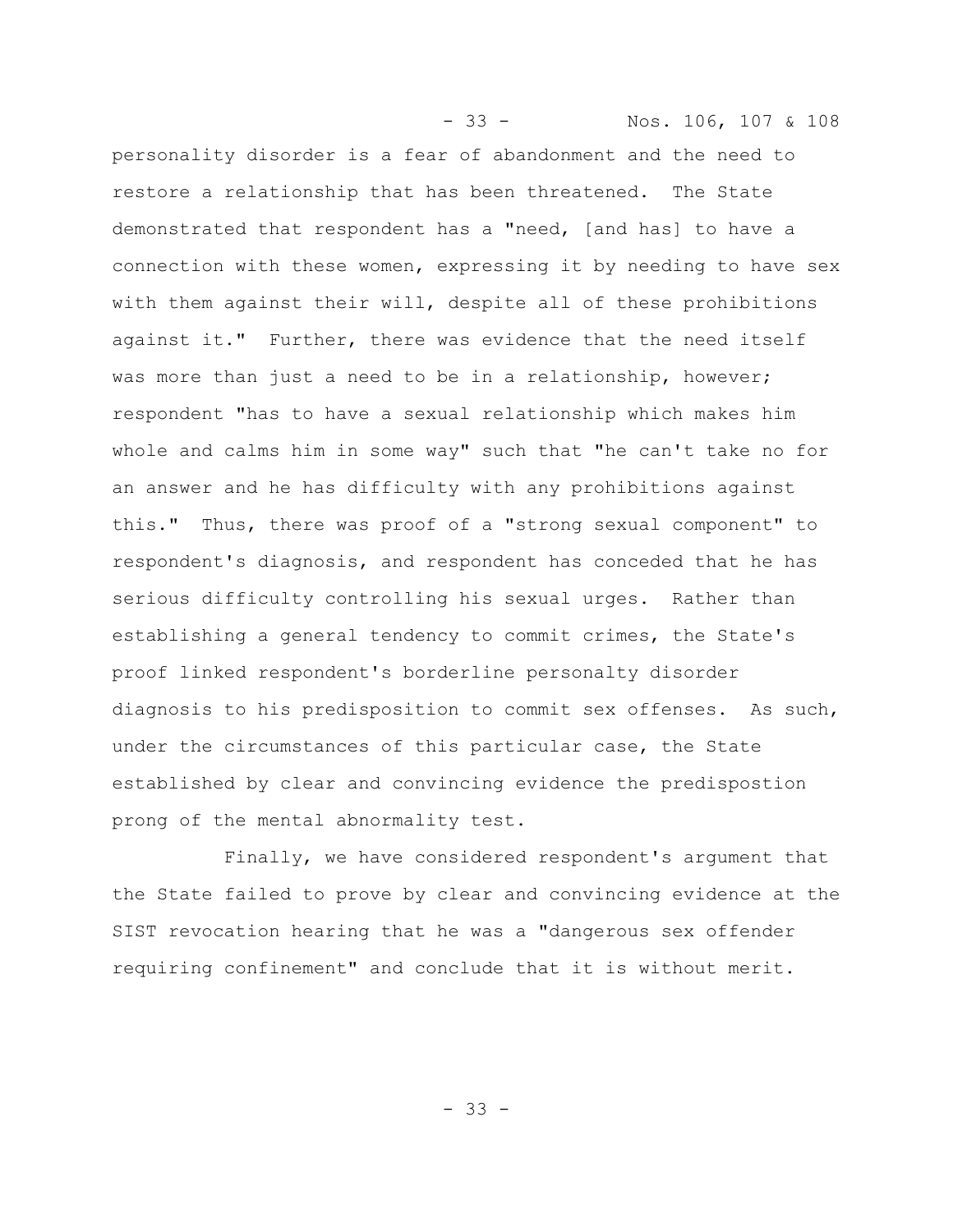personality disorder is a fear of abandonment and the need to restore a relationship that has been threatened. The State demonstrated that respondent has a "need, [and has] to have a connection with these women, expressing it by needing to have sex with them against their will, despite all of these prohibitions against it." Further, there was evidence that the need itself was more than just a need to be in a relationship, however; respondent "has to have a sexual relationship which makes him whole and calms him in some way" such that "he can't take no for an answer and he has difficulty with any prohibitions against this." Thus, there was proof of a "strong sexual component" to respondent's diagnosis, and respondent has conceded that he has serious difficulty controlling his sexual urges. Rather than establishing a general tendency to commit crimes, the State's proof linked respondent's borderline personalty disorder diagnosis to his predisposition to commit sex offenses. As such, under the circumstances of this particular case, the State established by clear and convincing evidence the predispostion prong of the mental abnormality test.

Finally, we have considered respondent's argument that the State failed to prove by clear and convincing evidence at the SIST revocation hearing that he was a "dangerous sex offender requiring confinement" and conclude that it is without merit.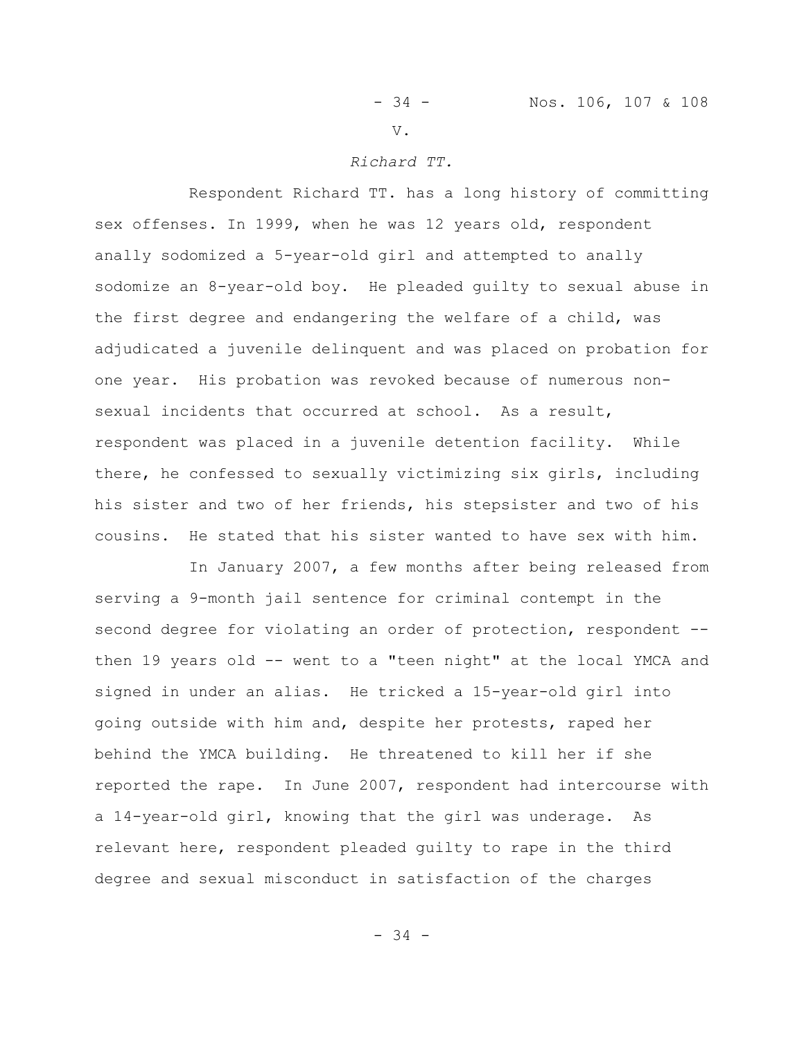## V.

### *Richard TT.*

Respondent Richard TT. has a long history of committing sex offenses. In 1999, when he was 12 years old, respondent anally sodomized a 5-year-old girl and attempted to anally sodomize an 8-year-old boy. He pleaded guilty to sexual abuse in the first degree and endangering the welfare of a child, was adjudicated a juvenile delinquent and was placed on probation for one year. His probation was revoked because of numerous non-sexual incidents that occurred at school. As a result, respondent was placed in a juvenile detention facility. While there, he confessed to sexually victimizing six girls, including his sister and two of her friends, his stepsister and two of his cousins. He stated that his sister wanted to have sex with him.

In January 2007, a few months after being released from serving a 9-month jail sentence for criminal contempt in the second degree for violating an order of protection, respondent -- then 19 years old -- went to a "teen night" at the local YMCA and signed in under an alias. He tricked a 15-year-old girl into going outside with him and, despite her protests, raped her behind the YMCA building. He threatened to kill her if she reported the rape. In June 2007, respondent had intercourse with a 14-year-old girl, knowing that the girl was underage. As relevant here, respondent pleaded guilty to rape in the third degree and sexual misconduct in satisfaction of the charges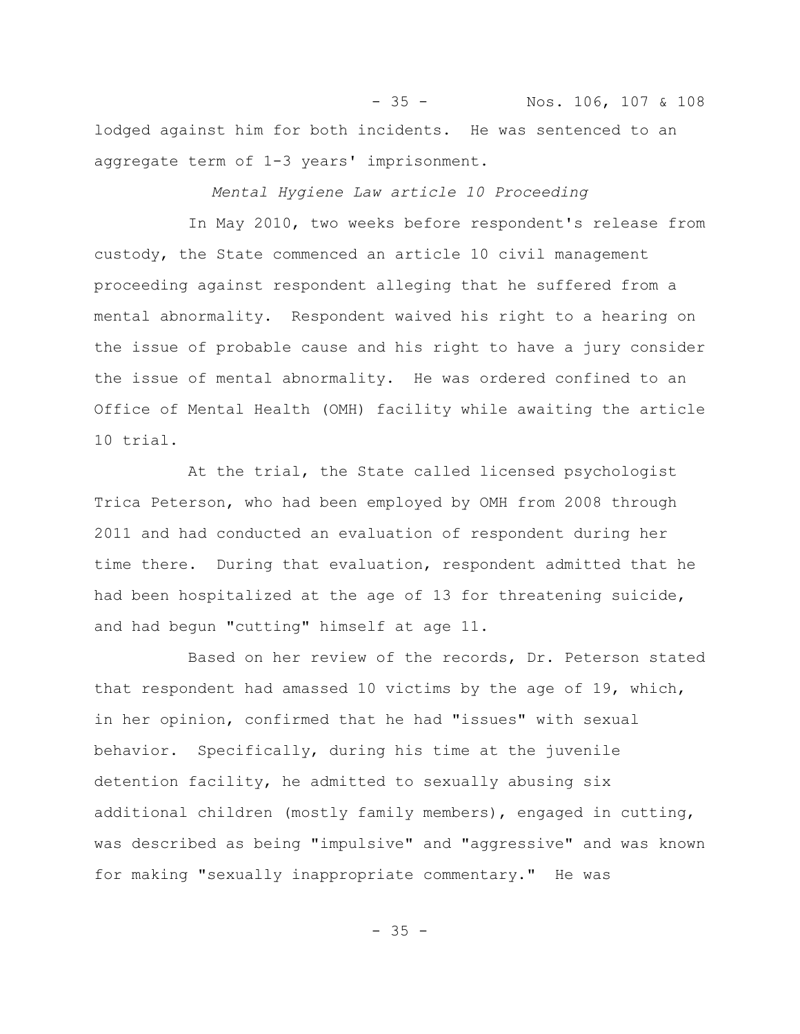lodged against him for both incidents. He was sentenced to an aggregate term of 1-3 years' imprisonment.

*Mental Hygiene Law article 10 Proceeding*

In May 2010, two weeks before respondent's release from custody, the State commenced an article 10 civil management proceeding against respondent alleging that he suffered from a mental abnormality. Respondent waived his right to a hearing on the issue of probable cause and his right to have a jury consider the issue of mental abnormality. He was ordered confined to an Office of Mental Health (OMH) facility while awaiting the article 10 trial.

At the trial, the State called licensed psychologist Trica Peterson, who had been employed by OMH from 2008 through 2011 and had conducted an evaluation of respondent during her time there. During that evaluation, respondent admitted that he had been hospitalized at the age of 13 for threatening suicide, and had begun "cutting" himself at age 11.

Based on her review of the records, Dr. Peterson stated that respondent had amassed 10 victims by the age of 19, which, in her opinion, confirmed that he had "issues" with sexual behavior. Specifically, during his time at the juvenile detention facility, he admitted to sexually abusing six additional children (mostly family members), engaged in cutting, was described as being "impulsive" and "aggressive" and was known for making "sexually inappropriate commentary." He was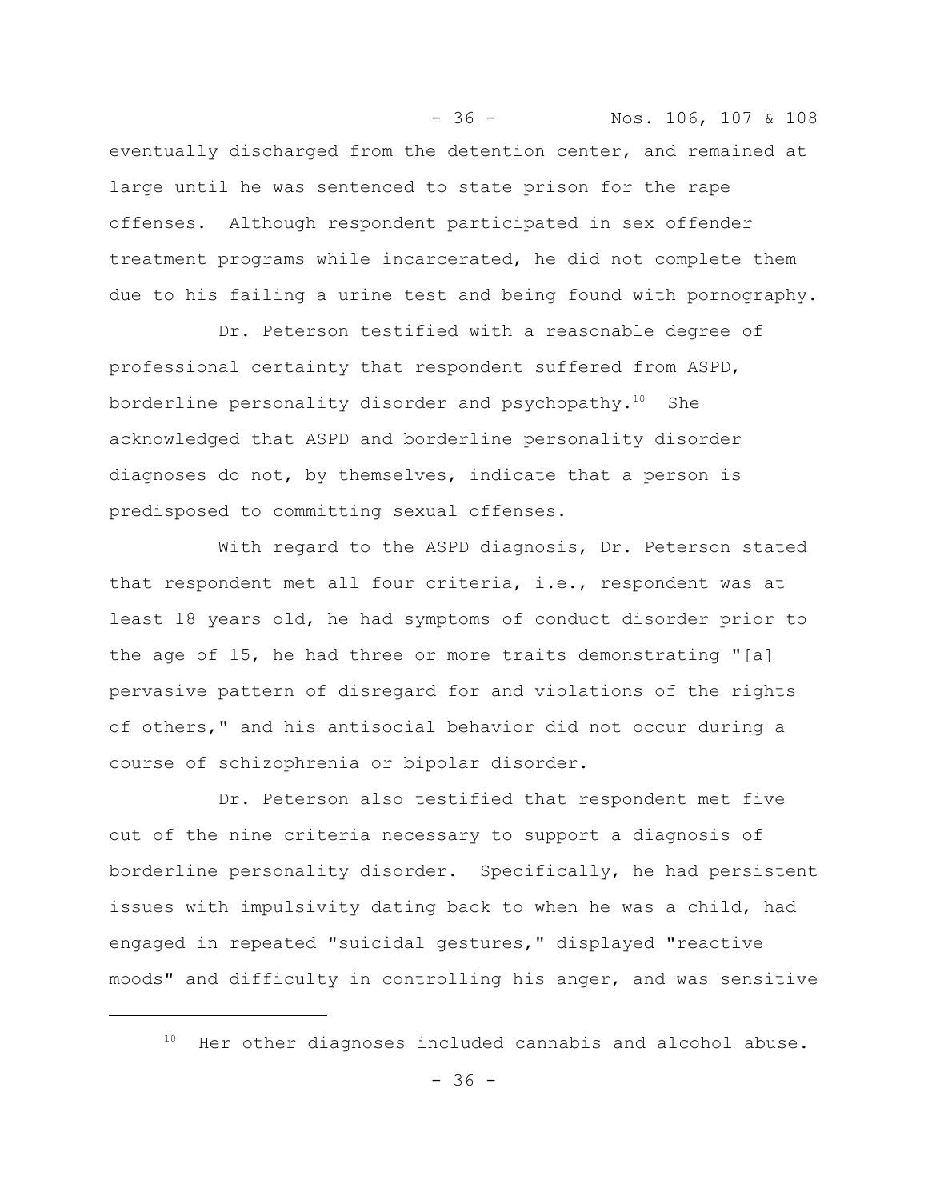eventually discharged from the detention center, and remained at large until he was sentenced to state prison for the rape offenses. Although respondent participated in sex offender treatment programs while incarcerated, he did not complete them due to his failing a urine test and being found with pornography.

Dr. Peterson testified with a reasonable degree of professional certainty that respondent suffered from ASPD, borderline personality disorder and psychopathy.[10] She acknowledged that ASPD and borderline personality disorder diagnoses do not, by themselves, indicate that a person is predisposed to committing sexual offenses.

With regard to the ASPD diagnosis, Dr. Peterson stated that respondent met all four criteria, i.e., respondent was at least 18 years old, he had symptoms of conduct disorder prior to the age of 15, he had three or more traits demonstrating "[a] pervasive pattern of disregard for and violations of the rights of others," and his antisocial behavior did not occur during a course of schizophrenia or bipolar disorder.

Dr. Peterson also testified that respondent met five out of the nine criteria necessary to support a diagnosis of borderline personality disorder. Specifically, he had persistent issues with impulsivity dating back to when he was a child, had engaged in repeated "suicidal gestures," displayed "reactive moods" and difficulty in controlling his anger, and was sensitive

---

[10] Her other diagnoses included cannabis and alcohol abuse.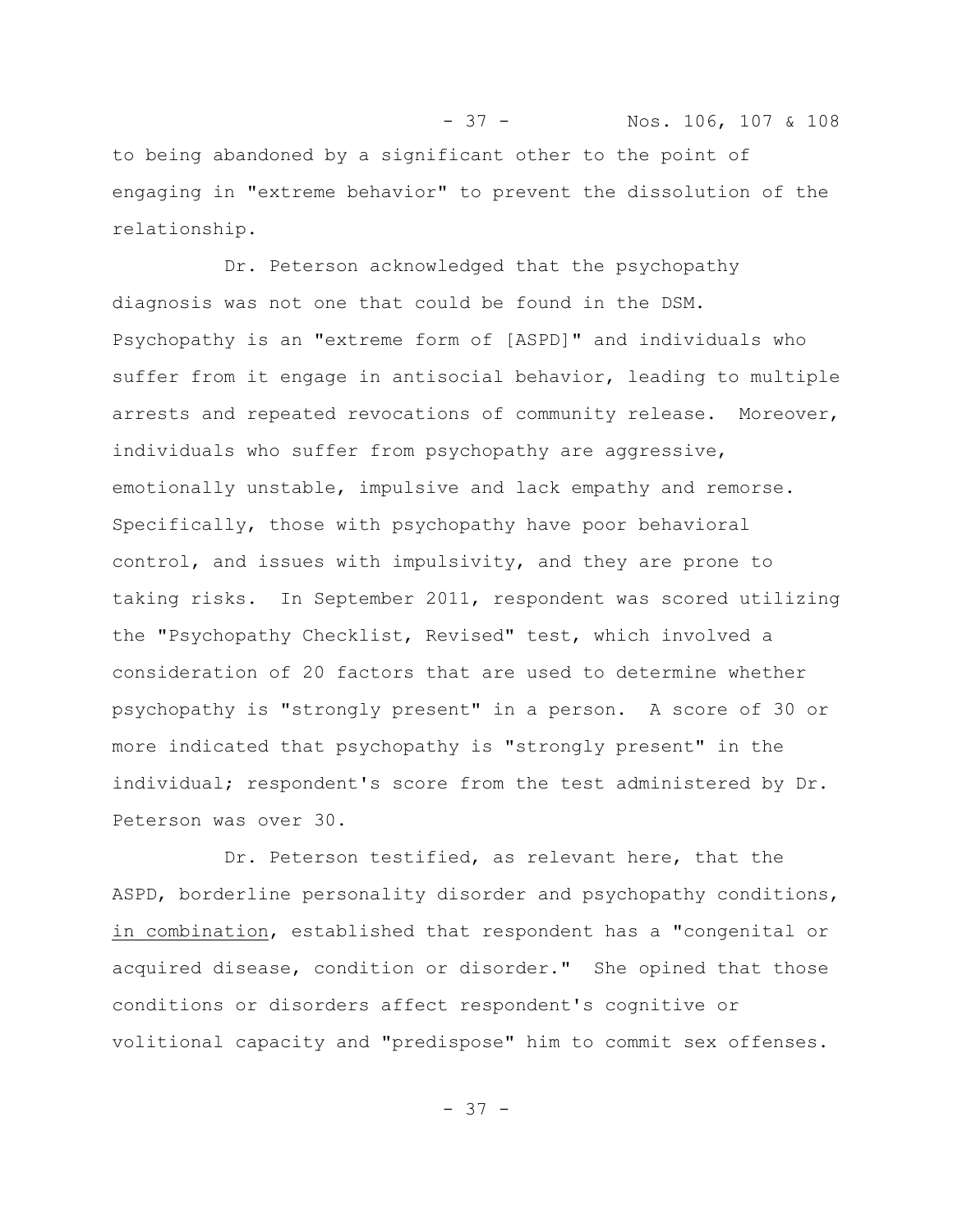to being abandoned by a significant other to the point of engaging in "extreme behavior" to prevent the dissolution of the relationship.

Dr. Peterson acknowledged that the psychopathy diagnosis was not one that could be found in the DSM. Psychopathy is an "extreme form of [ASPD]" and individuals who suffer from it engage in antisocial behavior, leading to multiple arrests and repeated revocations of community release. Moreover, individuals who suffer from psychopathy are aggressive, emotionally unstable, impulsive and lack empathy and remorse. Specifically, those with psychopathy have poor behavioral control, and issues with impulsivity, and they are prone to taking risks. In September 2011, respondent was scored utilizing the "Psychopathy Checklist, Revised" test, which involved a consideration of 20 factors that are used to determine whether psychopathy is "strongly present" in a person. A score of 30 or more indicated that psychopathy is "strongly present" in the individual; respondent's score from the test administered by Dr. Peterson was over 30.

Dr. Peterson testified, as relevant here, that the ASPD, borderline personality disorder and psychopathy conditions, <u>in combination</u>, established that respondent has a "congenital or acquired disease, condition or disorder." She opined that those conditions or disorders affect respondent's cognitive or volitional capacity and "predispose" him to commit sex offenses.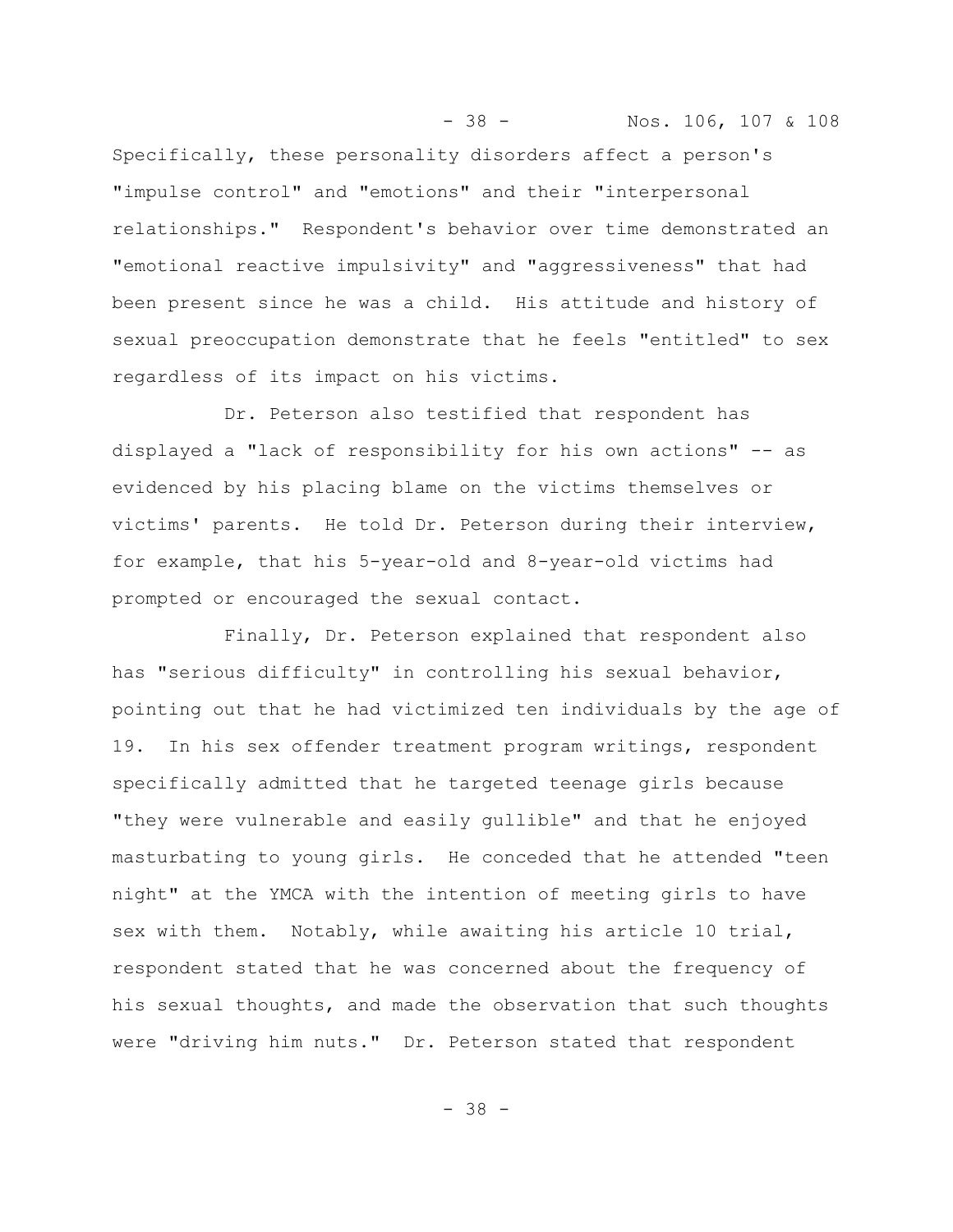Specifically, these personality disorders affect a person's "impulse control" and "emotions" and their "interpersonal relationships." Respondent's behavior over time demonstrated an "emotional reactive impulsivity" and "aggressiveness" that had been present since he was a child. His attitude and history of sexual preoccupation demonstrate that he feels "entitled" to sex regardless of its impact on his victims.

Dr. Peterson also testified that respondent has displayed a "lack of responsibility for his own actions" -- as evidenced by his placing blame on the victims themselves or victims' parents. He told Dr. Peterson during their interview, for example, that his 5-year-old and 8-year-old victims had prompted or encouraged the sexual contact.

Finally, Dr. Peterson explained that respondent also has "serious difficulty" in controlling his sexual behavior, pointing out that he had victimized ten individuals by the age of 19. In his sex offender treatment program writings, respondent specifically admitted that he targeted teenage girls because "they were vulnerable and easily gullible" and that he enjoyed masturbating to young girls. He conceded that he attended "teen night" at the YMCA with the intention of meeting girls to have sex with them. Notably, while awaiting his article 10 trial, respondent stated that he was concerned about the frequency of his sexual thoughts, and made the observation that such thoughts were "driving him nuts." Dr. Peterson stated that respondent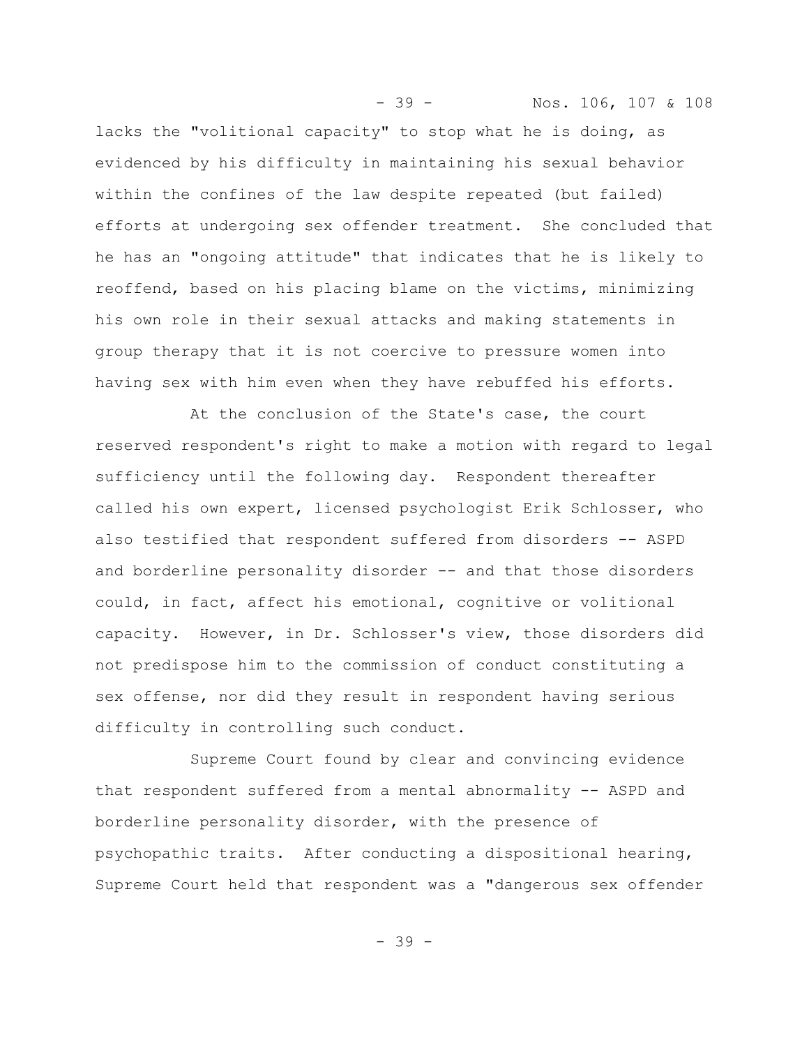lacks the "volitional capacity" to stop what he is doing, as evidenced by his difficulty in maintaining his sexual behavior within the confines of the law despite repeated (but failed) efforts at undergoing sex offender treatment. She concluded that he has an "ongoing attitude" that indicates that he is likely to reoffend, based on his placing blame on the victims, minimizing his own role in their sexual attacks and making statements in group therapy that it is not coercive to pressure women into having sex with him even when they have rebuffed his efforts.

At the conclusion of the State's case, the court reserved respondent's right to make a motion with regard to legal sufficiency until the following day. Respondent thereafter called his own expert, licensed psychologist Erik Schlosser, who also testified that respondent suffered from disorders -- ASPD and borderline personality disorder -- and that those disorders could, in fact, affect his emotional, cognitive or volitional capacity. However, in Dr. Schlosser's view, those disorders did not predispose him to the commission of conduct constituting a sex offense, nor did they result in respondent having serious difficulty in controlling such conduct.

Supreme Court found by clear and convincing evidence that respondent suffered from a mental abnormality -- ASPD and borderline personality disorder, with the presence of psychopathic traits. After conducting a dispositional hearing, Supreme Court held that respondent was a "dangerous sex offender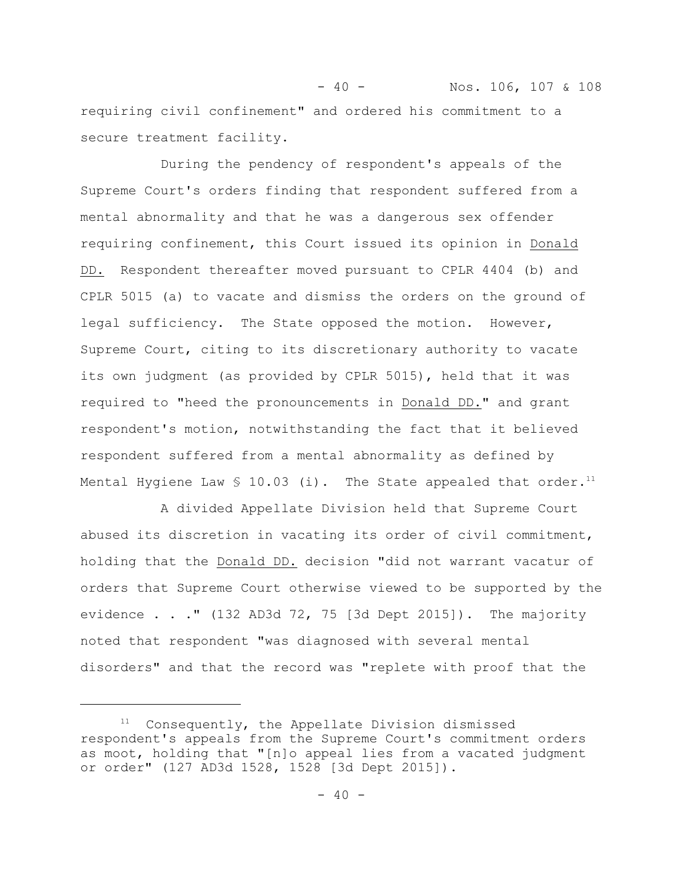requiring civil confinement" and ordered his commitment to a secure treatment facility.

During the pendency of respondent's appeals of the Supreme Court's orders finding that respondent suffered from a mental abnormality and that he was a dangerous sex offender requiring confinement, this Court issued its opinion in Donald DD. Respondent thereafter moved pursuant to CPLR 4404 (b) and CPLR 5015 (a) to vacate and dismiss the orders on the ground of legal sufficiency. The State opposed the motion. However, Supreme Court, citing to its discretionary authority to vacate its own judgment (as provided by CPLR 5015), held that it was required to "heed the pronouncements in Donald DD." and grant respondent's motion, notwithstanding the fact that it believed respondent suffered from a mental abnormality as defined by Mental Hygiene Law § 10.03 (i). The State appealed that order.[11]

A divided Appellate Division held that Supreme Court abused its discretion in vacating its order of civil commitment, holding that the Donald DD. decision "did not warrant vacatur of orders that Supreme Court otherwise viewed to be supported by the evidence . . ." (132 AD3d 72, 75 [3d Dept 2015]). The majority noted that respondent "was diagnosed with several mental disorders" and that the record was "replete with proof that the

[11] Consequently, the Appellate Division dismissed respondent's appeals from the Supreme Court's commitment orders as moot, holding that "[n]o appeal lies from a vacated judgment or order" (127 AD3d 1528, 1528 [3d Dept 2015]).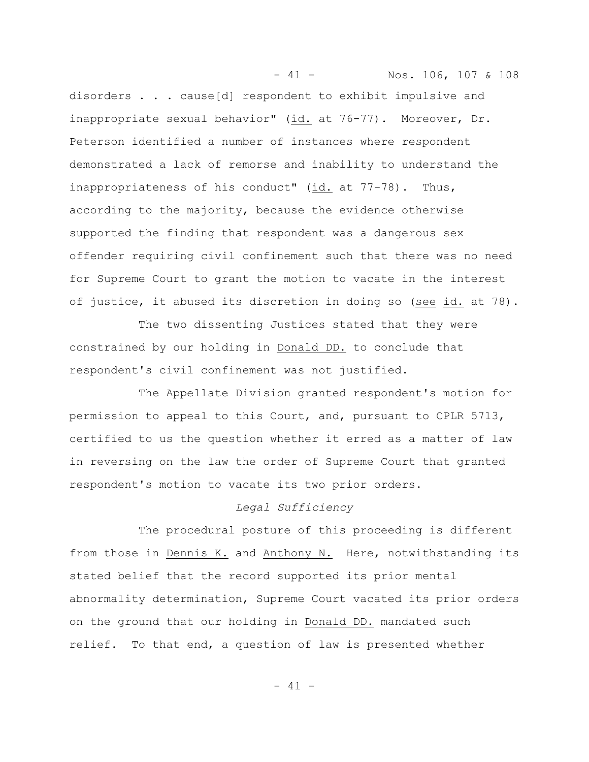disorders . . . cause[d] respondent to exhibit impulsive and inappropriate sexual behavior" (id. at 76-77). Moreover, Dr. Peterson identified a number of instances where respondent demonstrated a lack of remorse and inability to understand the inappropriateness of his conduct" (id. at 77-78). Thus, according to the majority, because the evidence otherwise supported the finding that respondent was a dangerous sex offender requiring civil confinement such that there was no need for Supreme Court to grant the motion to vacate in the interest of justice, it abused its discretion in doing so (see id. at 78).

The two dissenting Justices stated that they were constrained by our holding in Donald DD. to conclude that respondent's civil confinement was not justified.

The Appellate Division granted respondent's motion for permission to appeal to this Court, and, pursuant to CPLR 5713, certified to us the question whether it erred as a matter of law in reversing on the law the order of Supreme Court that granted respondent's motion to vacate its two prior orders.

*Legal Sufficiency*

The procedural posture of this proceeding is different from those in Dennis K. and Anthony N. Here, notwithstanding its stated belief that the record supported its prior mental abnormality determination, Supreme Court vacated its prior orders on the ground that our holding in Donald DD. mandated such relief. To that end, a question of law is presented whether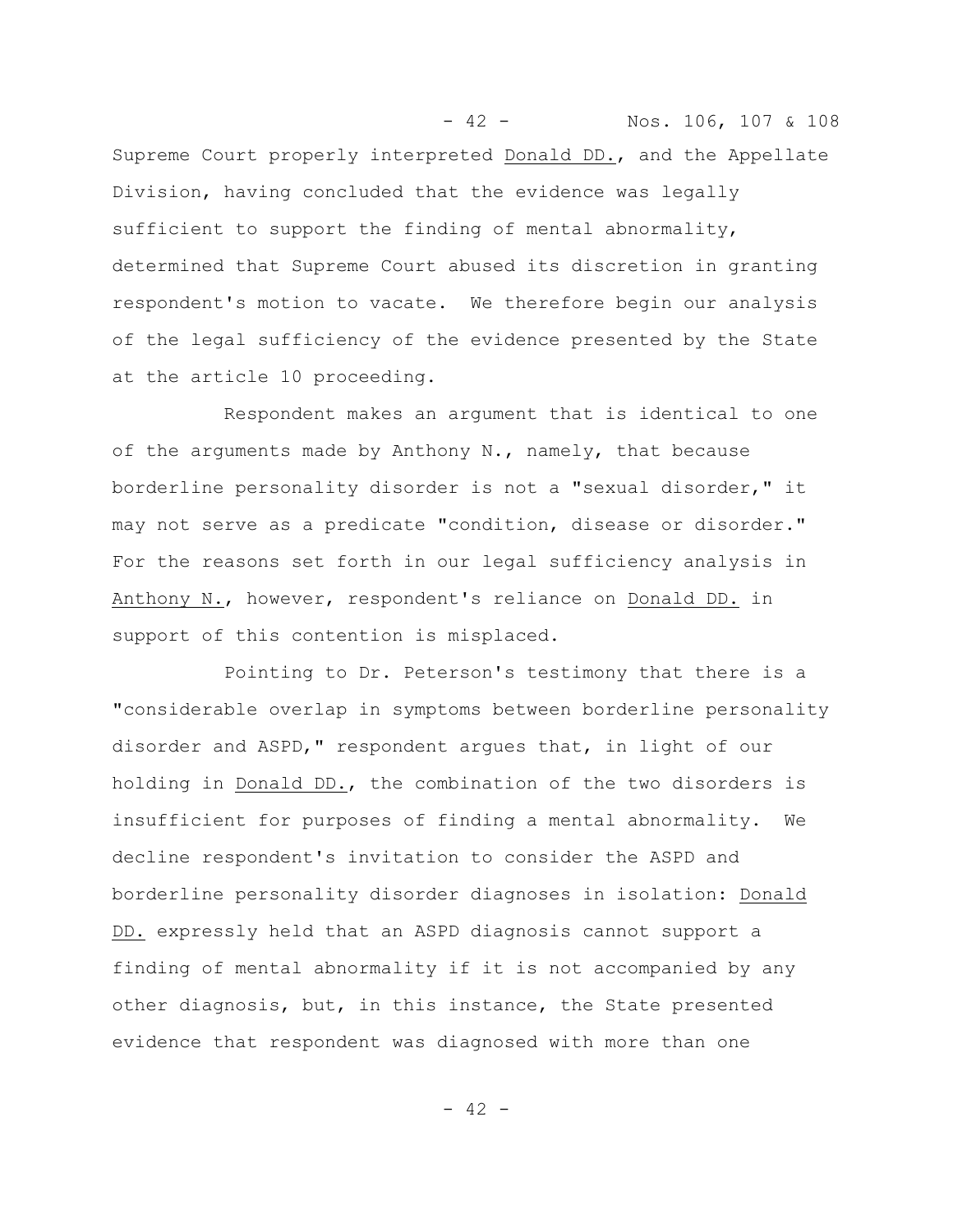Supreme Court properly interpreted Donald DD., and the Appellate Division, having concluded that the evidence was legally sufficient to support the finding of mental abnormality, determined that Supreme Court abused its discretion in granting respondent's motion to vacate. We therefore begin our analysis of the legal sufficiency of the evidence presented by the State at the article 10 proceeding.

Respondent makes an argument that is identical to one of the arguments made by Anthony N., namely, that because borderline personality disorder is not a "sexual disorder," it may not serve as a predicate "condition, disease or disorder." For the reasons set forth in our legal sufficiency analysis in Anthony N., however, respondent's reliance on Donald DD. in support of this contention is misplaced.

Pointing to Dr. Peterson's testimony that there is a "considerable overlap in symptoms between borderline personality disorder and ASPD," respondent argues that, in light of our holding in Donald DD., the combination of the two disorders is insufficient for purposes of finding a mental abnormality. We decline respondent's invitation to consider the ASPD and borderline personality disorder diagnoses in isolation: Donald DD. expressly held that an ASPD diagnosis cannot support a finding of mental abnormality if it is not accompanied by any other diagnosis, but, in this instance, the State presented evidence that respondent was diagnosed with more than one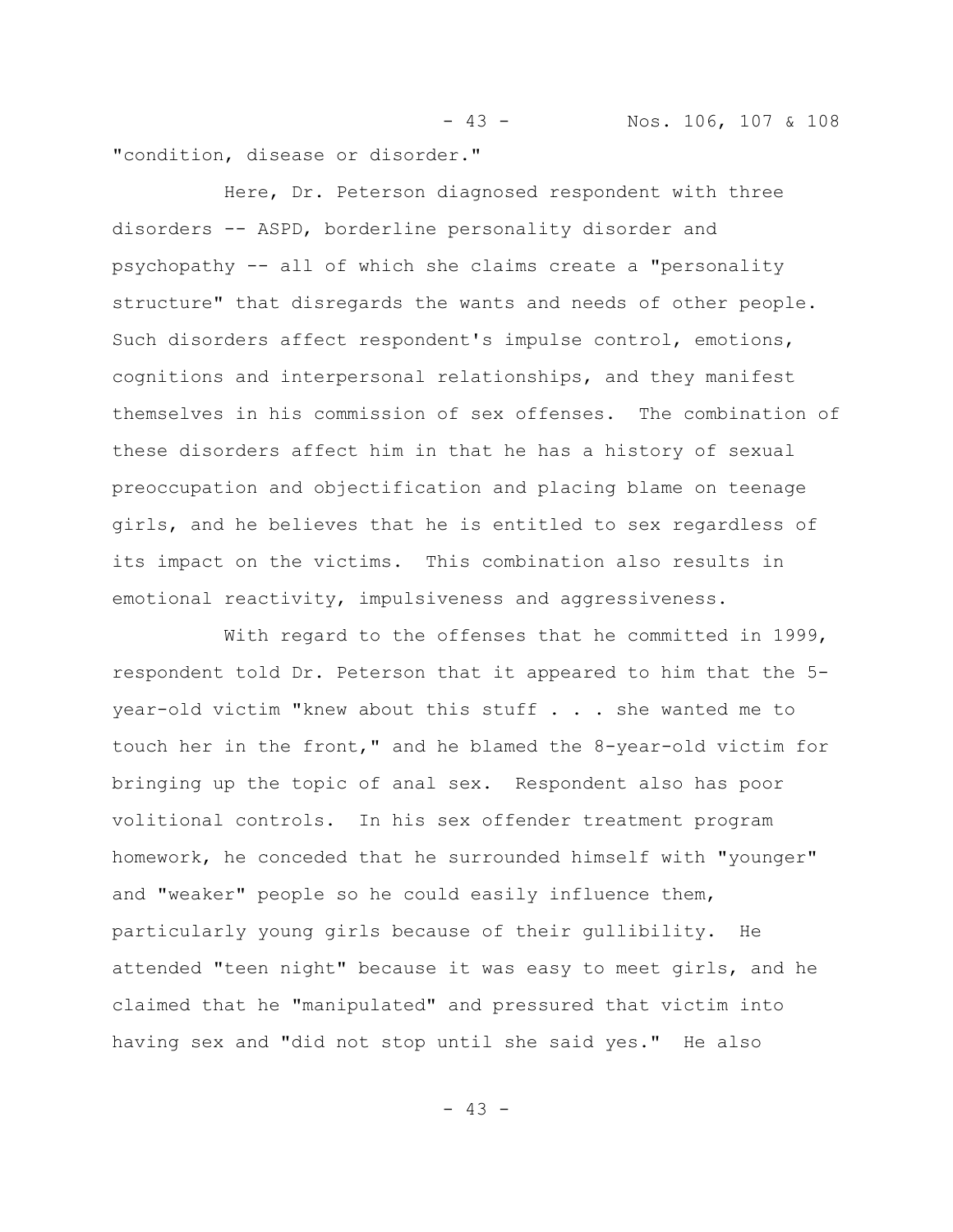"condition, disease or disorder."

Here, Dr. Peterson diagnosed respondent with three disorders -- ASPD, borderline personality disorder and psychopathy -- all of which she claims create a "personality structure" that disregards the wants and needs of other people. Such disorders affect respondent's impulse control, emotions, cognitions and interpersonal relationships, and they manifest themselves in his commission of sex offenses. The combination of these disorders affect him in that he has a history of sexual preoccupation and objectification and placing blame on teenage girls, and he believes that he is entitled to sex regardless of its impact on the victims. This combination also results in emotional reactivity, impulsiveness and aggressiveness.

With regard to the offenses that he committed in 1999, respondent told Dr. Peterson that it appeared to him that the 5-year-old victim "knew about this stuff . . . she wanted me to touch her in the front," and he blamed the 8-year-old victim for bringing up the topic of anal sex. Respondent also has poor volitional controls. In his sex offender treatment program homework, he conceded that he surrounded himself with "younger" and "weaker" people so he could easily influence them, particularly young girls because of their gullibility. He attended "teen night" because it was easy to meet girls, and he claimed that he "manipulated" and pressured that victim into having sex and "did not stop until she said yes." He also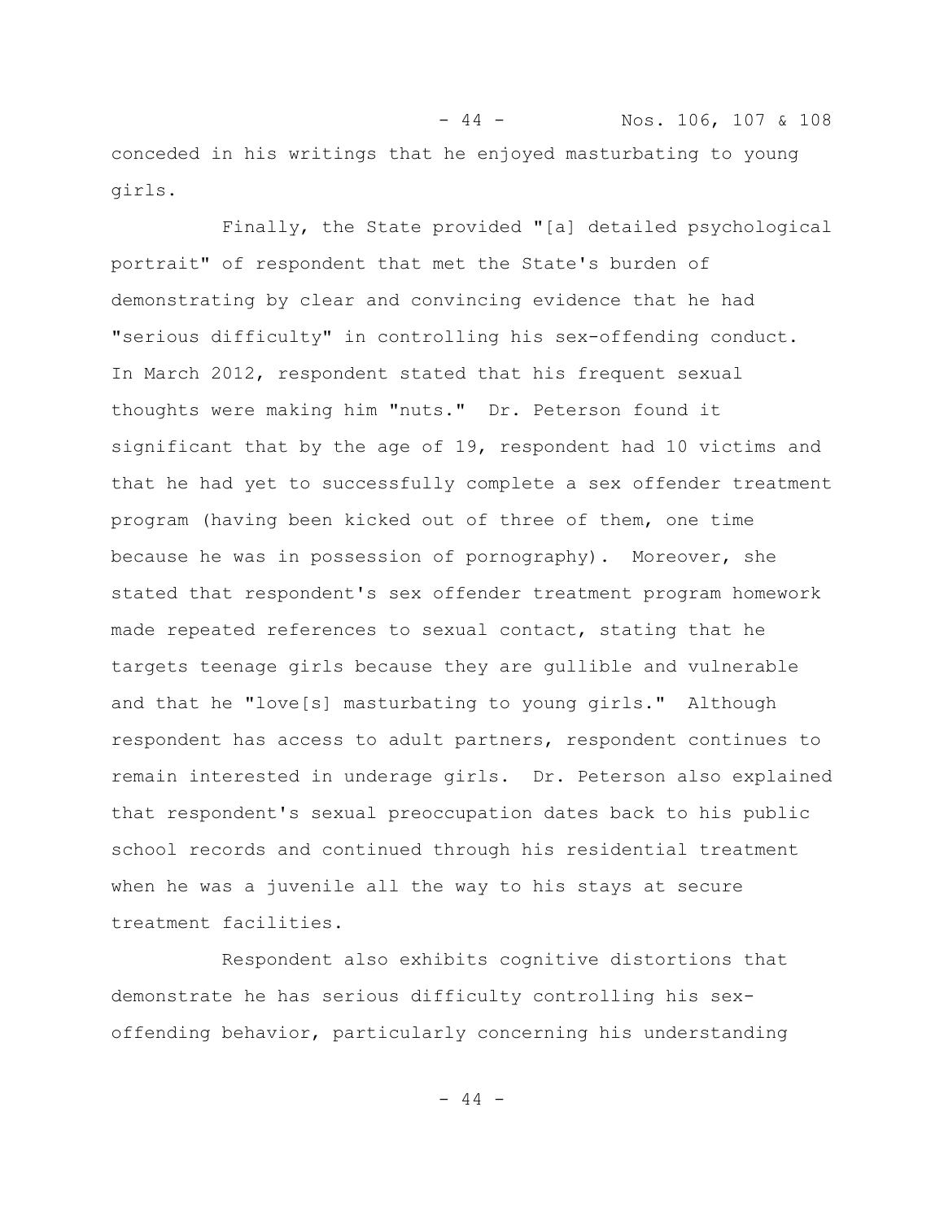conceded in his writings that he enjoyed masturbating to young girls.

Finally, the State provided "[a] detailed psychological portrait" of respondent that met the State's burden of demonstrating by clear and convincing evidence that he had "serious difficulty" in controlling his sex-offending conduct. In March 2012, respondent stated that his frequent sexual thoughts were making him "nuts." Dr. Peterson found it significant that by the age of 19, respondent had 10 victims and that he had yet to successfully complete a sex offender treatment program (having been kicked out of three of them, one time because he was in possession of pornography). Moreover, she stated that respondent's sex offender treatment program homework made repeated references to sexual contact, stating that he targets teenage girls because they are gullible and vulnerable and that he "love[s] masturbating to young girls." Although respondent has access to adult partners, respondent continues to remain interested in underage girls. Dr. Peterson also explained that respondent's sexual preoccupation dates back to his public school records and continued through his residential treatment when he was a juvenile all the way to his stays at secure treatment facilities.

Respondent also exhibits cognitive distortions that demonstrate he has serious difficulty controlling his sex-offending behavior, particularly concerning his understanding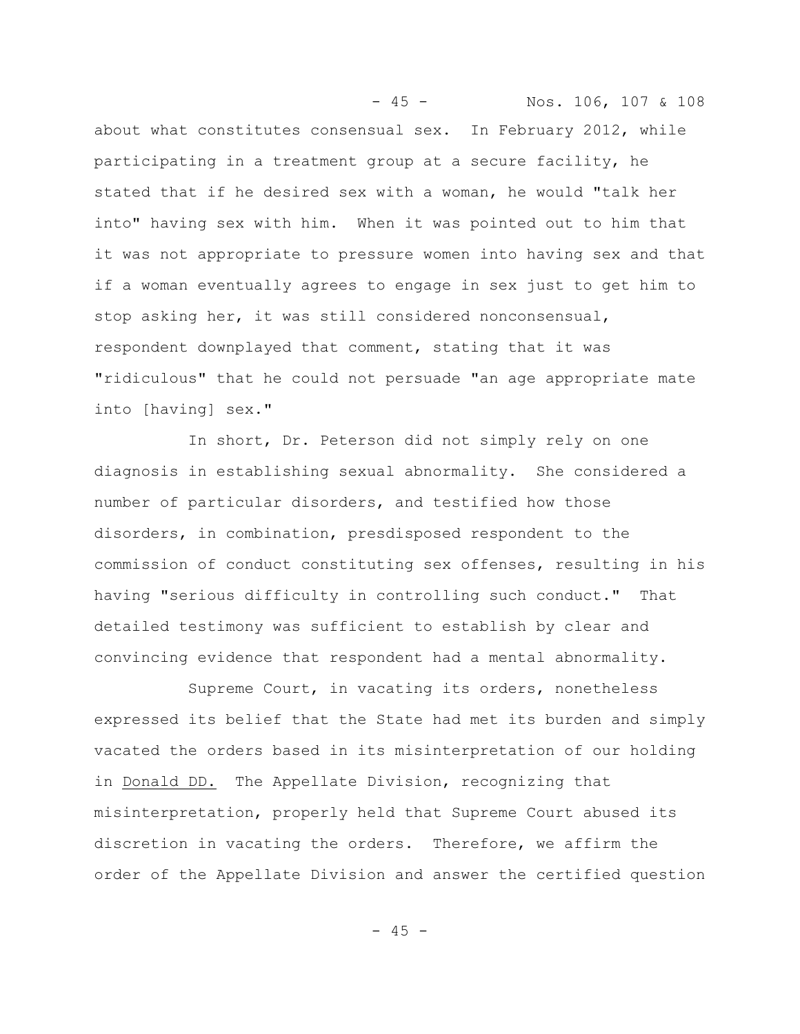about what constitutes consensual sex. In February 2012, while participating in a treatment group at a secure facility, he stated that if he desired sex with a woman, he would "talk her into" having sex with him. When it was pointed out to him that it was not appropriate to pressure women into having sex and that if a woman eventually agrees to engage in sex just to get him to stop asking her, it was still considered nonconsensual, respondent downplayed that comment, stating that it was "ridiculous" that he could not persuade "an age appropriate mate into [having] sex."

In short, Dr. Peterson did not simply rely on one diagnosis in establishing sexual abnormality. She considered a number of particular disorders, and testified how those disorders, in combination, presdisposed respondent to the commission of conduct constituting sex offenses, resulting in his having "serious difficulty in controlling such conduct." That detailed testimony was sufficient to establish by clear and convincing evidence that respondent had a mental abnormality.

Supreme Court, in vacating its orders, nonetheless expressed its belief that the State had met its burden and simply vacated the orders based in its misinterpretation of our holding in Donald DD. The Appellate Division, recognizing that misinterpretation, properly held that Supreme Court abused its discretion in vacating the orders. Therefore, we affirm the order of the Appellate Division and answer the certified question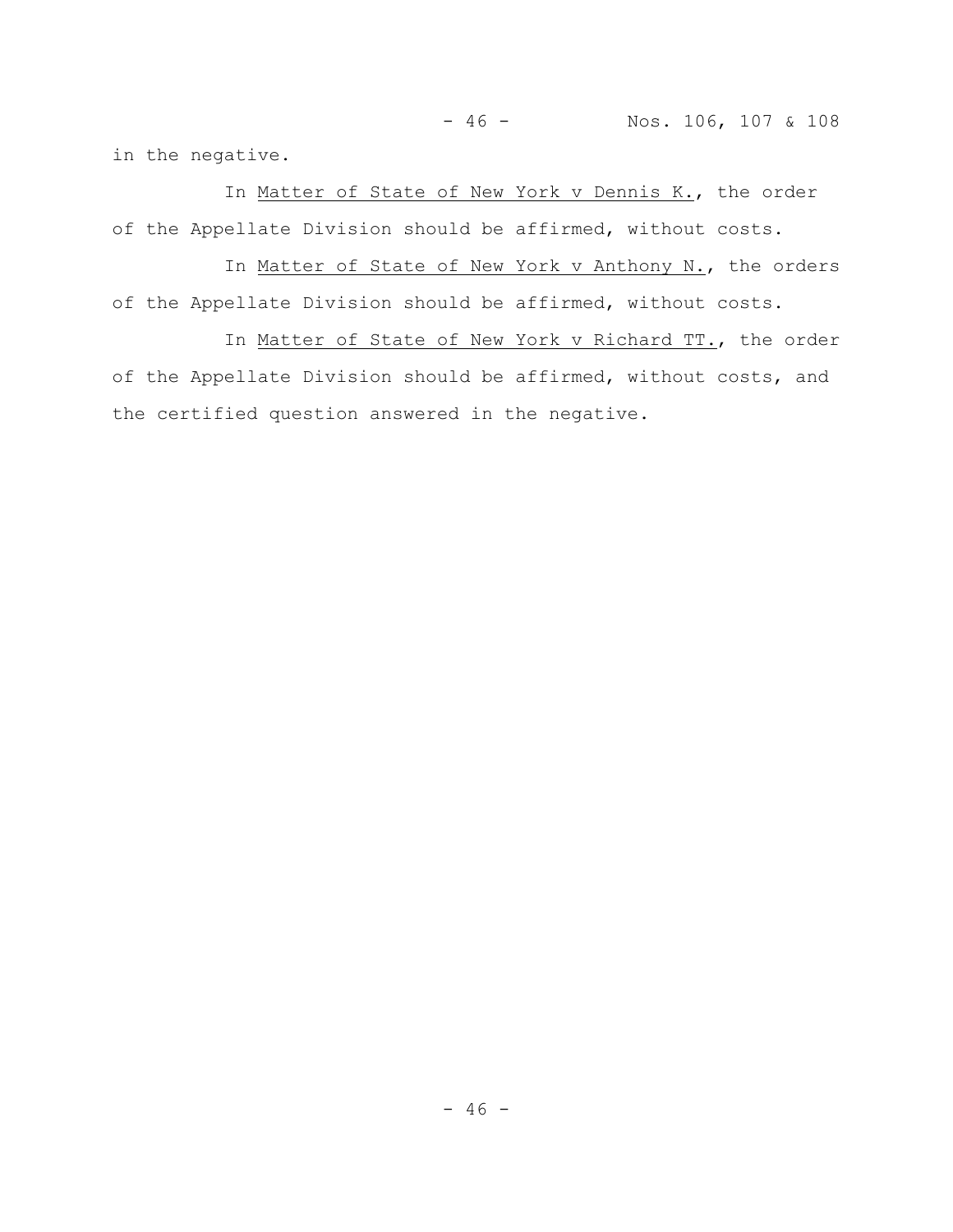in the negative.

In Matter of State of New York v Dennis K., the order of the Appellate Division should be affirmed, without costs.

In Matter of State of New York v Anthony N., the orders of the Appellate Division should be affirmed, without costs.

In Matter of State of New York v Richard TT., the order of the Appellate Division should be affirmed, without costs, and the certified question answered in the negative.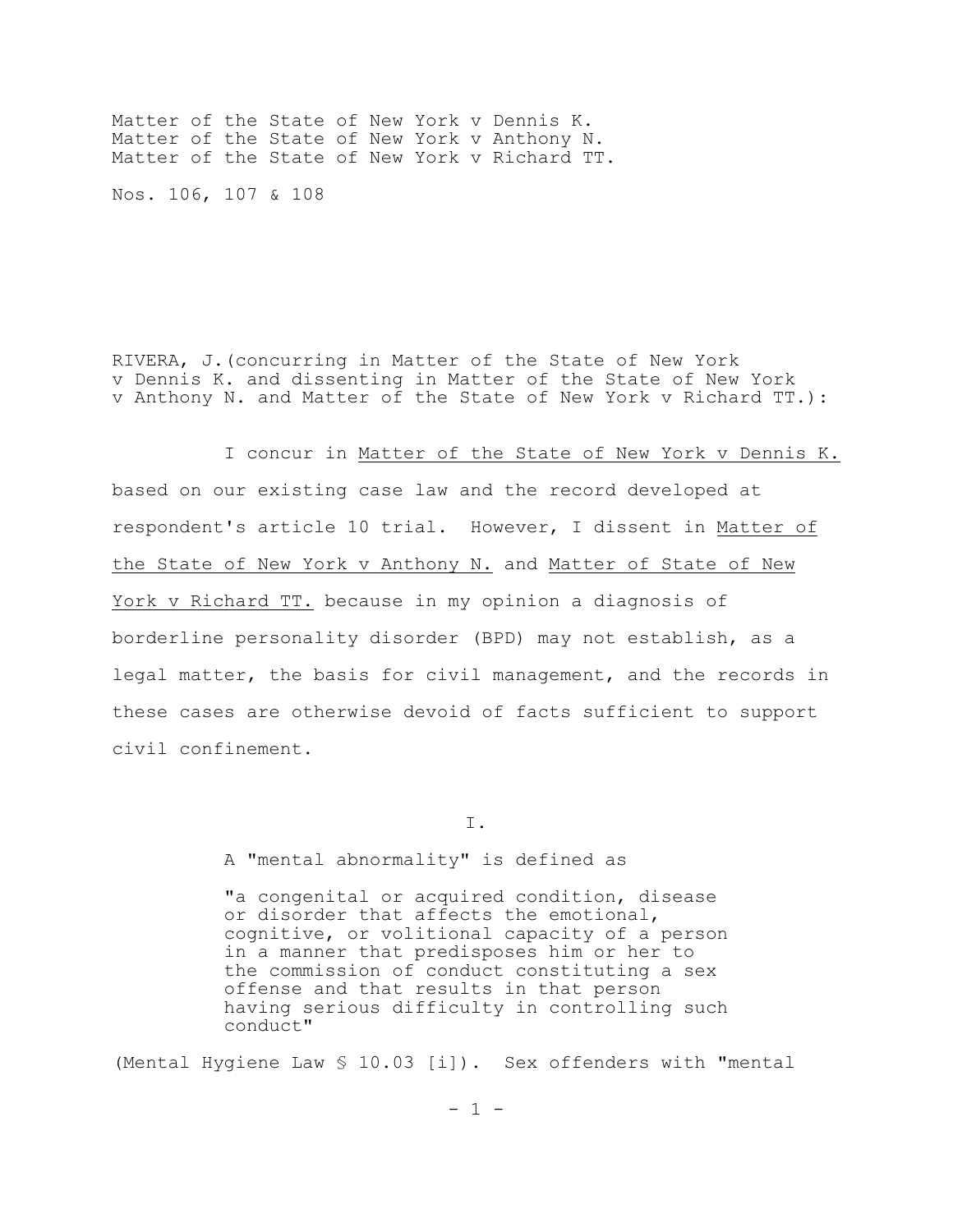Matter of the State of New York v Dennis K.
Matter of the State of New York v Anthony N.
Matter of the State of New York v Richard TT.

Nos. 106, 107 & 108

RIVERA, J.(concurring in Matter of the State of New York v Dennis K. and dissenting in Matter of the State of New York v Anthony N. and Matter of the State of New York v Richard TT.):

I concur in Matter of the State of New York v Dennis K. based on our existing case law and the record developed at respondent's article 10 trial. However, I dissent in Matter of the State of New York v Anthony N. and Matter of State of New York v Richard TT. because in my opinion a diagnosis of borderline personality disorder (BPD) may not establish, as a legal matter, the basis for civil management, and the records in these cases are otherwise devoid of facts sufficient to support civil confinement.

I.

A "mental abnormality" is defined as

> "a congenital or acquired condition, disease or disorder that affects the emotional, cognitive, or volitional capacity of a person in a manner that predisposes him or her to the commission of conduct constituting a sex offense and that results in that person having serious difficulty in controlling such conduct"

(Mental Hygiene Law § 10.03 [i]). Sex offenders with "mental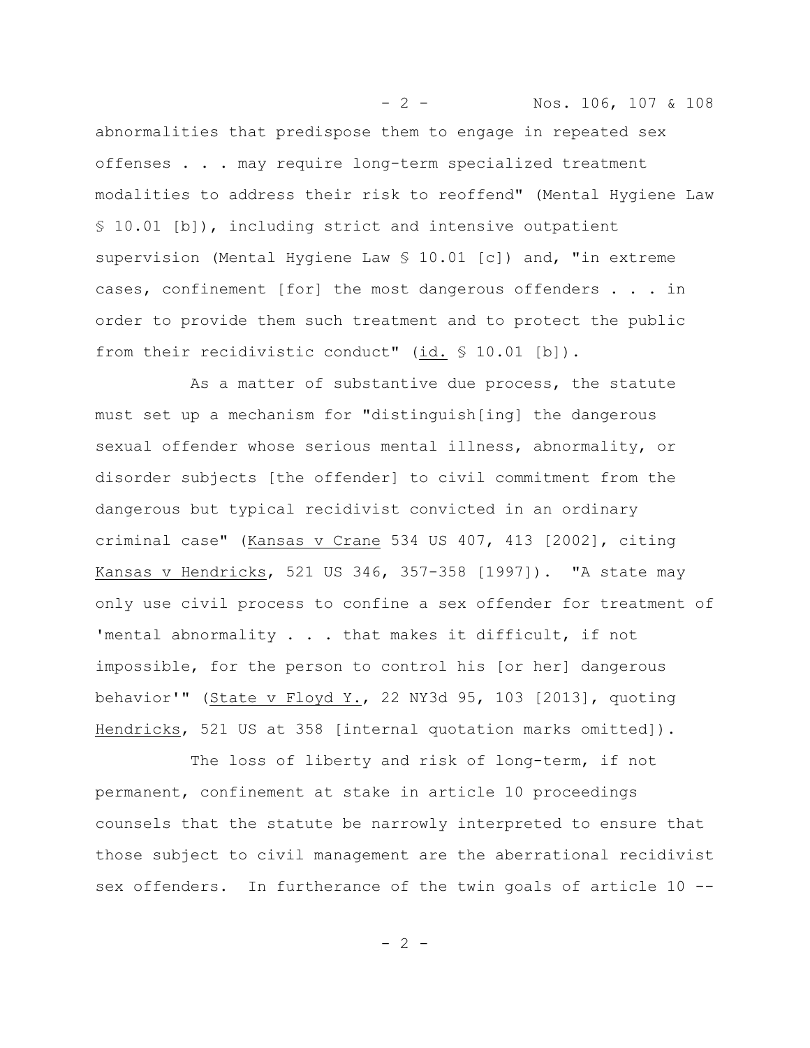abnormalities that predispose them to engage in repeated sex offenses . . . may require long-term specialized treatment modalities to address their risk to reoffend" (Mental Hygiene Law § 10.01 [b]), including strict and intensive outpatient supervision (Mental Hygiene Law § 10.01 [c]) and, "in extreme cases, confinement [for] the most dangerous offenders . . . in order to provide them such treatment and to protect the public from their recidivistic conduct" (id. § 10.01 [b]).

As a matter of substantive due process, the statute must set up a mechanism for "distinguish[ing] the dangerous sexual offender whose serious mental illness, abnormality, or disorder subjects [the offender] to civil commitment from the dangerous but typical recidivist convicted in an ordinary criminal case" (Kansas v Crane 534 US 407, 413 [2002], citing Kansas v Hendricks, 521 US 346, 357-358 [1997]). "A state may only use civil process to confine a sex offender for treatment of 'mental abnormality . . . that makes it difficult, if not impossible, for the person to control his [or her] dangerous behavior'" (State v Floyd Y., 22 NY3d 95, 103 [2013], quoting Hendricks, 521 US at 358 [internal quotation marks omitted]).

The loss of liberty and risk of long-term, if not permanent, confinement at stake in article 10 proceedings counsels that the statute be narrowly interpreted to ensure that those subject to civil management are the aberrational recidivist sex offenders. In furtherance of the twin goals of article 10 --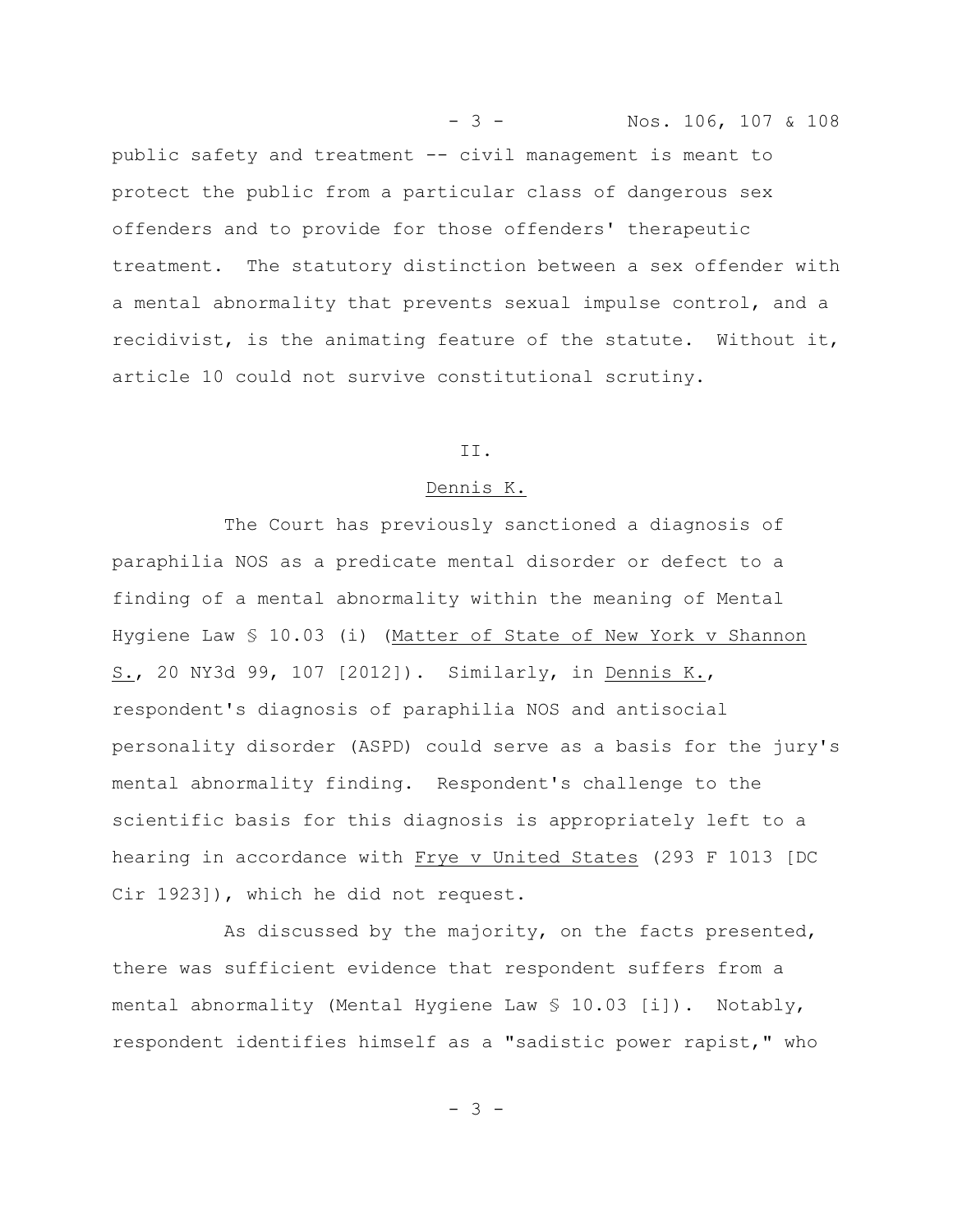public safety and treatment -- civil management is meant to protect the public from a particular class of dangerous sex offenders and to provide for those offenders' therapeutic treatment. The statutory distinction between a sex offender with a mental abnormality that prevents sexual impulse control, and a recidivist, is the animating feature of the statute. Without it, article 10 could not survive constitutional scrutiny.

II.

Dennis K.

The Court has previously sanctioned a diagnosis of paraphilia NOS as a predicate mental disorder or defect to a finding of a mental abnormality within the meaning of Mental Hygiene Law § 10.03 (i) (Matter of State of New York v Shannon S., 20 NY3d 99, 107 [2012]). Similarly, in Dennis K., respondent's diagnosis of paraphilia NOS and antisocial personality disorder (ASPD) could serve as a basis for the jury's mental abnormality finding. Respondent's challenge to the scientific basis for this diagnosis is appropriately left to a hearing in accordance with Frye v United States (293 F 1013 [DC Cir 1923]), which he did not request.

As discussed by the majority, on the facts presented, there was sufficient evidence that respondent suffers from a mental abnormality (Mental Hygiene Law § 10.03 [i]). Notably, respondent identifies himself as a "sadistic power rapist," who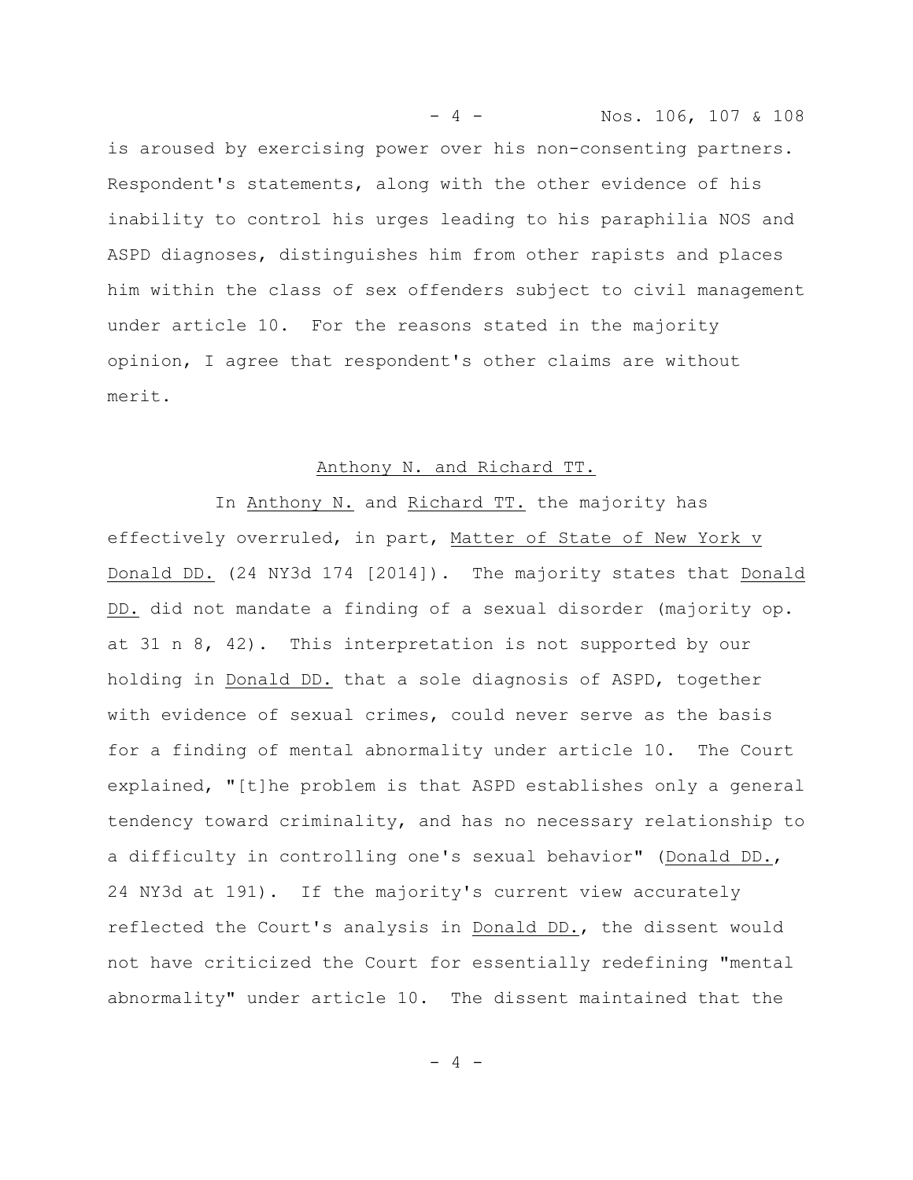is aroused by exercising power over his non-consenting partners. Respondent's statements, along with the other evidence of his inability to control his urges leading to his paraphilia NOS and ASPD diagnoses, distinguishes him from other rapists and places him within the class of sex offenders subject to civil management under article 10. For the reasons stated in the majority opinion, I agree that respondent's other claims are without merit.

## Anthony N. and Richard TT.

In Anthony N. and Richard TT. the majority has effectively overruled, in part, Matter of State of New York v Donald DD. (24 NY3d 174 [2014]). The majority states that Donald DD. did not mandate a finding of a sexual disorder (majority op. at 31 n 8, 42). This interpretation is not supported by our holding in Donald DD. that a sole diagnosis of ASPD, together with evidence of sexual crimes, could never serve as the basis for a finding of mental abnormality under article 10. The Court explained, "[t]he problem is that ASPD establishes only a general tendency toward criminality, and has no necessary relationship to a difficulty in controlling one's sexual behavior" (Donald DD., 24 NY3d at 191). If the majority's current view accurately reflected the Court's analysis in Donald DD., the dissent would not have criticized the Court for essentially redefining "mental abnormality" under article 10. The dissent maintained that the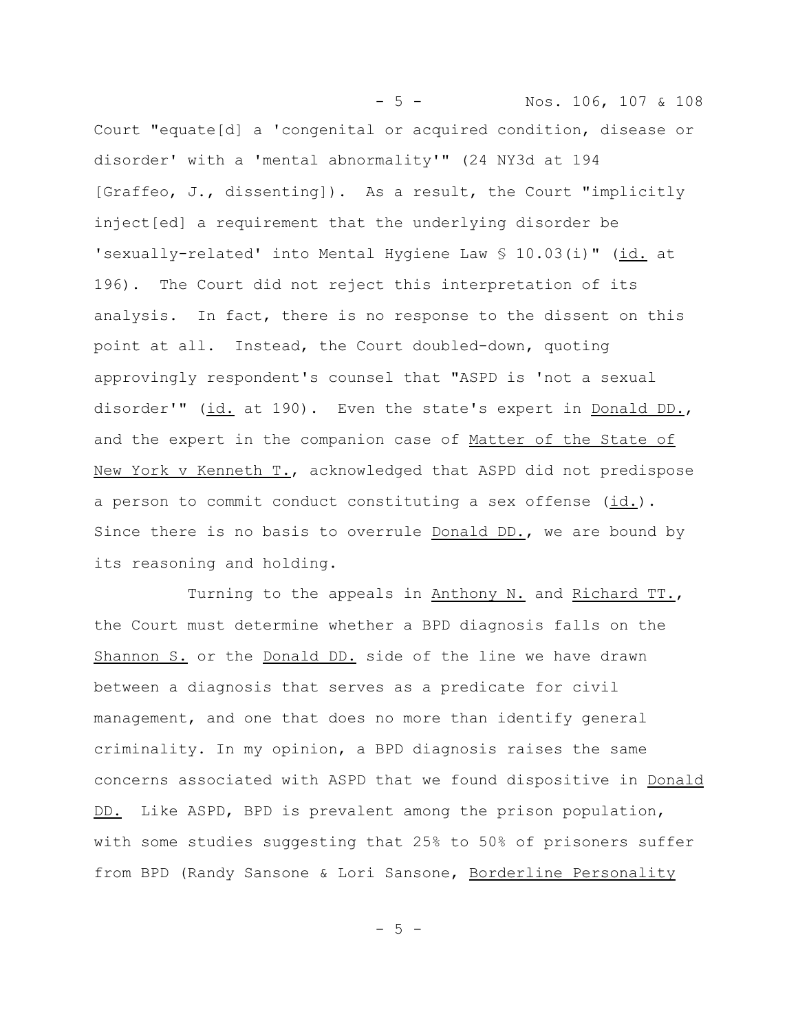Court "equate[d] a 'congenital or acquired condition, disease or disorder' with a 'mental abnormality'" (24 NY3d at 194 [Graffeo, J., dissenting]). As a result, the Court "implicitly inject[ed] a requirement that the underlying disorder be 'sexually-related' into Mental Hygiene Law § 10.03(i)" (id. at 196). The Court did not reject this interpretation of its analysis. In fact, there is no response to the dissent on this point at all. Instead, the Court doubled-down, quoting approvingly respondent's counsel that "ASPD is 'not a sexual disorder'" (id. at 190). Even the state's expert in Donald DD., and the expert in the companion case of Matter of the State of New York v Kenneth T., acknowledged that ASPD did not predispose a person to commit conduct constituting a sex offense (id.). Since there is no basis to overrule Donald DD., we are bound by its reasoning and holding.

Turning to the appeals in Anthony N. and Richard TT., the Court must determine whether a BPD diagnosis falls on the Shannon S. or the Donald DD. side of the line we have drawn between a diagnosis that serves as a predicate for civil management, and one that does no more than identify general criminality. In my opinion, a BPD diagnosis raises the same concerns associated with ASPD that we found dispositive in Donald DD. Like ASPD, BPD is prevalent among the prison population, with some studies suggesting that 25% to 50% of prisoners suffer from BPD (Randy Sansone & Lori Sansone, Borderline Personality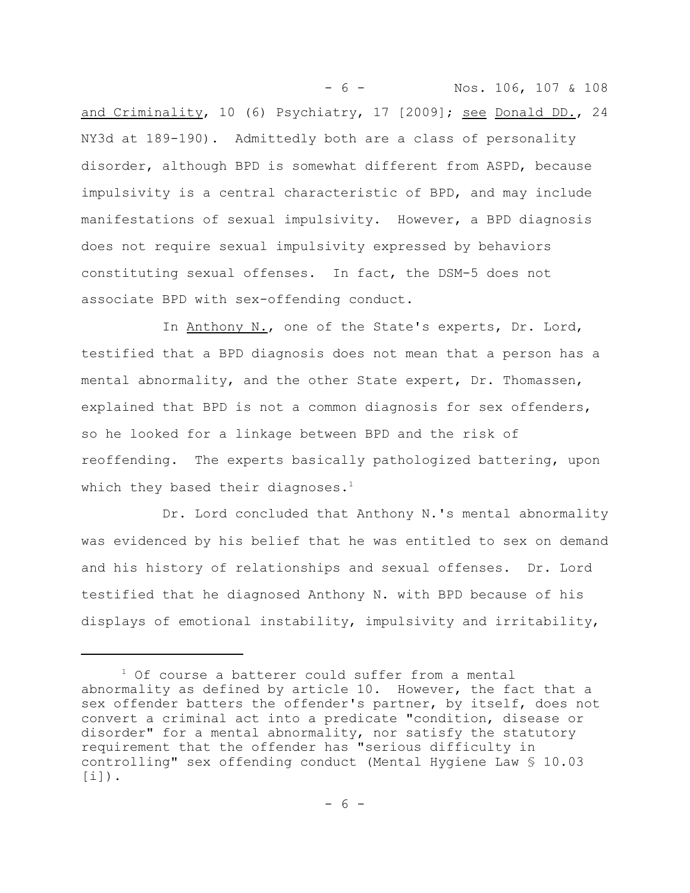and Criminality, 10 (6) Psychiatry, 17 [2009]; see Donald DD., 24 NY3d at 189-190). Admittedly both are a class of personality disorder, although BPD is somewhat different from ASPD, because impulsivity is a central characteristic of BPD, and may include manifestations of sexual impulsivity. However, a BPD diagnosis does not require sexual impulsivity expressed by behaviors constituting sexual offenses. In fact, the DSM-5 does not associate BPD with sex-offending conduct.

In Anthony N., one of the State's experts, Dr. Lord, testified that a BPD diagnosis does not mean that a person has a mental abnormality, and the other State expert, Dr. Thomassen, explained that BPD is not a common diagnosis for sex offenders, so he looked for a linkage between BPD and the risk of reoffending. The experts basically pathologized battering, upon which they based their diagnoses.[1]

Dr. Lord concluded that Anthony N.'s mental abnormality was evidenced by his belief that he was entitled to sex on demand and his history of relationships and sexual offenses. Dr. Lord testified that he diagnosed Anthony N. with BPD because of his displays of emotional instability, impulsivity and irritability,

---

[1] Of course a batterer could suffer from a mental abnormality as defined by article 10. However, the fact that a sex offender batters the offender's partner, by itself, does not convert a criminal act into a predicate "condition, disease or disorder" for a mental abnormality, nor satisfy the statutory requirement that the offender has "serious difficulty in controlling" sex offending conduct (Mental Hygiene Law § 10.03 [i]).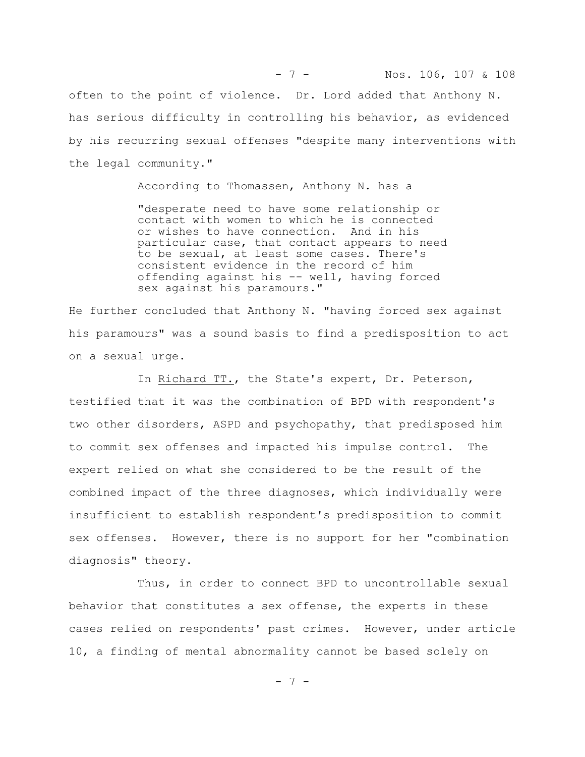often to the point of violence. Dr. Lord added that Anthony N. has serious difficulty in controlling his behavior, as evidenced by his recurring sexual offenses "despite many interventions with the legal community."

According to Thomassen, Anthony N. has a

> "desperate need to have some relationship or contact with women to which he is connected or wishes to have connection. And in his particular case, that contact appears to need to be sexual, at least some cases. There's consistent evidence in the record of him offending against his -- well, having forced sex against his paramours."

He further concluded that Anthony N. "having forced sex against his paramours" was a sound basis to find a predisposition to act on a sexual urge.

In Richard TT., the State's expert, Dr. Peterson, testified that it was the combination of BPD with respondent's two other disorders, ASPD and psychopathy, that predisposed him to commit sex offenses and impacted his impulse control. The expert relied on what she considered to be the result of the combined impact of the three diagnoses, which individually were insufficient to establish respondent's predisposition to commit sex offenses. However, there is no support for her "combination diagnosis" theory.

Thus, in order to connect BPD to uncontrollable sexual behavior that constitutes a sex offense, the experts in these cases relied on respondents' past crimes. However, under article 10, a finding of mental abnormality cannot be based solely on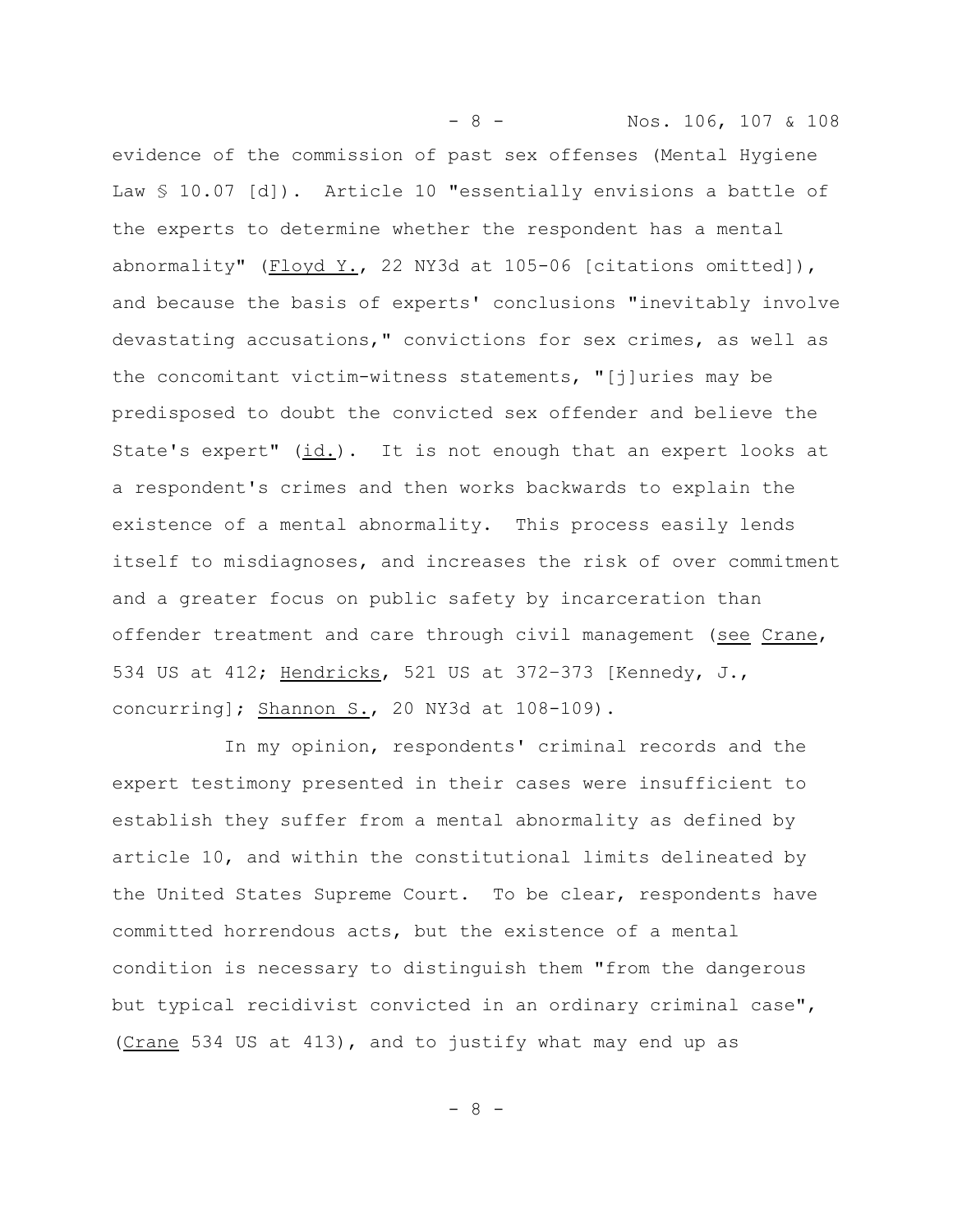evidence of the commission of past sex offenses (Mental Hygiene Law § 10.07 [d]). Article 10 "essentially envisions a battle of the experts to determine whether the respondent has a mental abnormality" (Floyd Y., 22 NY3d at 105-06 [citations omitted]), and because the basis of experts' conclusions "inevitably involve devastating accusations," convictions for sex crimes, as well as the concomitant victim-witness statements, "[j]uries may be predisposed to doubt the convicted sex offender and believe the State's expert" (id.). It is not enough that an expert looks at a respondent's crimes and then works backwards to explain the existence of a mental abnormality. This process easily lends itself to misdiagnoses, and increases the risk of over commitment and a greater focus on public safety by incarceration than offender treatment and care through civil management (see Crane, 534 US at 412; Hendricks, 521 US at 372-373 [Kennedy, J., concurring]; Shannon S., 20 NY3d at 108-109).

In my opinion, respondents' criminal records and the expert testimony presented in their cases were insufficient to establish they suffer from a mental abnormality as defined by article 10, and within the constitutional limits delineated by the United States Supreme Court. To be clear, respondents have committed horrendous acts, but the existence of a mental condition is necessary to distinguish them "from the dangerous but typical recidivist convicted in an ordinary criminal case", (Crane 534 US at 413), and to justify what may end up as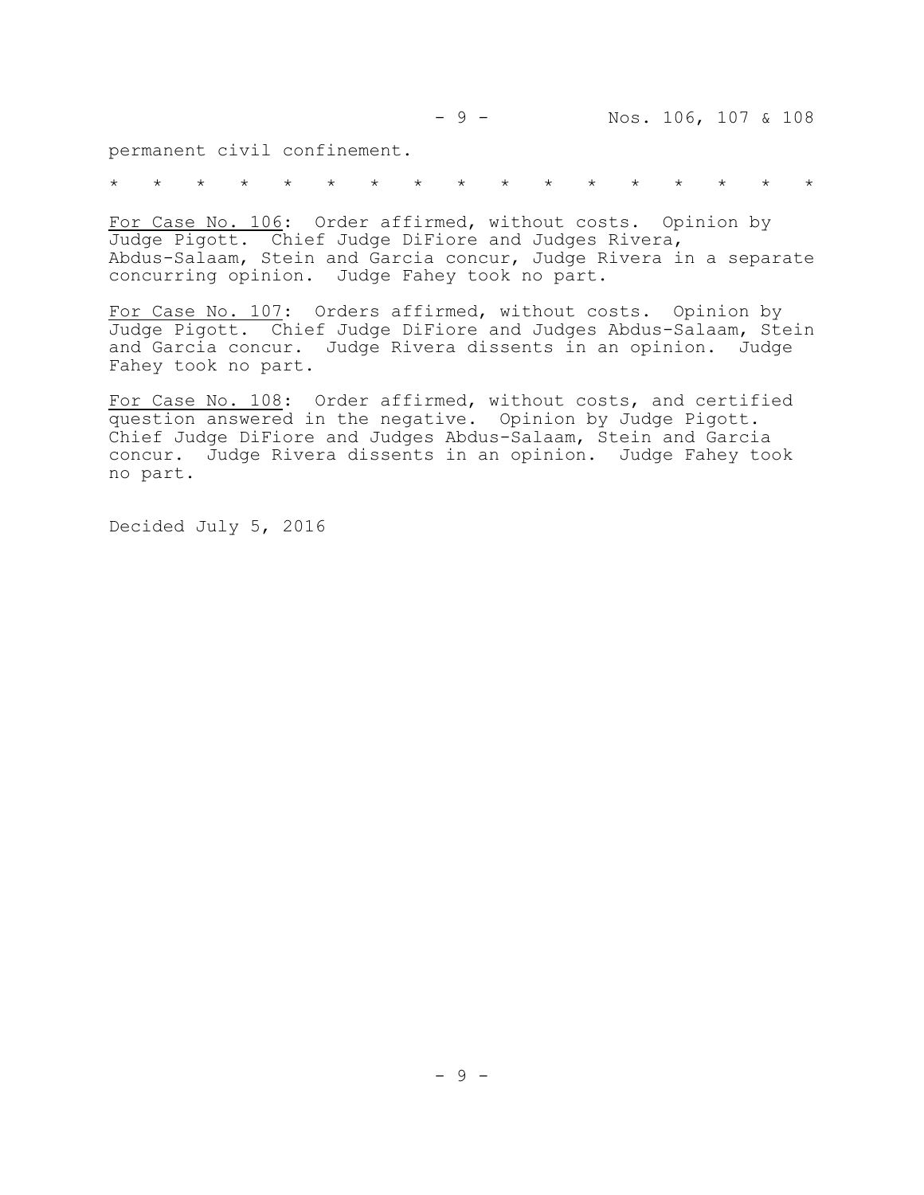permanent civil confinement.

\* \* \* \* \* \* \* \* \* \* \* \* \* \* \* \* \*

<u>For Case No. 106</u>: Order affirmed, without costs. Opinion by Judge Pigott. Chief Judge DiFiore and Judges Rivera, Abdus-Salaam, Stein and Garcia concur, Judge Rivera in a separate concurring opinion. Judge Fahey took no part.

<u>For Case No. 107</u>: Orders affirmed, without costs. Opinion by Judge Pigott. Chief Judge DiFiore and Judges Abdus-Salaam, Stein and Garcia concur. Judge Rivera dissents in an opinion. Judge Fahey took no part.

<u>For Case No. 108</u>: Order affirmed, without costs, and certified question answered in the negative. Opinion by Judge Pigott. Chief Judge DiFiore and Judges Abdus-Salaam, Stein and Garcia concur. Judge Rivera dissents in an opinion. Judge Fahey took no part.

Decided July 5, 2016